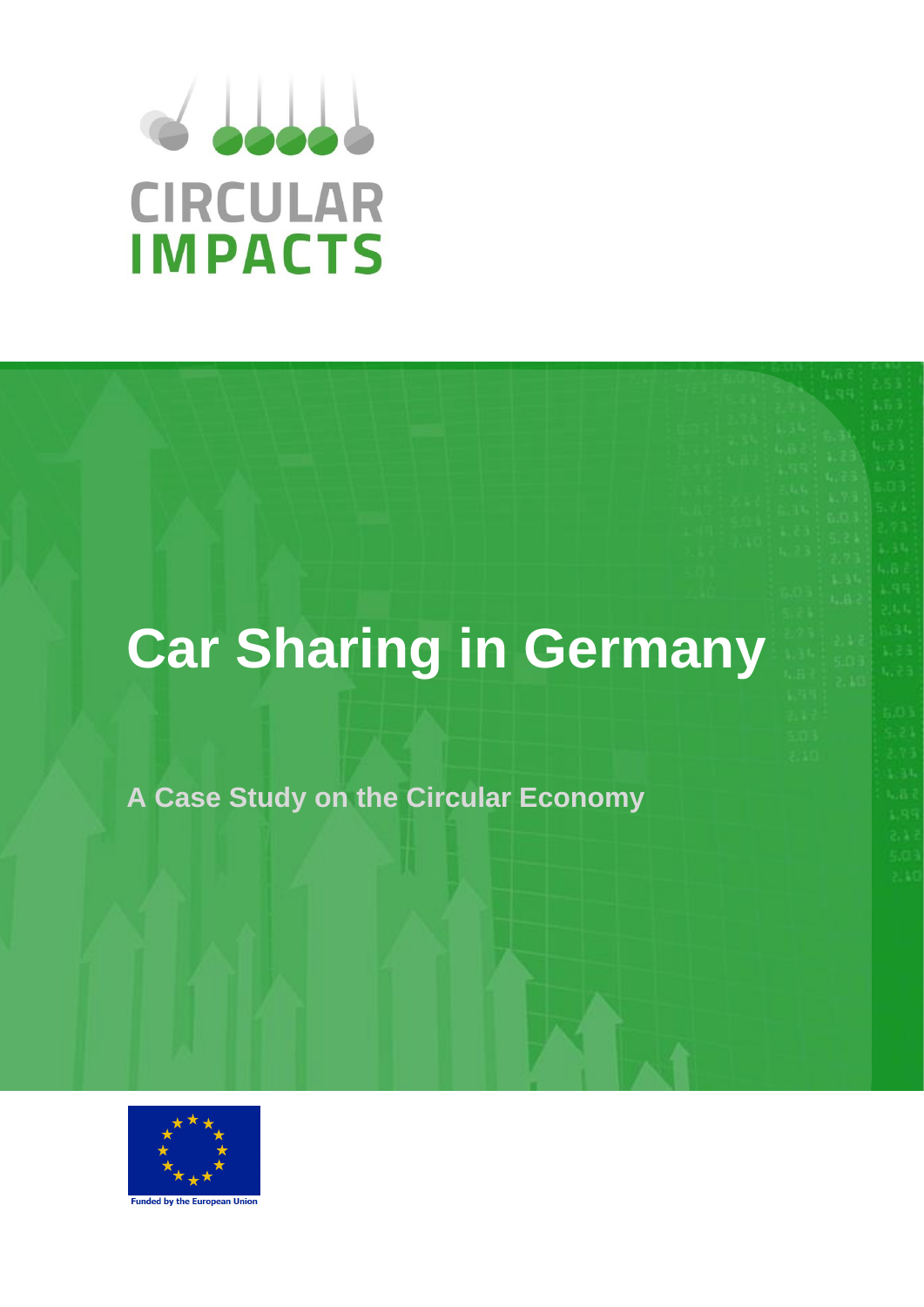CIRCULAR IMPACTS

# Car Sharing in Germany

## A Case Study on the Circular Economy

Funded by the European Union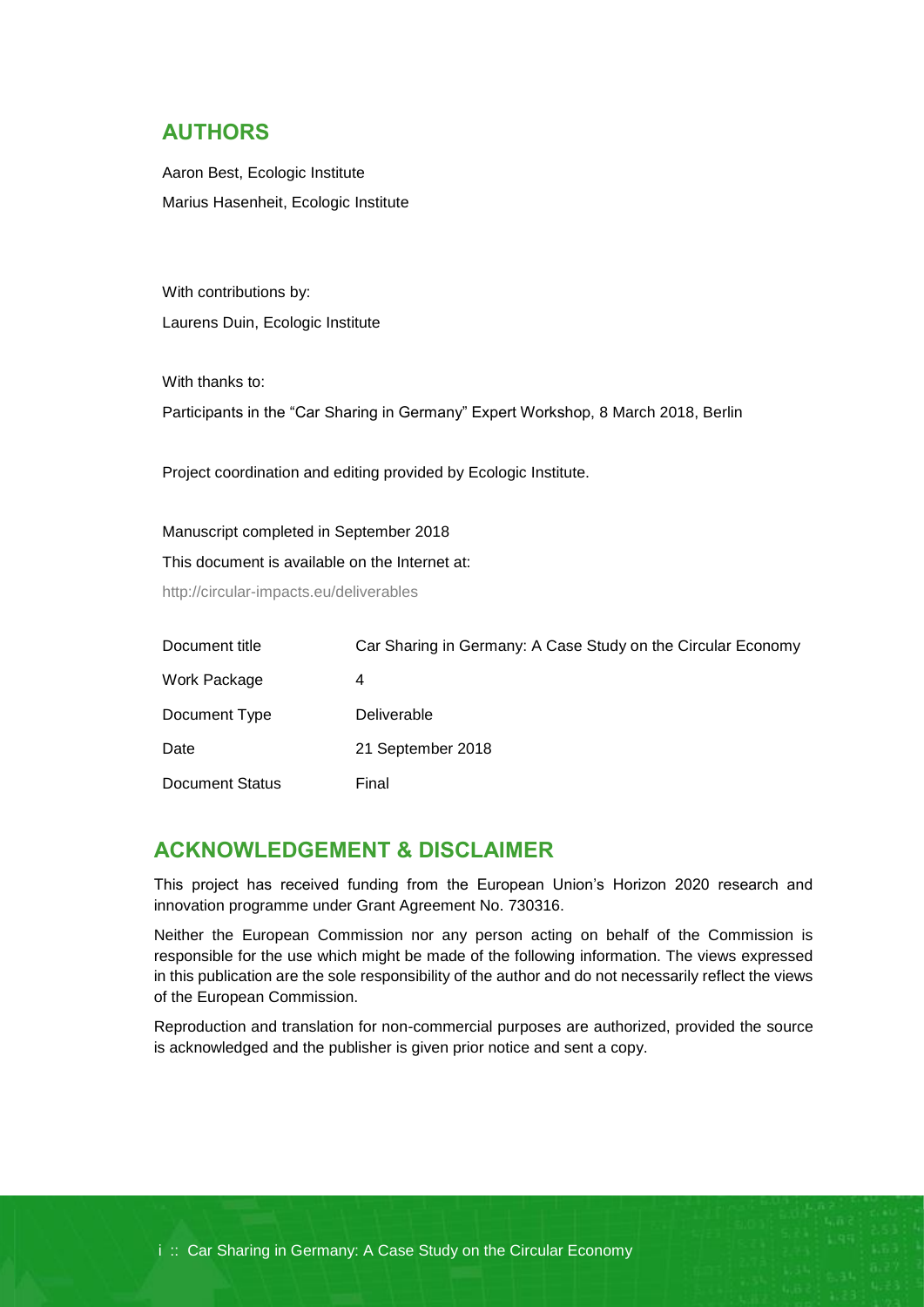## AUTHORS

Aaron Best, Ecologic Institute

Marius Hasenheit, Ecologic Institute

With contributions by:

Laurens Duin, Ecologic Institute

With thanks to:

Participants in the "Car Sharing in Germany" Expert Workshop, 8 March 2018, Berlin

Project coordination and editing provided by Ecologic Institute.

Manuscript completed in September 2018

This document is available on the Internet at:

http://circular-impacts.eu/deliverables

| | |
|---|---|
| Document title | Car Sharing in Germany: A Case Study on the Circular Economy |
| Work Package | 4 |
| Document Type | Deliverable |
| Date | 21 September 2018 |
| Document Status | Final |

## ACKNOWLEDGEMENT & DISCLAIMER

This project has received funding from the European Union's Horizon 2020 research and innovation programme under Grant Agreement No. 730316.

Neither the European Commission nor any person acting on behalf of the Commission is responsible for the use which might be made of the following information. The views expressed in this publication are the sole responsibility of the author and do not necessarily reflect the views of the European Commission.

Reproduction and translation for non-commercial purposes are authorized, provided the source is acknowledged and the publisher is given prior notice and sent a copy.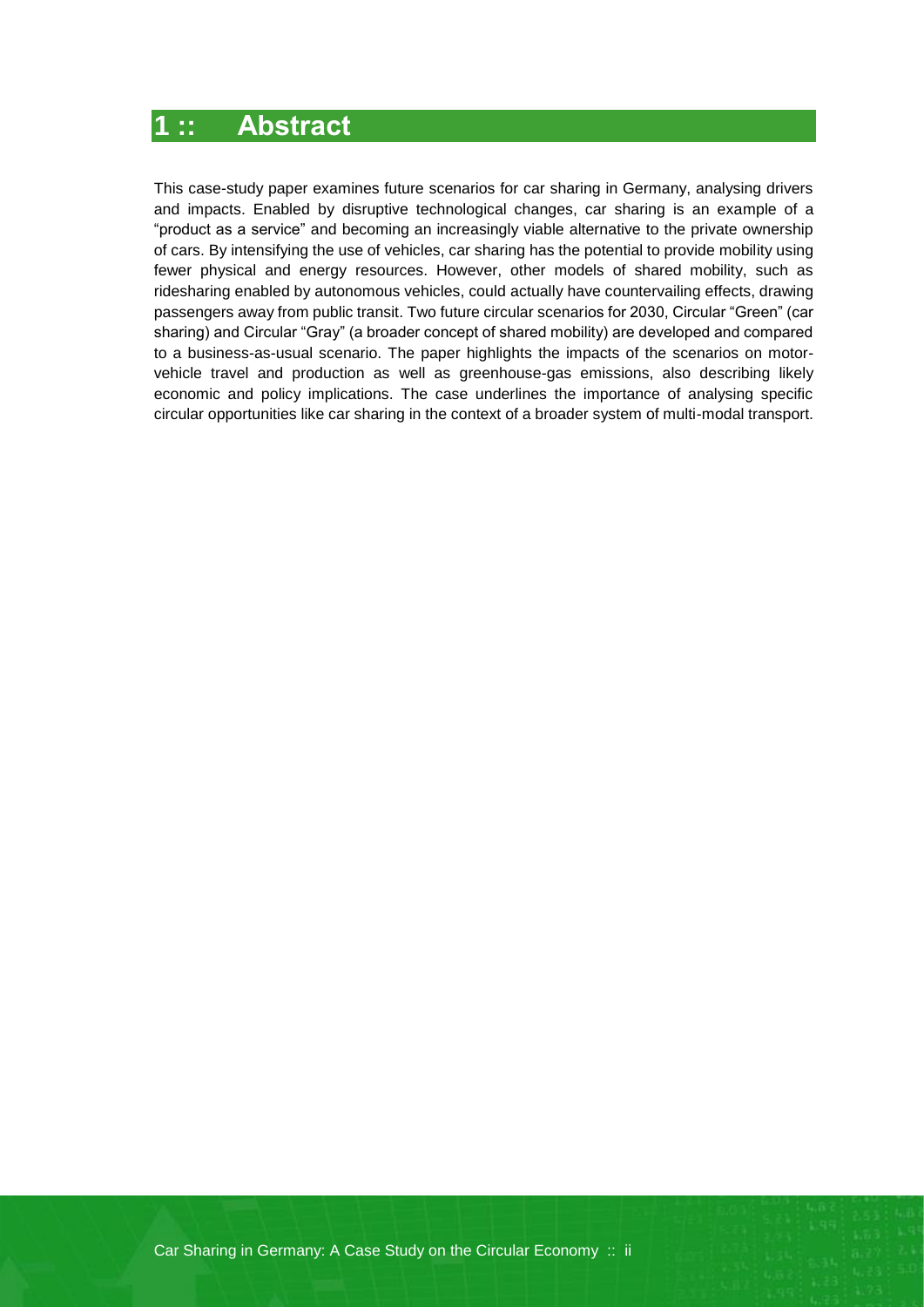# 1 :: Abstract

This case-study paper examines future scenarios for car sharing in Germany, analysing drivers and impacts. Enabled by disruptive technological changes, car sharing is an example of a "product as a service" and becoming an increasingly viable alternative to the private ownership of cars. By intensifying the use of vehicles, car sharing has the potential to provide mobility using fewer physical and energy resources. However, other models of shared mobility, such as ridesharing enabled by autonomous vehicles, could actually have countervailing effects, drawing passengers away from public transit. Two future circular scenarios for 2030, Circular "Green" (car sharing) and Circular "Gray" (a broader concept of shared mobility) are developed and compared to a business-as-usual scenario. The paper highlights the impacts of the scenarios on motor-vehicle travel and production as well as greenhouse-gas emissions, also describing likely economic and policy implications. The case underlines the importance of analysing specific circular opportunities like car sharing in the context of a broader system of multi-modal transport.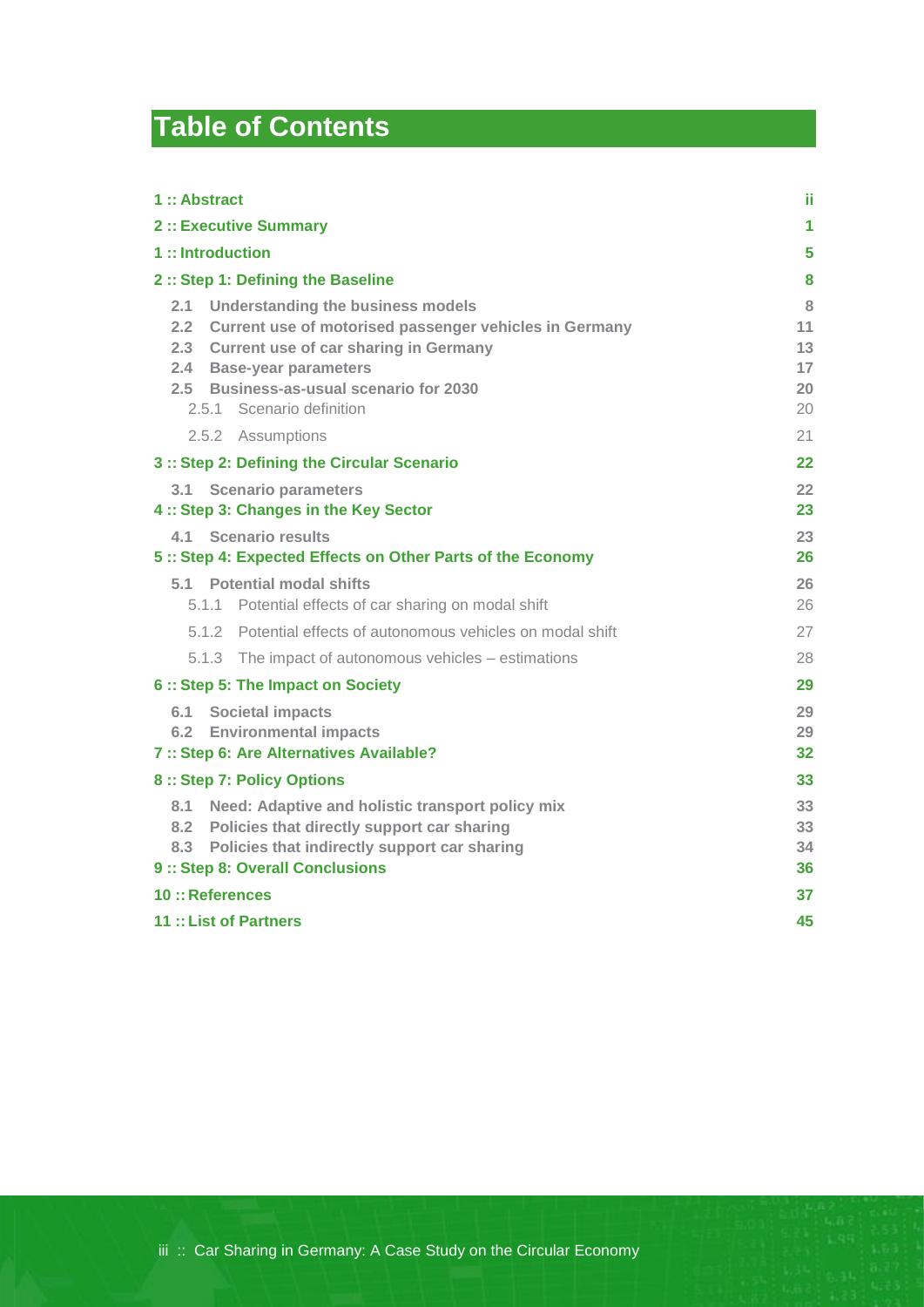# Table of Contents

| | |
|---|---|
| **1 :: Abstract** | **ii** |
| **2 :: Executive Summary** | **1** |
| **1 :: Introduction** | **5** |
| **2 :: Step 1: Defining the Baseline** | **8** |
| **2.1 Understanding the business models** | **8** |
| **2.2 Current use of motorised passenger vehicles in Germany** | **11** |
| **2.3 Current use of car sharing in Germany** | **13** |
| **2.4 Base-year parameters** | **17** |
| **2.5 Business-as-usual scenario for 2030** | **20** |
| 2.5.1 Scenario definition | 20 |
| 2.5.2 Assumptions | 21 |
| **3 :: Step 2: Defining the Circular Scenario** | **22** |
| **3.1 Scenario parameters** | **22** |
| **4 :: Step 3: Changes in the Key Sector** | **23** |
| **4.1 Scenario results** | **23** |
| **5 :: Step 4: Expected Effects on Other Parts of the Economy** | **26** |
| **5.1 Potential modal shifts** | **26** |
| 5.1.1 Potential effects of car sharing on modal shift | 26 |
| 5.1.2 Potential effects of autonomous vehicles on modal shift | 27 |
| 5.1.3 The impact of autonomous vehicles – estimations | 28 |
| **6 :: Step 5: The Impact on Society** | **29** |
| **6.1 Societal impacts** | **29** |
| **6.2 Environmental impacts** | **29** |
| **7 :: Step 6: Are Alternatives Available?** | **32** |
| **8 :: Step 7: Policy Options** | **33** |
| **8.1 Need: Adaptive and holistic transport policy mix** | **33** |
| **8.2 Policies that directly support car sharing** | **33** |
| **8.3 Policies that indirectly support car sharing** | **34** |
| **9 :: Step 8: Overall Conclusions** | **36** |
| **10 :: References** | **37** |
| **11 :: List of Partners** | **45** |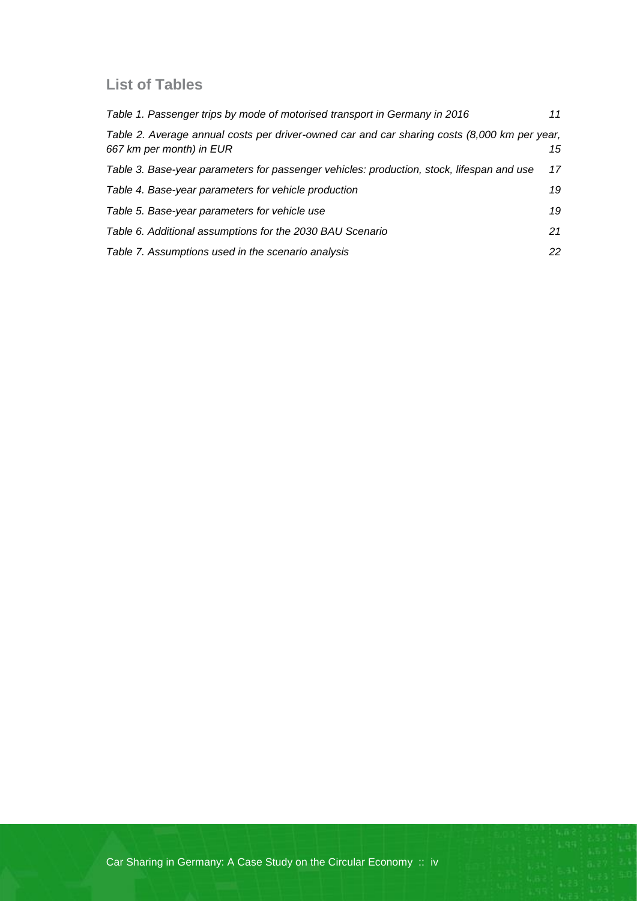## List of Tables

*Table 1. Passenger trips by mode of motorised transport in Germany in 2016* 11

*Table 2. Average annual costs per driver-owned car and car sharing costs (8,000 km per year, 667 km per month) in EUR* 15

*Table 3. Base-year parameters for passenger vehicles: production, stock, lifespan and use* 17

*Table 4. Base-year parameters for vehicle production* 19

*Table 5. Base-year parameters for vehicle use* 19

*Table 6. Additional assumptions for the 2030 BAU Scenario* 21

*Table 7. Assumptions used in the scenario analysis* 22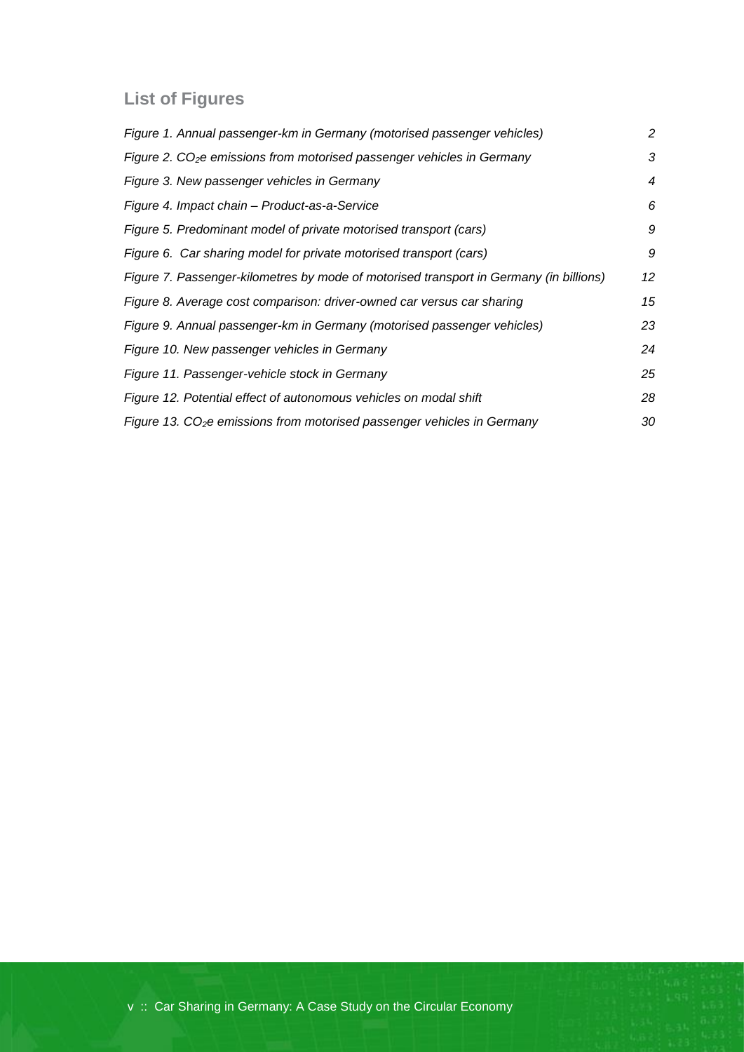## List of Figures

| | |
|---|---|
| *Figure 1. Annual passenger-km in Germany (motorised passenger vehicles)* | *2* |
| *Figure 2. $CO_2$e emissions from motorised passenger vehicles in Germany* | *3* |
| *Figure 3. New passenger vehicles in Germany* | *4* |
| *Figure 4. Impact chain – Product-as-a-Service* | *6* |
| *Figure 5. Predominant model of private motorised transport (cars)* | *9* |
| *Figure 6. Car sharing model for private motorised transport (cars)* | *9* |
| *Figure 7. Passenger-kilometres by mode of motorised transport in Germany (in billions)* | *12* |
| *Figure 8. Average cost comparison: driver-owned car versus car sharing* | *15* |
| *Figure 9. Annual passenger-km in Germany (motorised passenger vehicles)* | *23* |
| *Figure 10. New passenger vehicles in Germany* | *24* |
| *Figure 11. Passenger-vehicle stock in Germany* | *25* |
| *Figure 12. Potential effect of autonomous vehicles on modal shift* | *28* |
| *Figure 13. $CO_2$e emissions from motorised passenger vehicles in Germany* | *30* |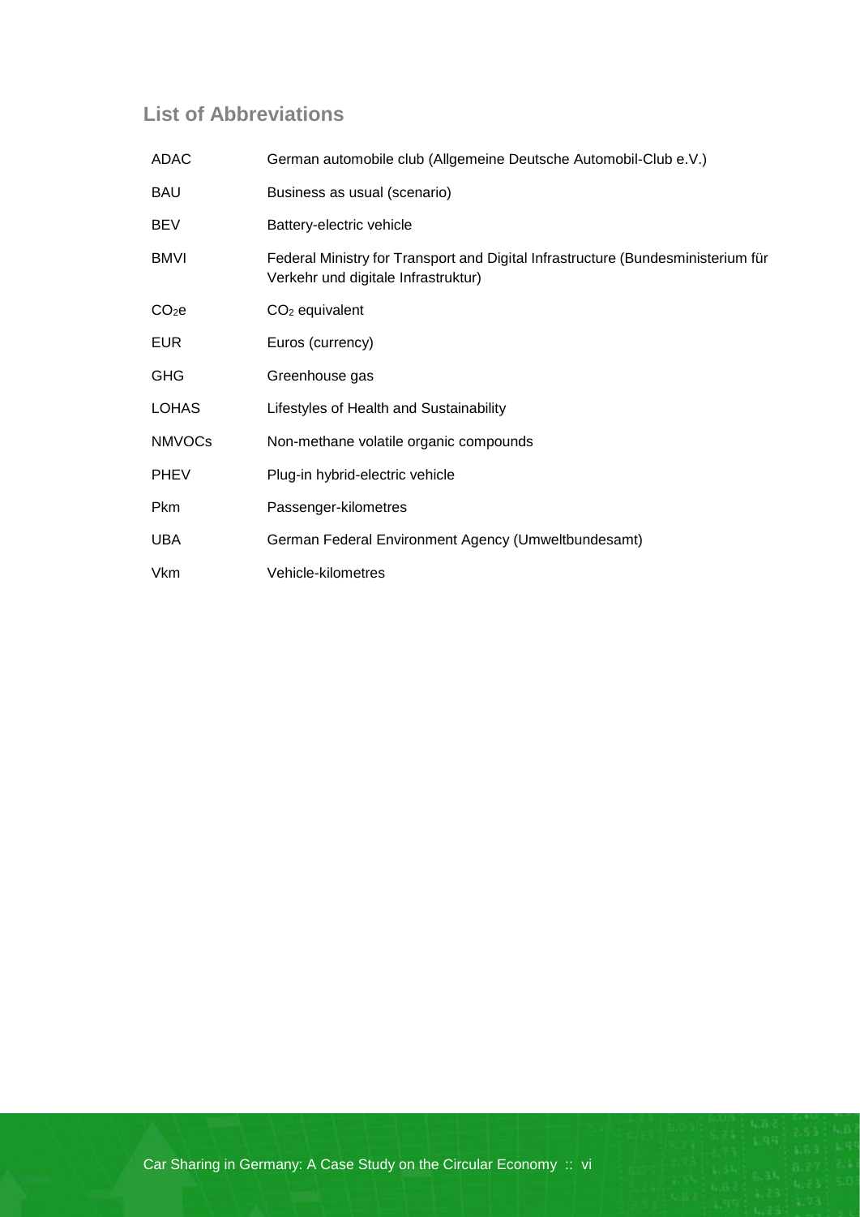## List of Abbreviations

| | |
|---|---|
| ADAC | German automobile club (Allgemeine Deutsche Automobil-Club e.V.) |
| BAU | Business as usual (scenario) |
| BEV | Battery-electric vehicle |
| BMVI | Federal Ministry for Transport and Digital Infrastructure (Bundesministerium für Verkehr und digitale Infrastruktur) |
| $CO_2e$ | $CO_2$ equivalent |
| EUR | Euros (currency) |
| GHG | Greenhouse gas |
| LOHAS | Lifestyles of Health and Sustainability |
| NMVOCs | Non-methane volatile organic compounds |
| PHEV | Plug-in hybrid-electric vehicle |
| Pkm | Passenger-kilometres |
| UBA | German Federal Environment Agency (Umweltbundesamt) |
| Vkm | Vehicle-kilometres |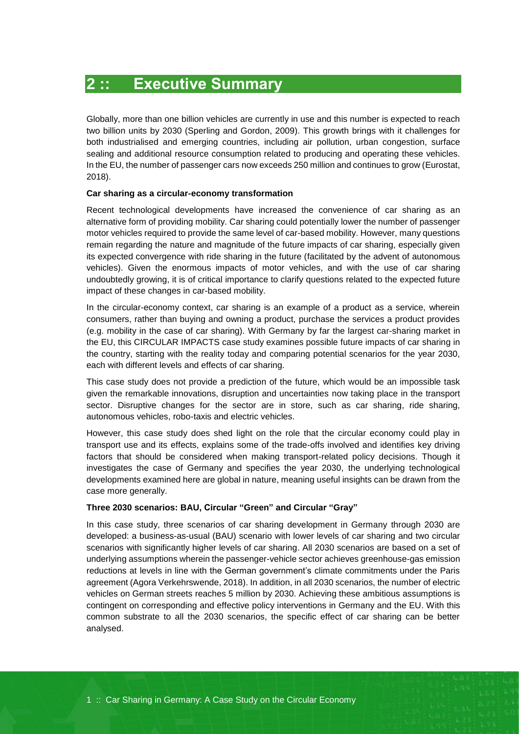# 2 :: Executive Summary

Globally, more than one billion vehicles are currently in use and this number is expected to reach two billion units by 2030 (Sperling and Gordon, 2009). This growth brings with it challenges for both industrialised and emerging countries, including air pollution, urban congestion, surface sealing and additional resource consumption related to producing and operating these vehicles. In the EU, the number of passenger cars now exceeds 250 million and continues to grow (Eurostat, 2018).

**Car sharing as a circular-economy transformation**

Recent technological developments have increased the convenience of car sharing as an alternative form of providing mobility. Car sharing could potentially lower the number of passenger motor vehicles required to provide the same level of car-based mobility. However, many questions remain regarding the nature and magnitude of the future impacts of car sharing, especially given its expected convergence with ride sharing in the future (facilitated by the advent of autonomous vehicles). Given the enormous impacts of motor vehicles, and with the use of car sharing undoubtedly growing, it is of critical importance to clarify questions related to the expected future impact of these changes in car-based mobility.

In the circular-economy context, car sharing is an example of a product as a service, wherein consumers, rather than buying and owning a product, purchase the services a product provides (e.g. mobility in the case of car sharing). With Germany by far the largest car-sharing market in the EU, this CIRCULAR IMPACTS case study examines possible future impacts of car sharing in the country, starting with the reality today and comparing potential scenarios for the year 2030, each with different levels and effects of car sharing.

This case study does not provide a prediction of the future, which would be an impossible task given the remarkable innovations, disruption and uncertainties now taking place in the transport sector. Disruptive changes for the sector are in store, such as car sharing, ride sharing, autonomous vehicles, robo-taxis and electric vehicles.

However, this case study does shed light on the role that the circular economy could play in transport use and its effects, explains some of the trade-offs involved and identifies key driving factors that should be considered when making transport-related policy decisions. Though it investigates the case of Germany and specifies the year 2030, the underlying technological developments examined here are global in nature, meaning useful insights can be drawn from the case more generally.

**Three 2030 scenarios: BAU, Circular "Green" and Circular "Gray"**

In this case study, three scenarios of car sharing development in Germany through 2030 are developed: a business-as-usual (BAU) scenario with lower levels of car sharing and two circular scenarios with significantly higher levels of car sharing. All 2030 scenarios are based on a set of underlying assumptions wherein the passenger-vehicle sector achieves greenhouse-gas emission reductions at levels in line with the German government's climate commitments under the Paris agreement (Agora Verkehrswende, 2018). In addition, in all 2030 scenarios, the number of electric vehicles on German streets reaches 5 million by 2030. Achieving these ambitious assumptions is contingent on corresponding and effective policy interventions in Germany and the EU. With this common substrate to all the 2030 scenarios, the specific effect of car sharing can be better analysed.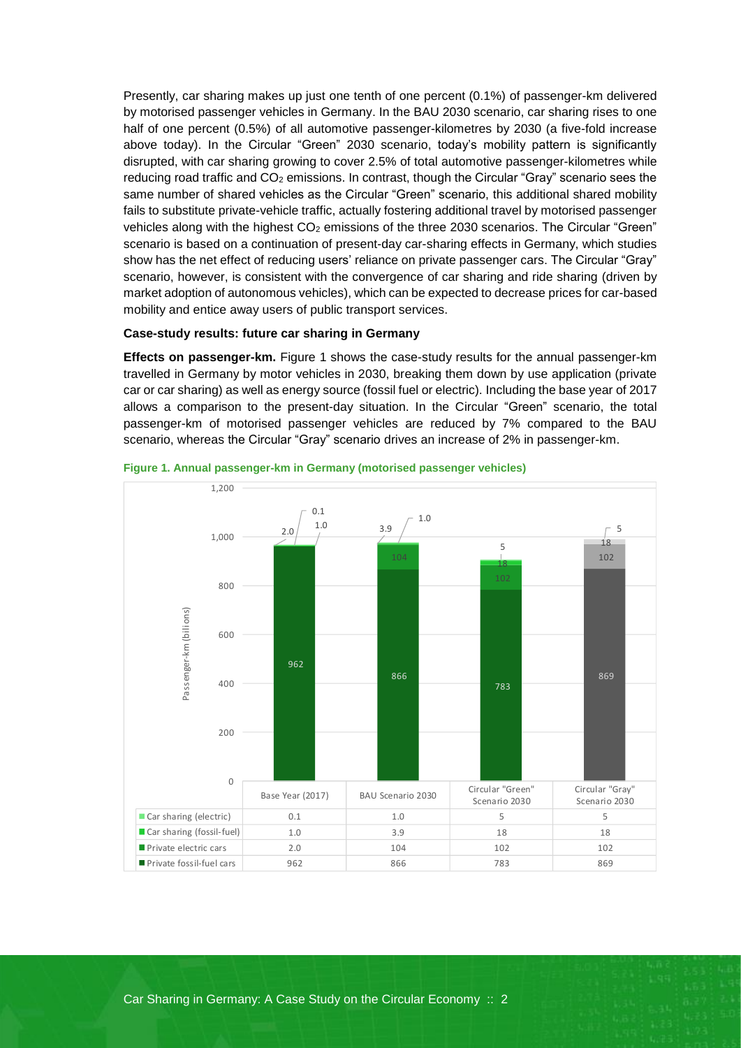Presently, car sharing makes up just one tenth of one percent (0.1%) of passenger-km delivered by motorised passenger vehicles in Germany. In the BAU 2030 scenario, car sharing rises to one half of one percent (0.5%) of all automotive passenger-kilometres by 2030 (a five-fold increase above today). In the Circular "Green" 2030 scenario, today's mobility pattern is significantly disrupted, with car sharing growing to cover 2.5% of total automotive passenger-kilometres while reducing road traffic and $CO_2$ emissions. In contrast, though the Circular "Gray" scenario sees the same number of shared vehicles as the Circular "Green" scenario, this additional shared mobility fails to substitute private-vehicle traffic, actually fostering additional travel by motorised passenger vehicles along with the highest $CO_2$ emissions of the three 2030 scenarios. The Circular "Green" scenario is based on a continuation of present-day car-sharing effects in Germany, which studies show has the net effect of reducing users' reliance on private passenger cars. The Circular "Gray" scenario, however, is consistent with the convergence of car sharing and ride sharing (driven by market adoption of autonomous vehicles), which can be expected to decrease prices for car-based mobility and entice away users of public transport services.

**Case-study results: future car sharing in Germany**

**Effects on passenger-km.** Figure 1 shows the case-study results for the annual passenger-km travelled in Germany by motor vehicles in 2030, breaking them down by use application (private car or car sharing) as well as energy source (fossil fuel or electric). Including the base year of 2017 allows a comparison to the present-day situation. In the Circular "Green" scenario, the total passenger-km of motorised passenger vehicles are reduced by 7% compared to the BAU scenario, whereas the Circular "Gray" scenario drives an increase of 2% in passenger-km.

**Figure 1. Annual passenger-km in Germany (motorised passenger vehicles)**

Passenger-km (billions)

1,200
1,000
800
600
400
200
0

| | Base Year (2017) | BAU Scenario 2030 | Circular "Green" Scenario 2030 | Circular "Gray" Scenario 2030 |
|---|---|---|---|---|
| Car sharing (electric) | 0.1 | 1.0 | 5 | 5 |
| Car sharing (fossil-fuel) | 1.0 | 3.9 | 18 | 18 |
| Private electric cars | 2.0 | 104 | 102 | 102 |
| Private fossil-fuel cars | 962 | 866 | 783 | 869 |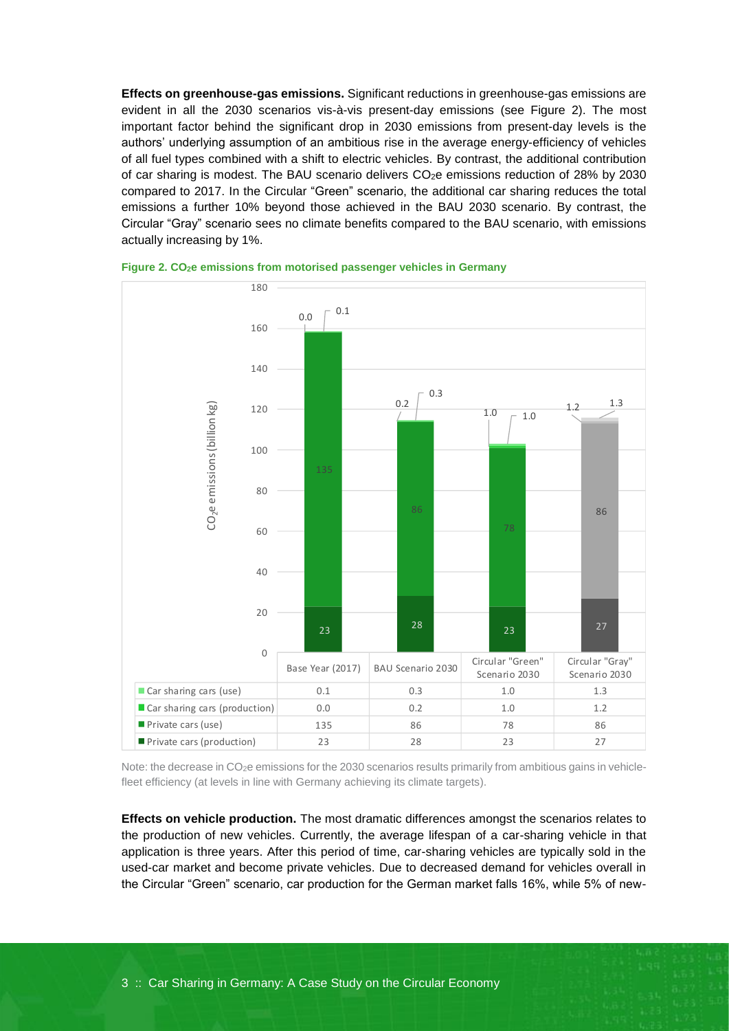**Effects on greenhouse-gas emissions.** Significant reductions in greenhouse-gas emissions are evident in all the 2030 scenarios vis-à-vis present-day emissions (see Figure 2). The most important factor behind the significant drop in 2030 emissions from present-day levels is the authors' underlying assumption of an ambitious rise in the average energy-efficiency of vehicles of all fuel types combined with a shift to electric vehicles. By contrast, the additional contribution of car sharing is modest. The BAU scenario delivers $CO_2e$ emissions reduction of 28% by 2030 compared to 2017. In the Circular "Green" scenario, the additional car sharing reduces the total emissions a further 10% beyond those achieved in the BAU 2030 scenario. By contrast, the Circular "Gray" scenario sees no climate benefits compared to the BAU scenario, with emissions actually increasing by 1%.

**Figure 2. $CO_2e$ emissions from motorised passenger vehicles in Germany**

$CO_2e$ emissions (billion kg)

180
160
140
120
100
80
60
40
20
0

0.0
0.1
135
23

0.2
0.3
86
28

1.0
1.0
78
23

1.2
1.3
86
27

| | Base Year (2017) | BAU Scenario 2030 | Circular "Green" Scenario 2030 | Circular "Gray" Scenario 2030 |
|---|---|---|---|---|
| Car sharing cars (use) | 0.1 | 0.3 | 1.0 | 1.3 |
| Car sharing cars (production) | 0.0 | 0.2 | 1.0 | 1.2 |
| Private cars (use) | 135 | 86 | 78 | 86 |
| Private cars (production) | 23 | 28 | 23 | 27 |

Note: the decrease in $CO_2e$ emissions for the 2030 scenarios results primarily from ambitious gains in vehicle-fleet efficiency (at levels in line with Germany achieving its climate targets).

**Effects on vehicle production.** The most dramatic differences amongst the scenarios relates to the production of new vehicles. Currently, the average lifespan of a car-sharing vehicle in that application is three years. After this period of time, car-sharing vehicles are typically sold in the used-car market and become private vehicles. Due to decreased demand for vehicles overall in the Circular "Green" scenario, car production for the German market falls 16%, while 5% of new-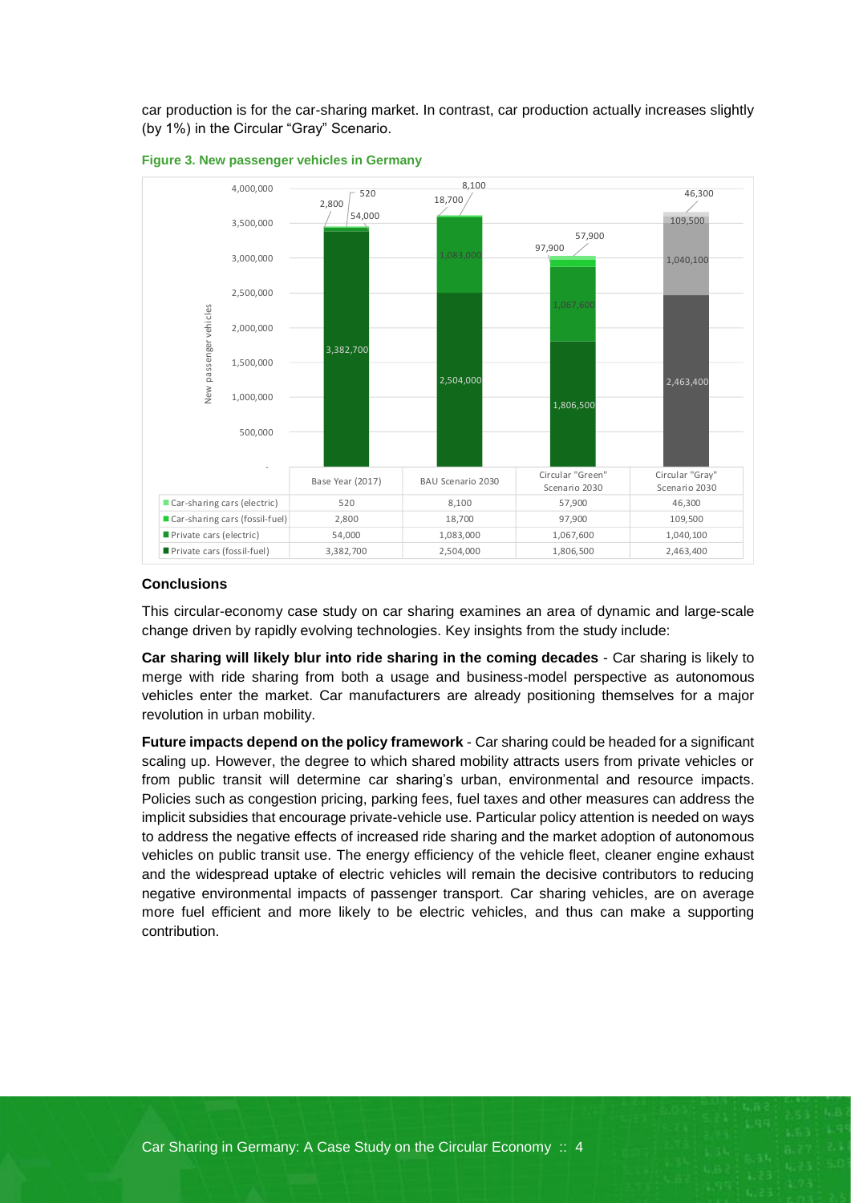car production is for the car-sharing market. In contrast, car production actually increases slightly (by 1%) in the Circular "Gray" Scenario.

**Figure 3. New passenger vehicles in Germany**

New passenger vehicles

4,000,000
3,500,000
3,000,000
2,500,000
2,000,000
1,500,000
1,000,000
500,000
-

| | Base Year (2017) | BAU Scenario 2030 | Circular "Green" Scenario 2030 | Circular "Gray" Scenario 2030 |
|---|---|---|---|---|
| Car-sharing cars (electric) | 520 | 8,100 | 57,900 | 46,300 |
| Car-sharing cars (fossil-fuel) | 2,800 | 18,700 | 97,900 | 109,500 |
| Private cars (electric) | 54,000 | 1,083,000 | 1,067,600 | 1,040,100 |
| Private cars (fossil-fuel) | 3,382,700 | 2,504,000 | 1,806,500 | 2,463,400 |

## Conclusions

This circular-economy case study on car sharing examines an area of dynamic and large-scale change driven by rapidly evolving technologies. Key insights from the study include:

**Car sharing will likely blur into ride sharing in the coming decades** - Car sharing is likely to merge with ride sharing from both a usage and business-model perspective as autonomous vehicles enter the market. Car manufacturers are already positioning themselves for a major revolution in urban mobility.

**Future impacts depend on the policy framework** - Car sharing could be headed for a significant scaling up. However, the degree to which shared mobility attracts users from private vehicles or from public transit will determine car sharing's urban, environmental and resource impacts. Policies such as congestion pricing, parking fees, fuel taxes and other measures can address the implicit subsidies that encourage private-vehicle use. Particular policy attention is needed on ways to address the negative effects of increased ride sharing and the market adoption of autonomous vehicles on public transit use. The energy efficiency of the vehicle fleet, cleaner engine exhaust and the widespread uptake of electric vehicles will remain the decisive contributors to reducing negative environmental impacts of passenger transport. Car sharing vehicles, are on average more fuel efficient and more likely to be electric vehicles, and thus can make a supporting contribution.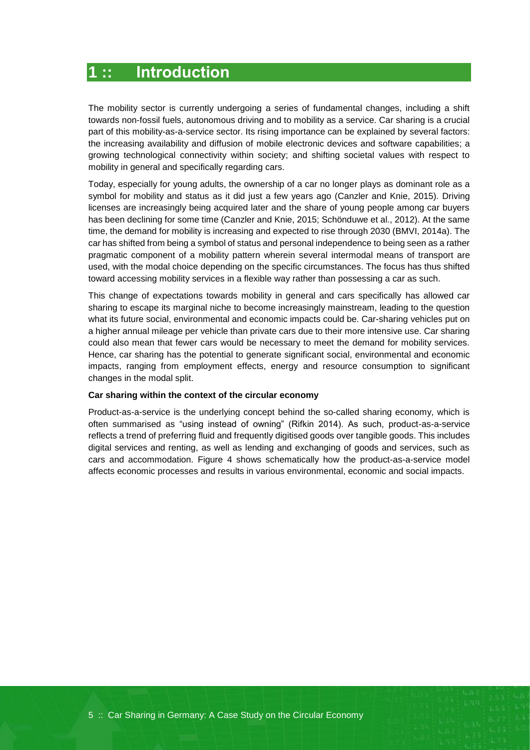# 1 :: Introduction

The mobility sector is currently undergoing a series of fundamental changes, including a shift towards non-fossil fuels, autonomous driving and to mobility as a service. Car sharing is a crucial part of this mobility-as-a-service sector. Its rising importance can be explained by several factors: the increasing availability and diffusion of mobile electronic devices and software capabilities; a growing technological connectivity within society; and shifting societal values with respect to mobility in general and specifically regarding cars.

Today, especially for young adults, the ownership of a car no longer plays as dominant role as a symbol for mobility and status as it did just a few years ago (Canzler and Knie, 2015). Driving licenses are increasingly being acquired later and the share of young people among car buyers has been declining for some time (Canzler and Knie, 2015; Schönduwe et al., 2012). At the same time, the demand for mobility is increasing and expected to rise through 2030 (BMVI, 2014a). The car has shifted from being a symbol of status and personal independence to being seen as a rather pragmatic component of a mobility pattern wherein several intermodal means of transport are used, with the modal choice depending on the specific circumstances. The focus has thus shifted toward accessing mobility services in a flexible way rather than possessing a car as such.

This change of expectations towards mobility in general and cars specifically has allowed car sharing to escape its marginal niche to become increasingly mainstream, leading to the question what its future social, environmental and economic impacts could be. Car-sharing vehicles put on a higher annual mileage per vehicle than private cars due to their more intensive use. Car sharing could also mean that fewer cars would be necessary to meet the demand for mobility services. Hence, car sharing has the potential to generate significant social, environmental and economic impacts, ranging from employment effects, energy and resource consumption to significant changes in the modal split.

**Car sharing within the context of the circular economy**

Product-as-a-service is the underlying concept behind the so-called sharing economy, which is often summarised as "using instead of owning" (Rifkin 2014). As such, product-as-a-service reflects a trend of preferring fluid and frequently digitised goods over tangible goods. This includes digital services and renting, as well as lending and exchanging of goods and services, such as cars and accommodation. Figure 4 shows schematically how the product-as-a-service model affects economic processes and results in various environmental, economic and social impacts.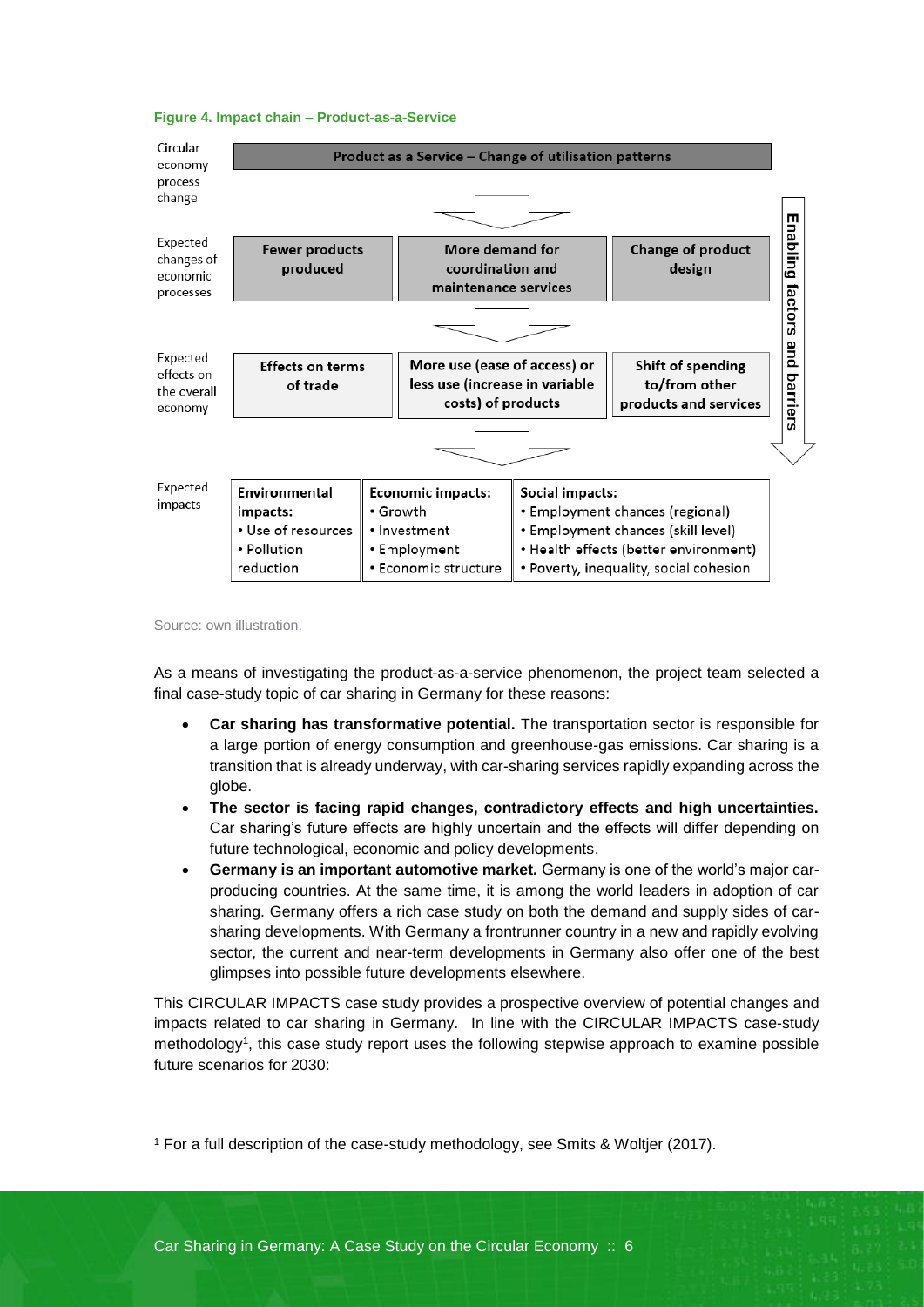**Figure 4. Impact chain – Product-as-a-Service**

Circular economy process change

Product as a Service – Change of utilisation patterns

Expected changes of economic processes

Fewer products produced

More demand for coordination and maintenance services

Change of product design

Expected effects on the overall economy

Effects on terms of trade

More use (ease of access) or less use (increase in variable costs) of products

Shift of spending to/from other products and services

Enabling factors and barriers

Expected impacts

Environmental impacts:
• Use of resources
• Pollution reduction

Economic impacts:
• Growth
• Investment
• Employment
• Economic structure

Social impacts:
• Employment chances (regional)
• Employment chances (skill level)
• Health effects (better environment)
• Poverty, inequality, social cohesion

Source: own illustration.

As a means of investigating the product-as-a-service phenomenon, the project team selected a final case-study topic of car sharing in Germany for these reasons:

- **Car sharing has transformative potential.** The transportation sector is responsible for a large portion of energy consumption and greenhouse-gas emissions. Car sharing is a transition that is already underway, with car-sharing services rapidly expanding across the globe.
- **The sector is facing rapid changes, contradictory effects and high uncertainties.** Car sharing's future effects are highly uncertain and the effects will differ depending on future technological, economic and policy developments.
- **Germany is an important automotive market.** Germany is one of the world's major car-producing countries. At the same time, it is among the world leaders in adoption of car sharing. Germany offers a rich case study on both the demand and supply sides of car-sharing developments. With Germany a frontrunner country in a new and rapidly evolving sector, the current and near-term developments in Germany also offer one of the best glimpses into possible future developments elsewhere.

This CIRCULAR IMPACTS case study provides a prospective overview of potential changes and impacts related to car sharing in Germany. In line with the CIRCULAR IMPACTS case-study methodology[1], this case study report uses the following stepwise approach to examine possible future scenarios for 2030:

[1] For a full description of the case-study methodology, see Smits & Woltjer (2017).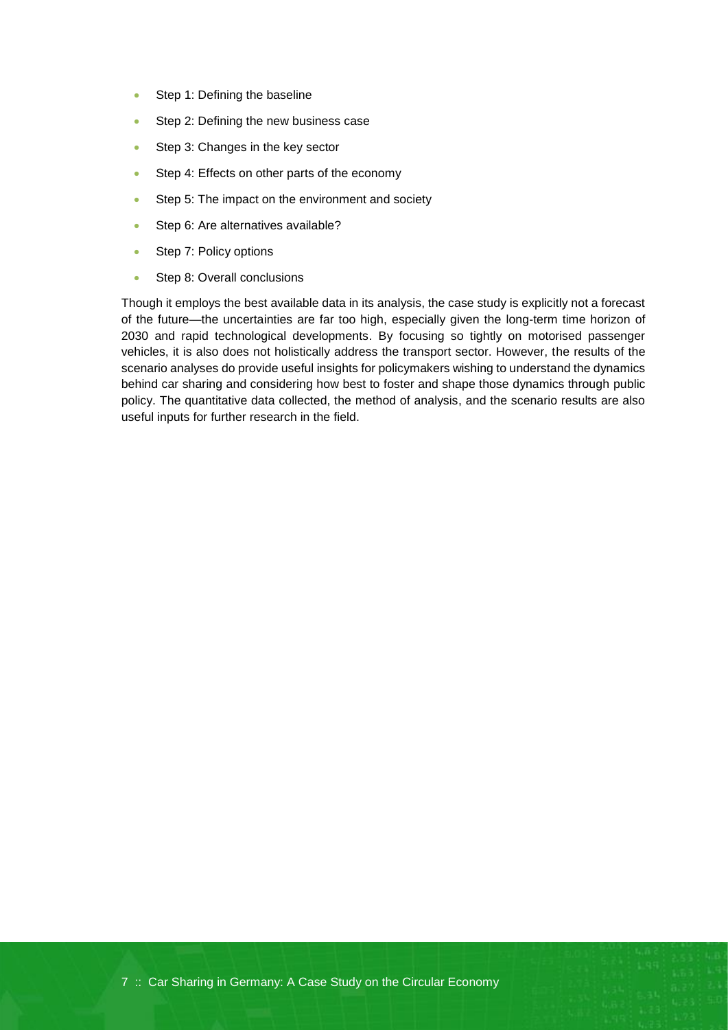- Step 1: Defining the baseline
- Step 2: Defining the new business case
- Step 3: Changes in the key sector
- Step 4: Effects on other parts of the economy
- Step 5: The impact on the environment and society
- Step 6: Are alternatives available?
- Step 7: Policy options
- Step 8: Overall conclusions

Though it employs the best available data in its analysis, the case study is explicitly not a forecast of the future—the uncertainties are far too high, especially given the long-term time horizon of 2030 and rapid technological developments. By focusing so tightly on motorised passenger vehicles, it is also does not holistically address the transport sector. However, the results of the scenario analyses do provide useful insights for policymakers wishing to understand the dynamics behind car sharing and considering how best to foster and shape those dynamics through public policy. The quantitative data collected, the method of analysis, and the scenario results are also useful inputs for further research in the field.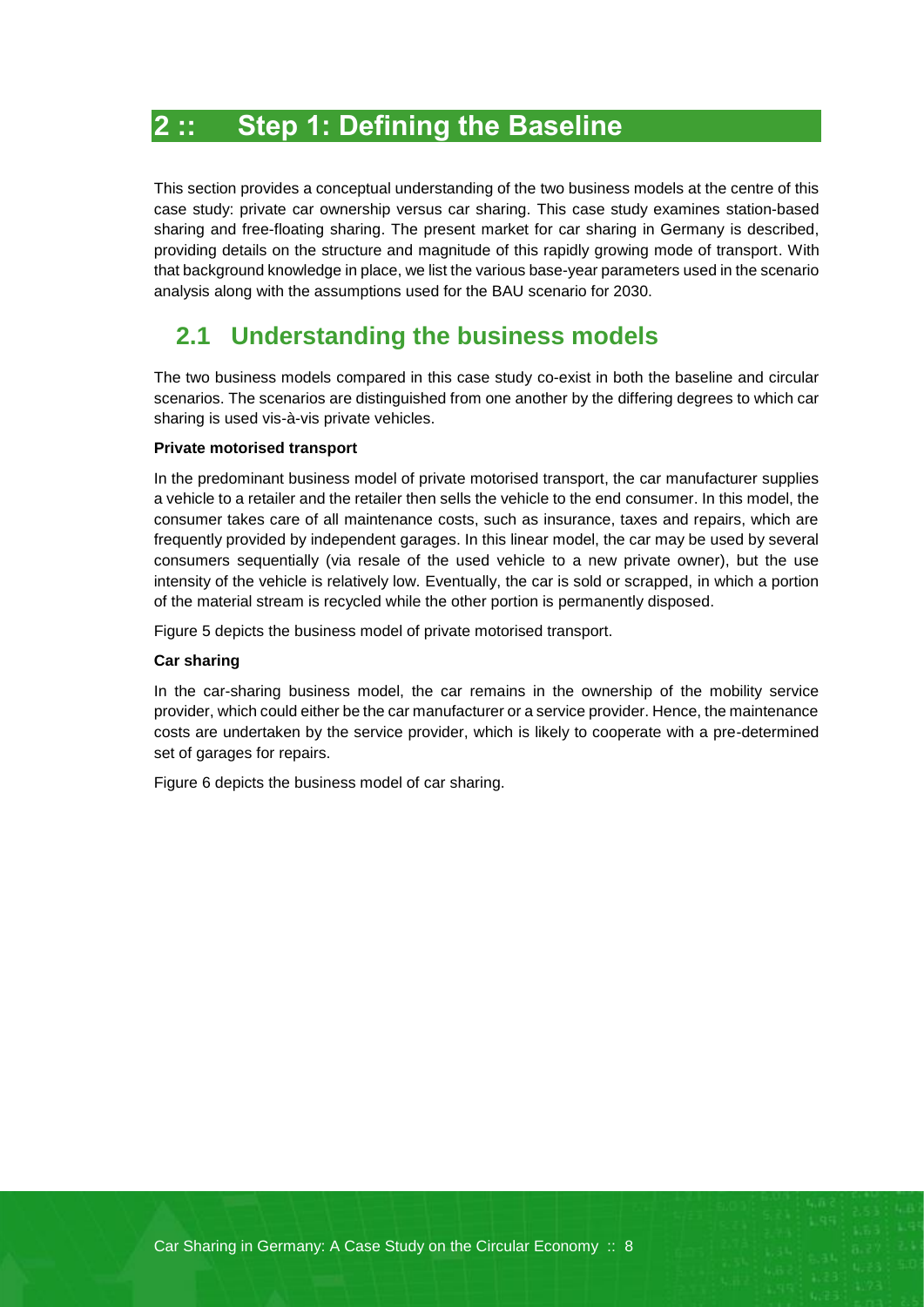# 2 :: Step 1: Defining the Baseline

This section provides a conceptual understanding of the two business models at the centre of this case study: private car ownership versus car sharing. This case study examines station-based sharing and free-floating sharing. The present market for car sharing in Germany is described, providing details on the structure and magnitude of this rapidly growing mode of transport. With that background knowledge in place, we list the various base-year parameters used in the scenario analysis along with the assumptions used for the BAU scenario for 2030.

## 2.1 Understanding the business models

The two business models compared in this case study co-exist in both the baseline and circular scenarios. The scenarios are distinguished from one another by the differing degrees to which car sharing is used vis-à-vis private vehicles.

**Private motorised transport**

In the predominant business model of private motorised transport, the car manufacturer supplies a vehicle to a retailer and the retailer then sells the vehicle to the end consumer. In this model, the consumer takes care of all maintenance costs, such as insurance, taxes and repairs, which are frequently provided by independent garages. In this linear model, the car may be used by several consumers sequentially (via resale of the used vehicle to a new private owner), but the use intensity of the vehicle is relatively low. Eventually, the car is sold or scrapped, in which a portion of the material stream is recycled while the other portion is permanently disposed.

Figure 5 depicts the business model of private motorised transport.

**Car sharing**

In the car-sharing business model, the car remains in the ownership of the mobility service provider, which could either be the car manufacturer or a service provider. Hence, the maintenance costs are undertaken by the service provider, which is likely to cooperate with a pre-determined set of garages for repairs.

Figure 6 depicts the business model of car sharing.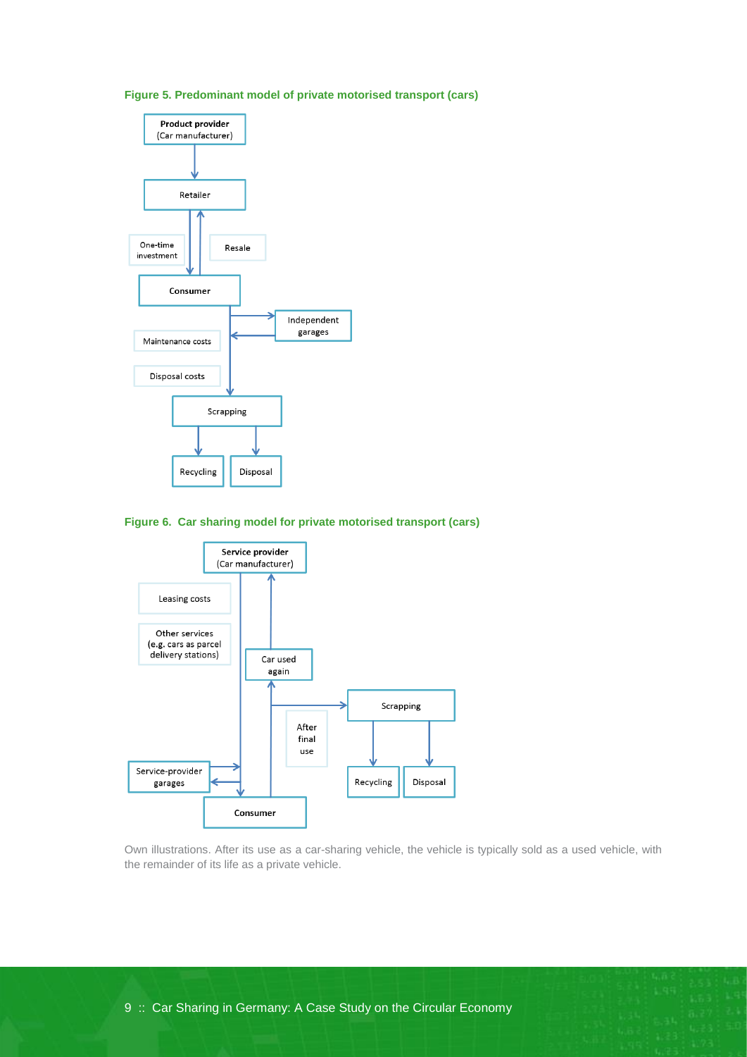**Figure 5. Predominant model of private motorised transport (cars)**

Product provider
(Car manufacturer)

Retailer

One-time investment

Resale

Consumer

Independent garages

Maintenance costs

Disposal costs

Scrapping

Recycling

Disposal

**Figure 6. Car sharing model for private motorised transport (cars)**

Service provider
(Car manufacturer)

Leasing costs

Other services
(e.g. cars as parcel delivery stations)

Car used again

Scrapping

After final use

Service-provider garages

Recycling

Disposal

Consumer

Own illustrations. After its use as a car-sharing vehicle, the vehicle is typically sold as a used vehicle, with the remainder of its life as a private vehicle.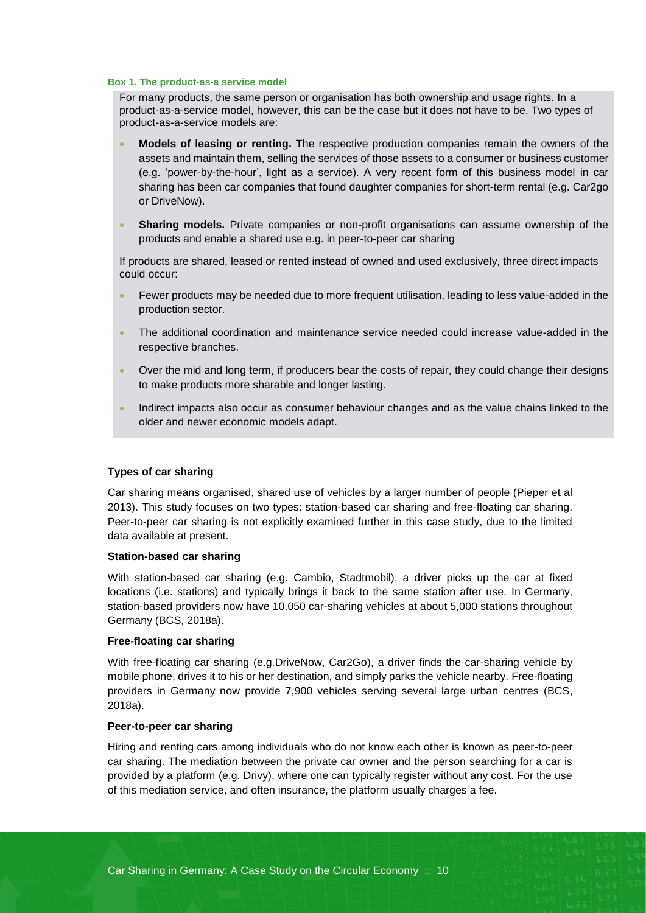**Box 1. The product-as-a service model**

For many products, the same person or organisation has both ownership and usage rights. In a product-as-a-service model, however, this can be the case but it does not have to be. Two types of product-as-a-service models are:

- **Models of leasing or renting.** The respective production companies remain the owners of the assets and maintain them, selling the services of those assets to a consumer or business customer (e.g. 'power-by-the-hour', light as a service). A very recent form of this business model in car sharing has been car companies that found daughter companies for short-term rental (e.g. Car2go or DriveNow).
- **Sharing models.** Private companies or non-profit organisations can assume ownership of the products and enable a shared use e.g. in peer-to-peer car sharing

If products are shared, leased or rented instead of owned and used exclusively, three direct impacts could occur:

- Fewer products may be needed due to more frequent utilisation, leading to less value-added in the production sector.
- The additional coordination and maintenance service needed could increase value-added in the respective branches.
- Over the mid and long term, if producers bear the costs of repair, they could change their designs to make products more sharable and longer lasting.
- Indirect impacts also occur as consumer behaviour changes and as the value chains linked to the older and newer economic models adapt.

### Types of car sharing

Car sharing means organised, shared use of vehicles by a larger number of people (Pieper et al 2013). This study focuses on two types: station-based car sharing and free-floating car sharing. Peer-to-peer car sharing is not explicitly examined further in this case study, due to the limited data available at present.

#### Station-based car sharing

With station-based car sharing (e.g. Cambio, Stadtmobil), a driver picks up the car at fixed locations (i.e. stations) and typically brings it back to the same station after use. In Germany, station-based providers now have 10,050 car-sharing vehicles at about 5,000 stations throughout Germany (BCS, 2018a).

#### Free-floating car sharing

With free-floating car sharing (e.g.DriveNow, Car2Go), a driver finds the car-sharing vehicle by mobile phone, drives it to his or her destination, and simply parks the vehicle nearby. Free-floating providers in Germany now provide 7,900 vehicles serving several large urban centres (BCS, 2018a).

#### Peer-to-peer car sharing

Hiring and renting cars among individuals who do not know each other is known as peer-to-peer car sharing. The mediation between the private car owner and the person searching for a car is provided by a platform (e.g. Drivy), where one can typically register without any cost. For the use of this mediation service, and often insurance, the platform usually charges a fee.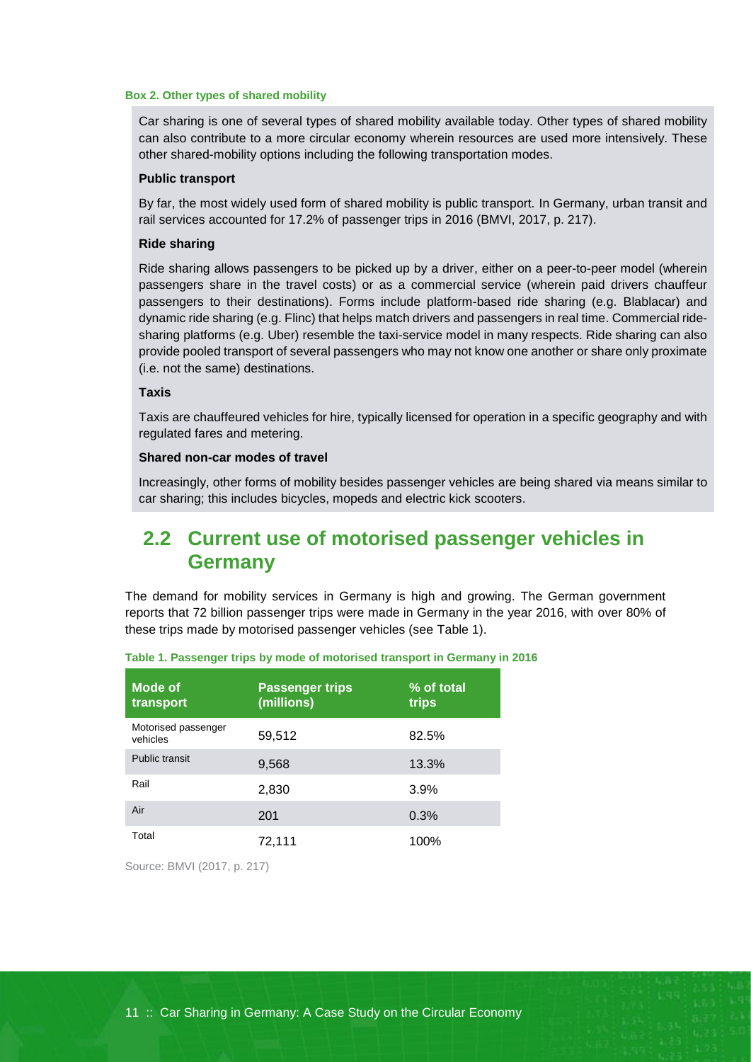**Box 2. Other types of shared mobility**

Car sharing is one of several types of shared mobility available today. Other types of shared mobility can also contribute to a more circular economy wherein resources are used more intensively. These other shared-mobility options including the following transportation modes.

**Public transport**

By far, the most widely used form of shared mobility is public transport. In Germany, urban transit and rail services accounted for 17.2% of passenger trips in 2016 (BMVI, 2017, p. 217).

**Ride sharing**

Ride sharing allows passengers to be picked up by a driver, either on a peer-to-peer model (wherein passengers share in the travel costs) or as a commercial service (wherein paid drivers chauffeur passengers to their destinations). Forms include platform-based ride sharing (e.g. Blablacar) and dynamic ride sharing (e.g. Flinc) that helps match drivers and passengers in real time. Commercial ride-sharing platforms (e.g. Uber) resemble the taxi-service model in many respects. Ride sharing can also provide pooled transport of several passengers who may not know one another or share only proximate (i.e. not the same) destinations.

**Taxis**

Taxis are chauffeured vehicles for hire, typically licensed for operation in a specific geography and with regulated fares and metering.

**Shared non-car modes of travel**

Increasingly, other forms of mobility besides passenger vehicles are being shared via means similar to car sharing; this includes bicycles, mopeds and electric kick scooters.

## 2.2 Current use of motorised passenger vehicles in Germany

The demand for mobility services in Germany is high and growing. The German government reports that 72 billion passenger trips were made in Germany in the year 2016, with over 80% of these trips made by motorised passenger vehicles (see Table 1).

**Table 1. Passenger trips by mode of motorised transport in Germany in 2016**

| Mode of transport | Passenger trips (millions) | % of total trips |
|---|---|---|
| Motorised passenger vehicles | 59,512 | 82.5% |
| Public transit | 9,568 | 13.3% |
| Rail | 2,830 | 3.9% |
| Air | 201 | 0.3% |
| Total | 72,111 | 100% |

Source: BMVI (2017, p. 217)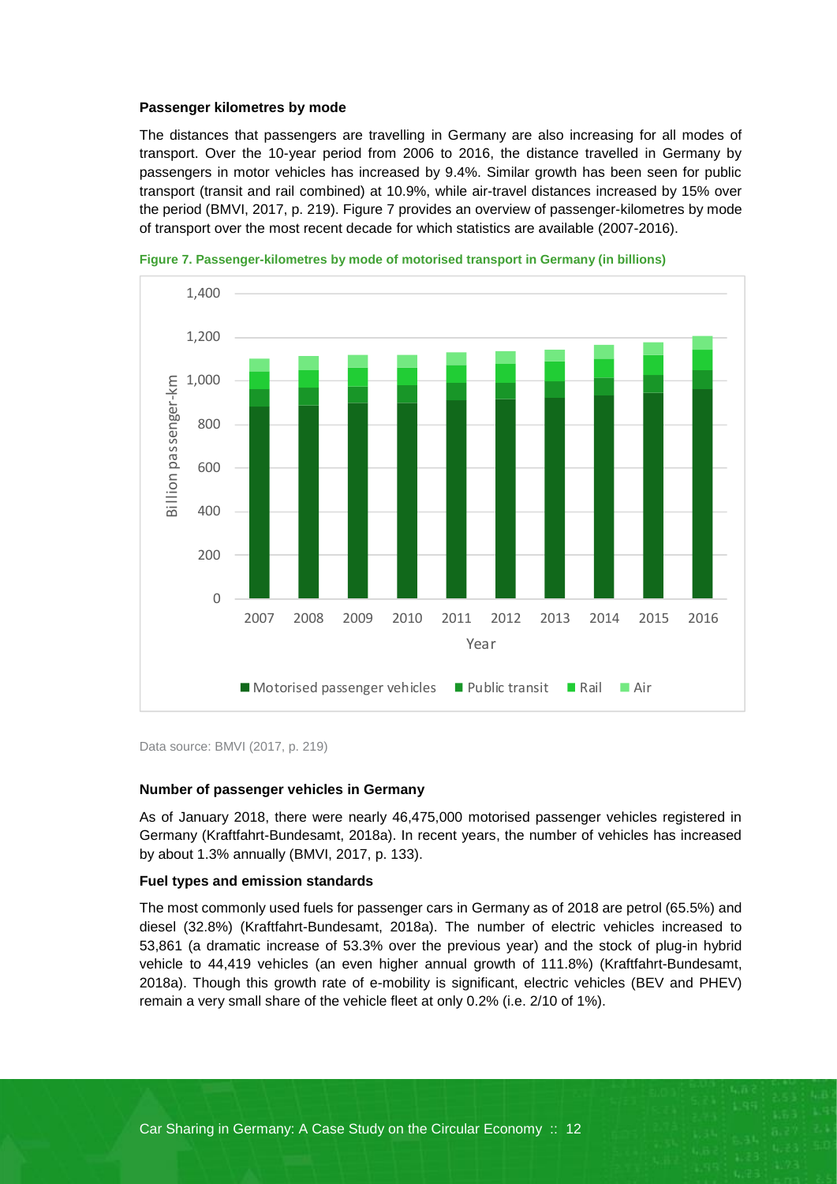#### Passenger kilometres by mode

The distances that passengers are travelling in Germany are also increasing for all modes of transport. Over the 10-year period from 2006 to 2016, the distance travelled in Germany by passengers in motor vehicles has increased by 9.4%. Similar growth has been seen for public transport (transit and rail combined) at 10.9%, while air-travel distances increased by 15% over the period (BMVI, 2017, p. 219). Figure 7 provides an overview of passenger-kilometres by mode of transport over the most recent decade for which statistics are available (2007-2016).

**Figure 7. Passenger-kilometres by mode of motorised transport in Germany (in billions)**

Billion passenger-km

1,400
1,200
1,000
800
600
400
200
0

2007 2008 2009 2010 2011 2012 2013 2014 2015 2016

Year

Motorised passenger vehicles | Public transit | Rail | Air

Data source: BMVI (2017, p. 219)

#### Number of passenger vehicles in Germany

As of January 2018, there were nearly 46,475,000 motorised passenger vehicles registered in Germany (Kraftfahrt-Bundesamt, 2018a). In recent years, the number of vehicles has increased by about 1.3% annually (BMVI, 2017, p. 133).

#### Fuel types and emission standards

The most commonly used fuels for passenger cars in Germany as of 2018 are petrol (65.5%) and diesel (32.8%) (Kraftfahrt-Bundesamt, 2018a). The number of electric vehicles increased to 53,861 (a dramatic increase of 53.3% over the previous year) and the stock of plug-in hybrid vehicle to 44,419 vehicles (an even higher annual growth of 111.8%) (Kraftfahrt-Bundesamt, 2018a). Though this growth rate of e-mobility is significant, electric vehicles (BEV and PHEV) remain a very small share of the vehicle fleet at only 0.2% (i.e. 2/10 of 1%).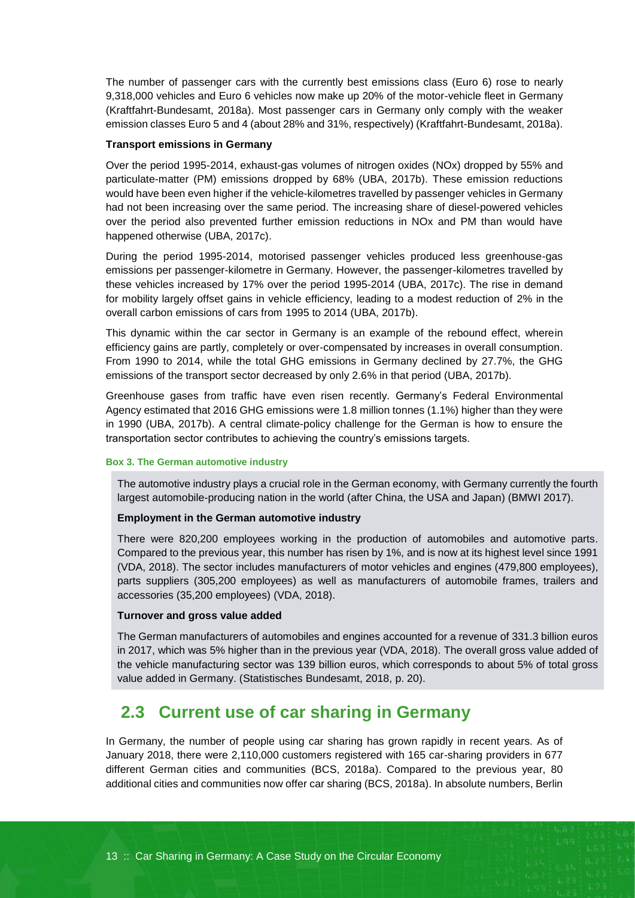The number of passenger cars with the currently best emissions class (Euro 6) rose to nearly 9,318,000 vehicles and Euro 6 vehicles now make up 20% of the motor-vehicle fleet in Germany (Kraftfahrt-Bundesamt, 2018a). Most passenger cars in Germany only comply with the weaker emission classes Euro 5 and 4 (about 28% and 31%, respectively) (Kraftfahrt-Bundesamt, 2018a).

**Transport emissions in Germany**

Over the period 1995-2014, exhaust-gas volumes of nitrogen oxides (NOx) dropped by 55% and particulate-matter (PM) emissions dropped by 68% (UBA, 2017b). These emission reductions would have been even higher if the vehicle-kilometres travelled by passenger vehicles in Germany had not been increasing over the same period. The increasing share of diesel-powered vehicles over the period also prevented further emission reductions in NOx and PM than would have happened otherwise (UBA, 2017c).

During the period 1995-2014, motorised passenger vehicles produced less greenhouse-gas emissions per passenger-kilometre in Germany. However, the passenger-kilometres travelled by these vehicles increased by 17% over the period 1995-2014 (UBA, 2017c). The rise in demand for mobility largely offset gains in vehicle efficiency, leading to a modest reduction of 2% in the overall carbon emissions of cars from 1995 to 2014 (UBA, 2017b).

This dynamic within the car sector in Germany is an example of the rebound effect, wherein efficiency gains are partly, completely or over-compensated by increases in overall consumption. From 1990 to 2014, while the total GHG emissions in Germany declined by 27.7%, the GHG emissions of the transport sector decreased by only 2.6% in that period (UBA, 2017b).

Greenhouse gases from traffic have even risen recently. Germany's Federal Environmental Agency estimated that 2016 GHG emissions were 1.8 million tonnes (1.1%) higher than they were in 1990 (UBA, 2017b). A central climate-policy challenge for the German is how to ensure the transportation sector contributes to achieving the country's emissions targets.

**Box 3. The German automotive industry**

The automotive industry plays a crucial role in the German economy, with Germany currently the fourth largest automobile-producing nation in the world (after China, the USA and Japan) (BMWI 2017).

**Employment in the German automotive industry**

There were 820,200 employees working in the production of automobiles and automotive parts. Compared to the previous year, this number has risen by 1%, and is now at its highest level since 1991 (VDA, 2018). The sector includes manufacturers of motor vehicles and engines (479,800 employees), parts suppliers (305,200 employees) as well as manufacturers of automobile frames, trailers and accessories (35,200 employees) (VDA, 2018).

**Turnover and gross value added**

The German manufacturers of automobiles and engines accounted for a revenue of 331.3 billion euros in 2017, which was 5% higher than in the previous year (VDA, 2018). The overall gross value added of the vehicle manufacturing sector was 139 billion euros, which corresponds to about 5% of total gross value added in Germany. (Statistisches Bundesamt, 2018, p. 20).

## 2.3 Current use of car sharing in Germany

In Germany, the number of people using car sharing has grown rapidly in recent years. As of January 2018, there were 2,110,000 customers registered with 165 car-sharing providers in 677 different German cities and communities (BCS, 2018a). Compared to the previous year, 80 additional cities and communities now offer car sharing (BCS, 2018a). In absolute numbers, Berlin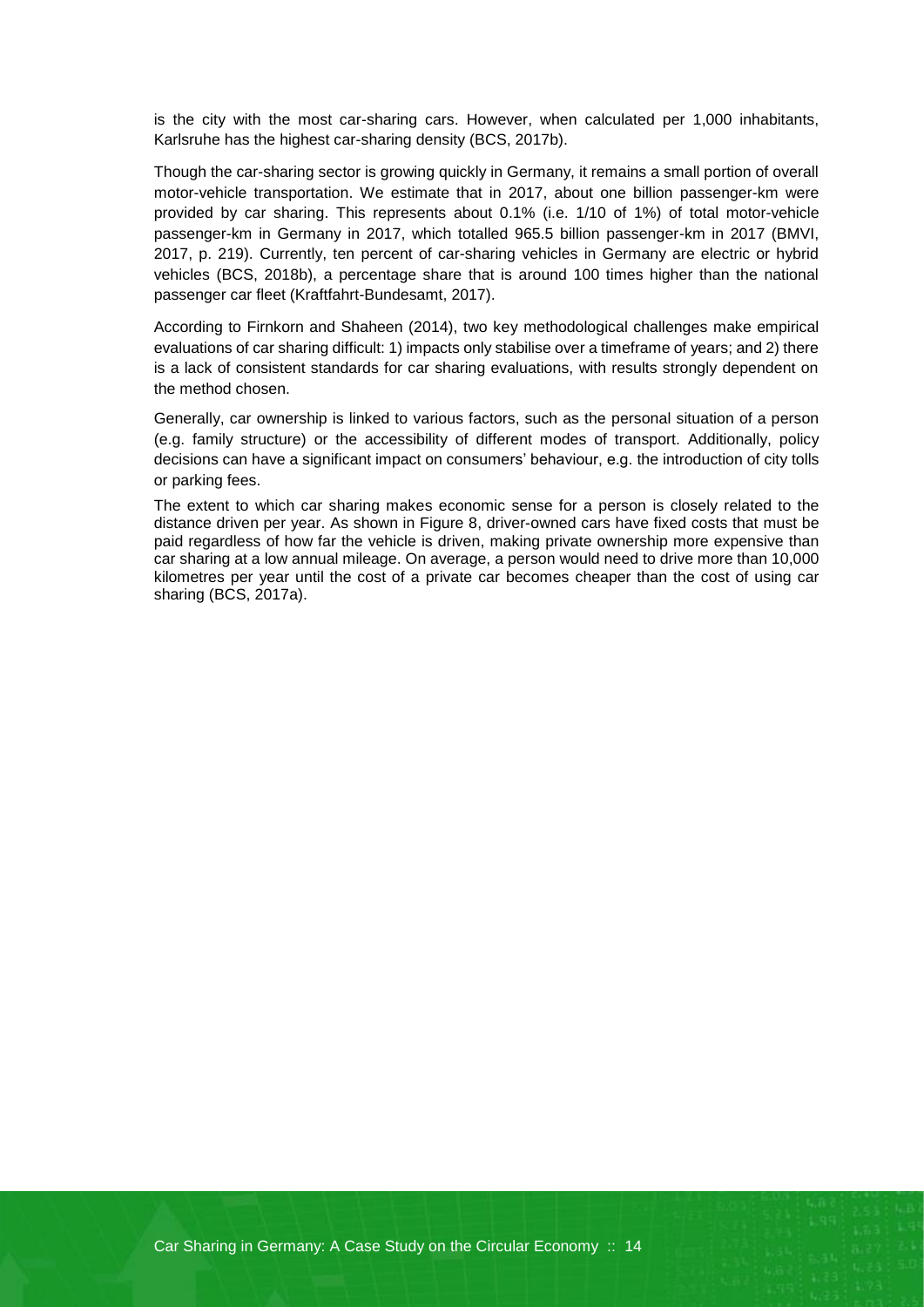is the city with the most car-sharing cars. However, when calculated per 1,000 inhabitants, Karlsruhe has the highest car-sharing density (BCS, 2017b).

Though the car-sharing sector is growing quickly in Germany, it remains a small portion of overall motor-vehicle transportation. We estimate that in 2017, about one billion passenger-km were provided by car sharing. This represents about 0.1% (i.e. 1/10 of 1%) of total motor-vehicle passenger-km in Germany in 2017, which totalled 965.5 billion passenger-km in 2017 (BMVI, 2017, p. 219). Currently, ten percent of car-sharing vehicles in Germany are electric or hybrid vehicles (BCS, 2018b), a percentage share that is around 100 times higher than the national passenger car fleet (Kraftfahrt-Bundesamt, 2017).

According to Firnkorn and Shaheen (2014), two key methodological challenges make empirical evaluations of car sharing difficult: 1) impacts only stabilise over a timeframe of years; and 2) there is a lack of consistent standards for car sharing evaluations, with results strongly dependent on the method chosen.

Generally, car ownership is linked to various factors, such as the personal situation of a person (e.g. family structure) or the accessibility of different modes of transport. Additionally, policy decisions can have a significant impact on consumers' behaviour, e.g. the introduction of city tolls or parking fees.

The extent to which car sharing makes economic sense for a person is closely related to the distance driven per year. As shown in Figure 8, driver-owned cars have fixed costs that must be paid regardless of how far the vehicle is driven, making private ownership more expensive than car sharing at a low annual mileage. On average, a person would need to drive more than 10,000 kilometres per year until the cost of a private car becomes cheaper than the cost of using car sharing (BCS, 2017a).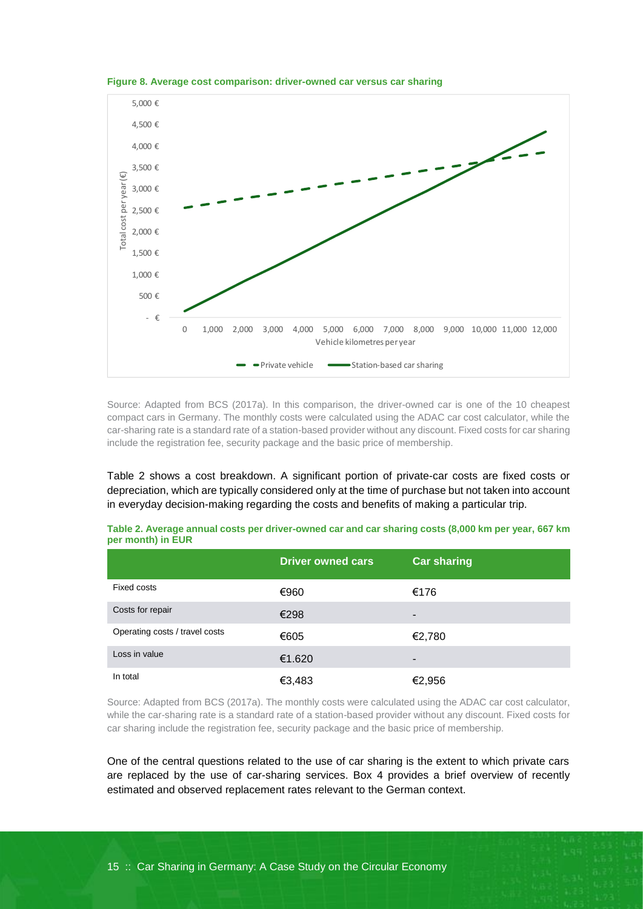**Figure 8. Average cost comparison: driver-owned car versus car sharing**

5,000 €
4,500 €
4,000 €
3,500 €
3,000 €
2,500 €
2,000 €
1,500 €
1,000 €
500 €
- €

Total cost per year (€)

0 1,000 2,000 3,000 4,000 5,000 6,000 7,000 8,000 9,000 10,000 11,000 12,000

Vehicle kilometres per year

Private vehicle
Station-based car sharing

Source: Adapted from BCS (2017a). In this comparison, the driver-owned car is one of the 10 cheapest compact cars in Germany. The monthly costs were calculated using the ADAC car cost calculator, while the car-sharing rate is a standard rate of a station-based provider without any discount. Fixed costs for car sharing include the registration fee, security package and the basic price of membership.

Table 2 shows a cost breakdown. A significant portion of private-car costs are fixed costs or depreciation, which are typically considered only at the time of purchase but not taken into account in everyday decision-making regarding the costs and benefits of making a particular trip.

**Table 2. Average annual costs per driver-owned car and car sharing costs (8,000 km per year, 667 km per month) in EUR**

| | Driver owned cars | Car sharing |
|---|---|---|
| Fixed costs | €960 | €176 |
| Costs for repair | €298 | - |
| Operating costs / travel costs | €605 | €2,780 |
| Loss in value | €1.620 | - |
| In total | €3,483 | €2,956 |

Source: Adapted from BCS (2017a). The monthly costs were calculated using the ADAC car cost calculator, while the car-sharing rate is a standard rate of a station-based provider without any discount. Fixed costs for car sharing include the registration fee, security package and the basic price of membership.

One of the central questions related to the use of car sharing is the extent to which private cars are replaced by the use of car-sharing services. Box 4 provides a brief overview of recently estimated and observed replacement rates relevant to the German context.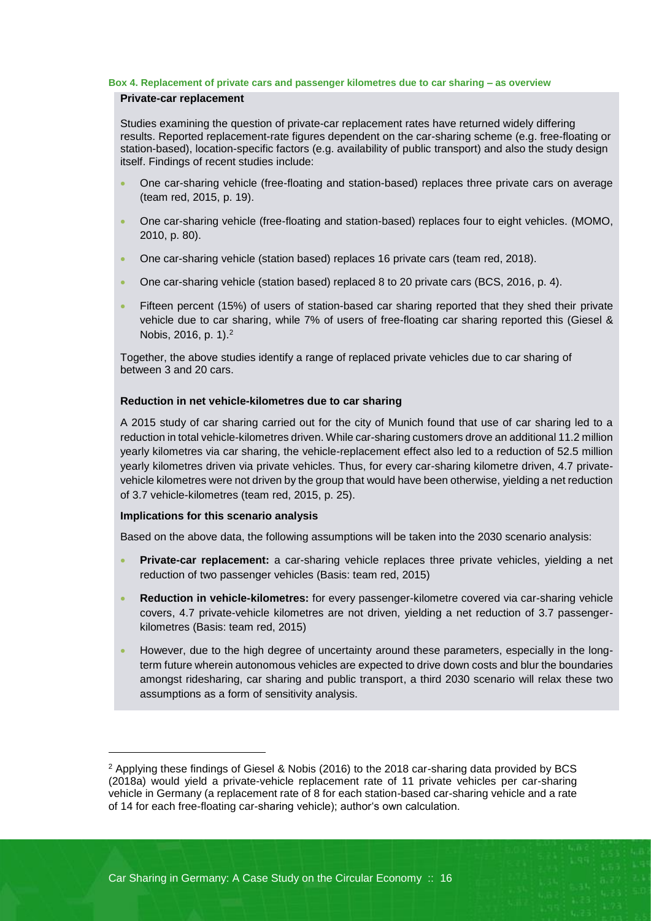**Box 4. Replacement of private cars and passenger kilometres due to car sharing – as overview**

**Private-car replacement**

Studies examining the question of private-car replacement rates have returned widely differing results. Reported replacement-rate figures dependent on the car-sharing scheme (e.g. free-floating or station-based), location-specific factors (e.g. availability of public transport) and also the study design itself. Findings of recent studies include:

- One car-sharing vehicle (free-floating and station-based) replaces three private cars on average (team red, 2015, p. 19).
- One car-sharing vehicle (free-floating and station-based) replaces four to eight vehicles. (MOMO, 2010, p. 80).
- One car-sharing vehicle (station based) replaces 16 private cars (team red, 2018).
- One car-sharing vehicle (station based) replaced 8 to 20 private cars (BCS, 2016, p. 4).
- Fifteen percent (15%) of users of station-based car sharing reported that they shed their private vehicle due to car sharing, while 7% of users of free-floating car sharing reported this (Giesel & Nobis, 2016, p. 1).[2]

Together, the above studies identify a range of replaced private vehicles due to car sharing of between 3 and 20 cars.

**Reduction in net vehicle-kilometres due to car sharing**

A 2015 study of car sharing carried out for the city of Munich found that use of car sharing led to a reduction in total vehicle-kilometres driven. While car-sharing customers drove an additional 11.2 million yearly kilometres via car sharing, the vehicle-replacement effect also led to a reduction of 52.5 million yearly kilometres driven via private vehicles. Thus, for every car-sharing kilometre driven, 4.7 private-vehicle kilometres were not driven by the group that would have been otherwise, yielding a net reduction of 3.7 vehicle-kilometres (team red, 2015, p. 25).

**Implications for this scenario analysis**

Based on the above data, the following assumptions will be taken into the 2030 scenario analysis:

- **Private-car replacement:** a car-sharing vehicle replaces three private vehicles, yielding a net reduction of two passenger vehicles (Basis: team red, 2015)
- **Reduction in vehicle-kilometres:** for every passenger-kilometre covered via car-sharing vehicle covers, 4.7 private-vehicle kilometres are not driven, yielding a net reduction of 3.7 passenger-kilometres (Basis: team red, 2015)
- However, due to the high degree of uncertainty around these parameters, especially in the long-term future wherein autonomous vehicles are expected to drive down costs and blur the boundaries amongst ridesharing, car sharing and public transport, a third 2030 scenario will relax these two assumptions as a form of sensitivity analysis.

[2] Applying these findings of Giesel & Nobis (2016) to the 2018 car-sharing data provided by BCS (2018a) would yield a private-vehicle replacement rate of 11 private vehicles per car-sharing vehicle in Germany (a replacement rate of 8 for each station-based car-sharing vehicle and a rate of 14 for each free-floating car-sharing vehicle); author's own calculation.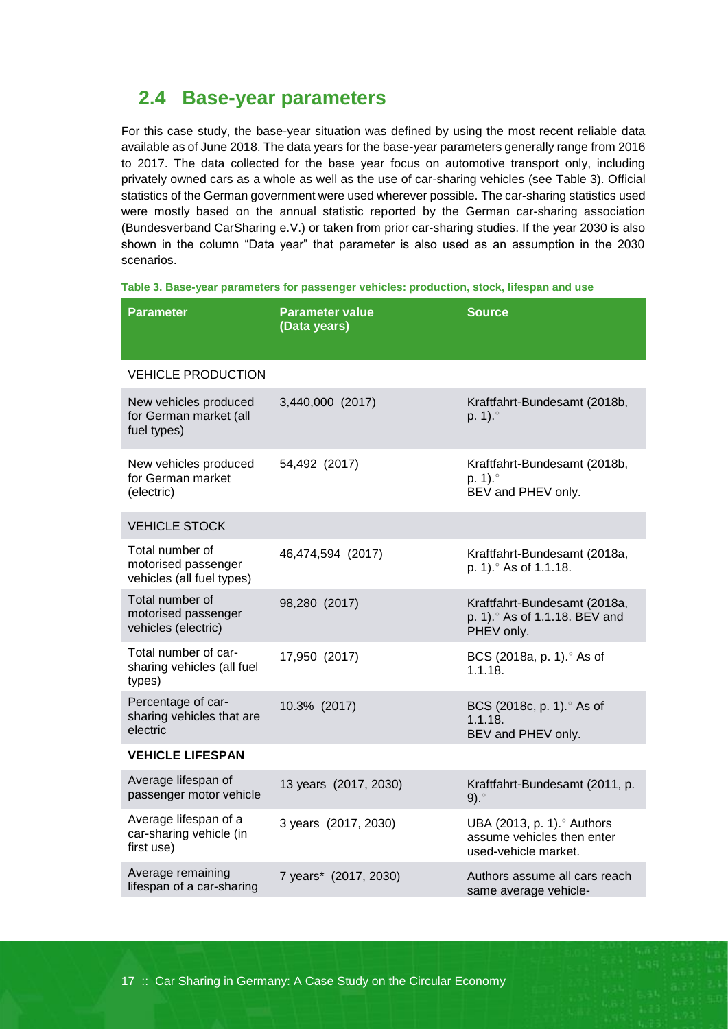## 2.4 Base-year parameters

For this case study, the base-year situation was defined by using the most recent reliable data available as of June 2018. The data years for the base-year parameters generally range from 2016 to 2017. The data collected for the base year focus on automotive transport only, including privately owned cars as a whole as well as the use of car-sharing vehicles (see Table 3). Official statistics of the German government were used wherever possible. The car-sharing statistics used were mostly based on the annual statistic reported by the German car-sharing association (Bundesverband CarSharing e.V.) or taken from prior car-sharing studies. If the year 2030 is also shown in the column "Data year" that parameter is also used as an assumption in the 2030 scenarios.

**Table 3. Base-year parameters for passenger vehicles: production, stock, lifespan and use**

| Parameter | Parameter value (Data years) | Source |
|---|---|---|
| VEHICLE PRODUCTION | | |
| New vehicles produced for German market (all fuel types) | 3,440,000 (2017) | Kraftfahrt-Bundesamt (2018b, p. 1).° |
| New vehicles produced for German market (electric) | 54,492 (2017) | Kraftfahrt-Bundesamt (2018b, p. 1).° BEV and PHEV only. |
| VEHICLE STOCK | | |
| Total number of motorised passenger vehicles (all fuel types) | 46,474,594 (2017) | Kraftfahrt-Bundesamt (2018a, p. 1).° As of 1.1.18. |
| Total number of motorised passenger vehicles (electric) | 98,280 (2017) | Kraftfahrt-Bundesamt (2018a, p. 1).° As of 1.1.18. BEV and PHEV only. |
| Total number of car-sharing vehicles (all fuel types) | 17,950 (2017) | BCS (2018a, p. 1).° As of 1.1.18. |
| Percentage of car-sharing vehicles that are electric | 10.3% (2017) | BCS (2018c, p. 1).° As of 1.1.18. BEV and PHEV only. |
| **VEHICLE LIFESPAN** | | |
| Average lifespan of passenger motor vehicle | 13 years (2017, 2030) | Kraftfahrt-Bundesamt (2011, p. 9).° |
| Average lifespan of a car-sharing vehicle (in first use) | 3 years (2017, 2030) | UBA (2013, p. 1).° Authors assume vehicles then enter used-vehicle market. |
| Average remaining lifespan of a car-sharing | 7 years* (2017, 2030) | Authors assume all cars reach same average vehicle- |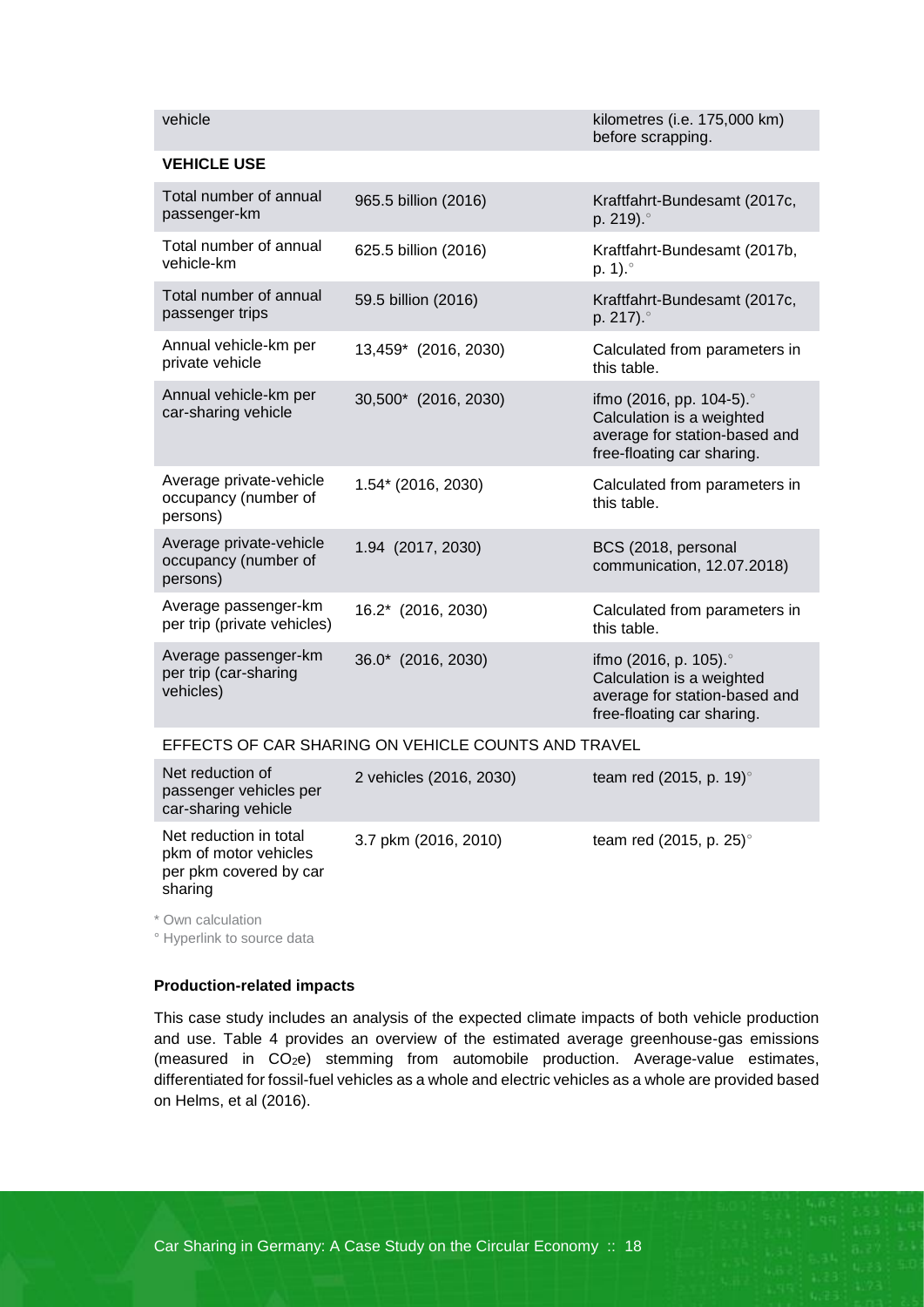| | | |
|---|---|---|
| vehicle | | kilometres (i.e. 175,000 km) before scrapping. |
| **VEHICLE USE** | | |
| Total number of annual passenger-km | 965.5 billion (2016) | Kraftfahrt-Bundesamt (2017c, p. 219).° |
| Total number of annual vehicle-km | 625.5 billion (2016) | Kraftfahrt-Bundesamt (2017b, p. 1).° |
| Total number of annual passenger trips | 59.5 billion (2016) | Kraftfahrt-Bundesamt (2017c, p. 217).° |
| Annual vehicle-km per private vehicle | 13,459* (2016, 2030) | Calculated from parameters in this table. |
| Annual vehicle-km per car-sharing vehicle | 30,500* (2016, 2030) | ifmo (2016, pp. 104-5).° Calculation is a weighted average for station-based and free-floating car sharing. |
| Average private-vehicle occupancy (number of persons) | 1.54* (2016, 2030) | Calculated from parameters in this table. |
| Average private-vehicle occupancy (number of persons) | 1.94 (2017, 2030) | BCS (2018, personal communication, 12.07.2018) |
| Average passenger-km per trip (private vehicles) | 16.2* (2016, 2030) | Calculated from parameters in this table. |
| Average passenger-km per trip (car-sharing vehicles) | 36.0* (2016, 2030) | ifmo (2016, p. 105).° Calculation is a weighted average for station-based and free-floating car sharing. |
| EFFECTS OF CAR SHARING ON VEHICLE COUNTS AND TRAVEL | | |
| Net reduction of passenger vehicles per car-sharing vehicle | 2 vehicles (2016, 2030) | team red (2015, p. 19)° |
| Net reduction in total pkm of motor vehicles per pkm covered by car sharing | 3.7 pkm (2016, 2010) | team red (2015, p. 25)° |

\* Own calculation

° Hyperlink to source data

#### Production-related impacts

This case study includes an analysis of the expected climate impacts of both vehicle production and use. Table 4 provides an overview of the estimated average greenhouse-gas emissions (measured in $CO_2e$) stemming from automobile production. Average-value estimates, differentiated for fossil-fuel vehicles as a whole and electric vehicles as a whole are provided based on Helms, et al (2016).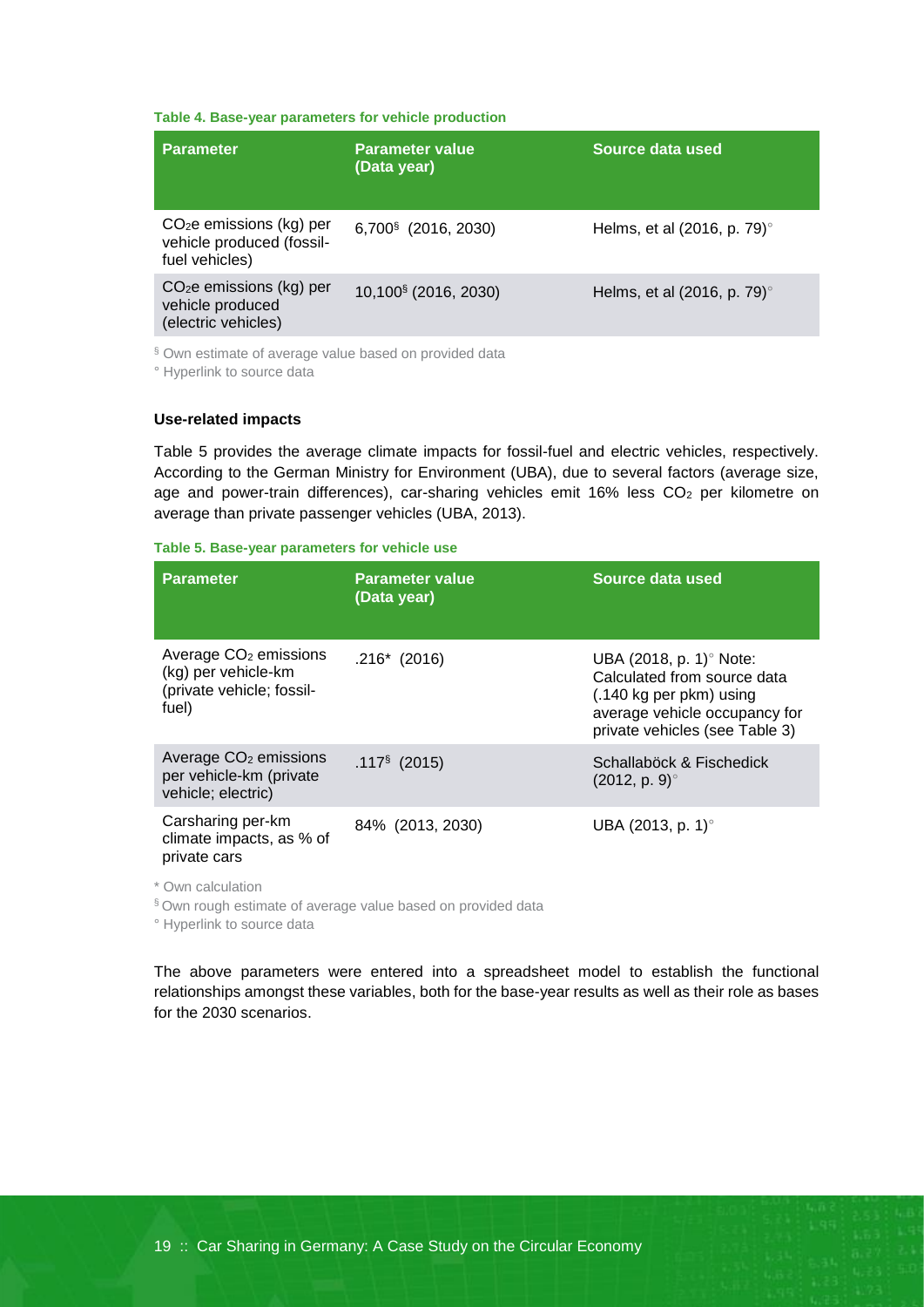**Table 4. Base-year parameters for vehicle production**

| Parameter | Parameter value (Data year) | Source data used |
| --- | --- | --- |
| $CO_2$e emissions (kg) per vehicle produced (fossil-fuel vehicles) | 6,700[§] (2016, 2030) | Helms, et al (2016, p. 79)[°] |
| $CO_2$e emissions (kg) per vehicle produced (electric vehicles) | 10,100[§] (2016, 2030) | Helms, et al (2016, p. 79)[°] |

[§] Own estimate of average value based on provided data

° Hyperlink to source data

**Use-related impacts**

Table 5 provides the average climate impacts for fossil-fuel and electric vehicles, respectively. According to the German Ministry for Environment (UBA), due to several factors (average size, age and power-train differences), car-sharing vehicles emit 16% less $CO_2$ per kilometre on average than private passenger vehicles (UBA, 2013).

**Table 5. Base-year parameters for vehicle use**

| Parameter | Parameter value (Data year) | Source data used |
| --- | --- | --- |
| Average $CO_2$ emissions (kg) per vehicle-km (private vehicle; fossil-fuel) | .216* (2016) | UBA (2018, p. 1)[°] Note: Calculated from source data (.140 kg per pkm) using average vehicle occupancy for private vehicles (see Table 3) |
| Average $CO_2$ emissions per vehicle-km (private vehicle; electric) | .117[§] (2015) | Schallaböck & Fischedick (2012, p. 9)[°] |
| Carsharing per-km climate impacts, as % of private cars | 84% (2013, 2030) | UBA (2013, p. 1)[°] |

\* Own calculation

[§] Own rough estimate of average value based on provided data

° Hyperlink to source data

The above parameters were entered into a spreadsheet model to establish the functional relationships amongst these variables, both for the base-year results as well as their role as bases for the 2030 scenarios.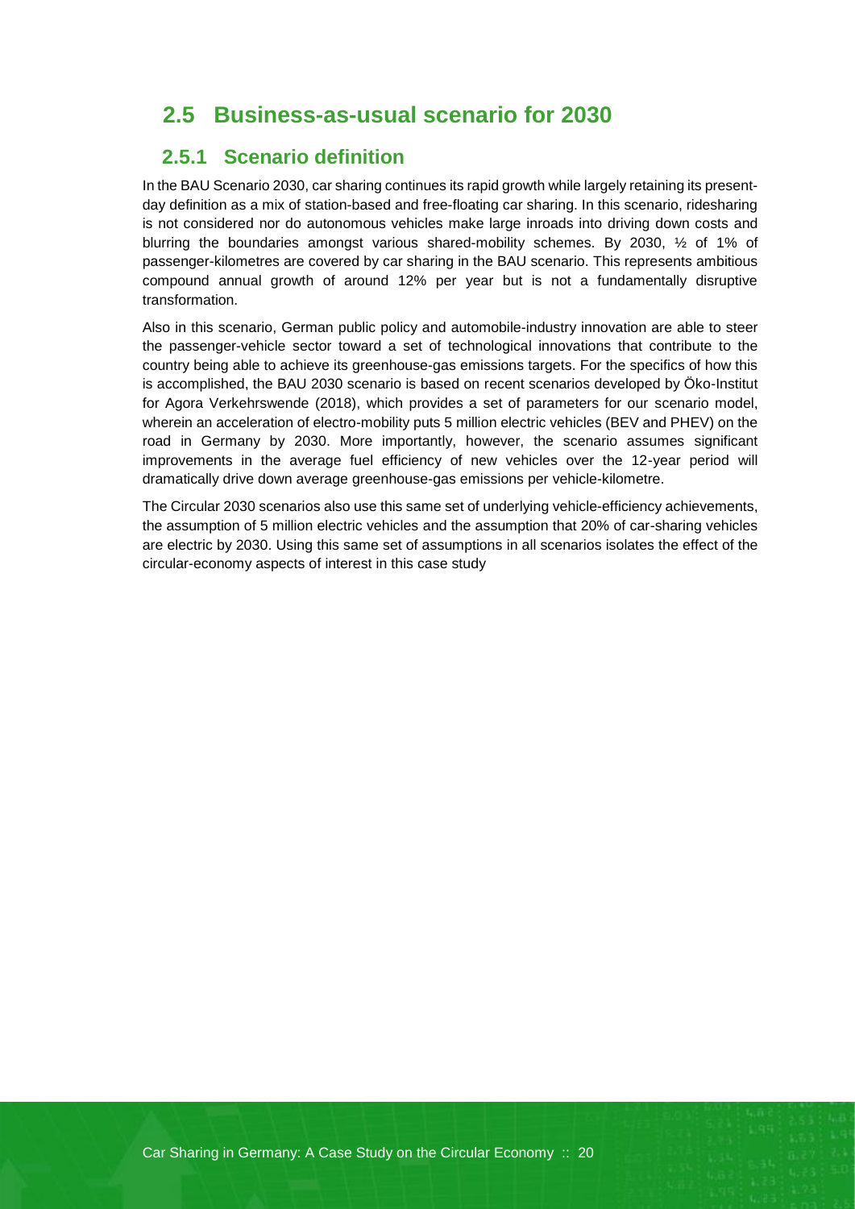## 2.5 Business-as-usual scenario for 2030

### 2.5.1 Scenario definition

In the BAU Scenario 2030, car sharing continues its rapid growth while largely retaining its present-day definition as a mix of station-based and free-floating car sharing. In this scenario, ridesharing is not considered nor do autonomous vehicles make large inroads into driving down costs and blurring the boundaries amongst various shared-mobility schemes. By 2030, ½ of 1% of passenger-kilometres are covered by car sharing in the BAU scenario. This represents ambitious compound annual growth of around 12% per year but is not a fundamentally disruptive transformation.

Also in this scenario, German public policy and automobile-industry innovation are able to steer the passenger-vehicle sector toward a set of technological innovations that contribute to the country being able to achieve its greenhouse-gas emissions targets. For the specifics of how this is accomplished, the BAU 2030 scenario is based on recent scenarios developed by Öko-Institut for Agora Verkehrswende (2018), which provides a set of parameters for our scenario model, wherein an acceleration of electro-mobility puts 5 million electric vehicles (BEV and PHEV) on the road in Germany by 2030. More importantly, however, the scenario assumes significant improvements in the average fuel efficiency of new vehicles over the 12-year period will dramatically drive down average greenhouse-gas emissions per vehicle-kilometre.

The Circular 2030 scenarios also use this same set of underlying vehicle-efficiency achievements, the assumption of 5 million electric vehicles and the assumption that 20% of car-sharing vehicles are electric by 2030. Using this same set of assumptions in all scenarios isolates the effect of the circular-economy aspects of interest in this case study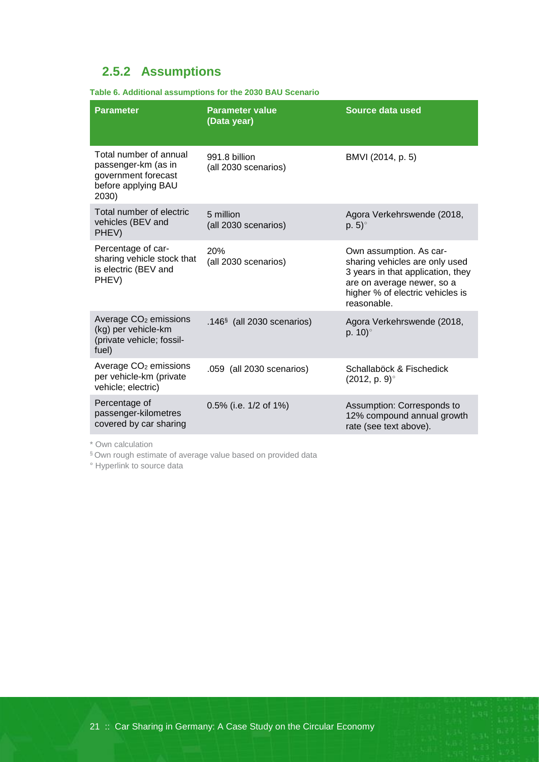### 2.5.2 Assumptions

**Table 6. Additional assumptions for the 2030 BAU Scenario**

| Parameter | Parameter value (Data year) | Source data used |
|---|---|---|
| Total number of annual passenger-km (as in government forecast before applying BAU 2030) | 991.8 billion (all 2030 scenarios) | BMVI (2014, p. 5) |
| Total number of electric vehicles (BEV and PHEV) | 5 million (all 2030 scenarios) | Agora Verkehrswende (2018, p. 5)° |
| Percentage of car-sharing vehicle stock that is electric (BEV and PHEV) | 20% (all 2030 scenarios) | Own assumption. As car-sharing vehicles are only used 3 years in that application, they are on average newer, so a higher % of electric vehicles is reasonable. |
| Average $CO_2$ emissions (kg) per vehicle-km (private vehicle; fossil-fuel) | .146§ (all 2030 scenarios) | Agora Verkehrswende (2018, p. 10)° |
| Average $CO_2$ emissions per vehicle-km (private vehicle; electric) | .059 (all 2030 scenarios) | Schallaböck & Fischedick (2012, p. 9)° |
| Percentage of passenger-kilometres covered by car sharing | 0.5% (i.e. 1/2 of 1%) | Assumption: Corresponds to 12% compound annual growth rate (see text above). |

\* Own calculation

§ Own rough estimate of average value based on provided data

° Hyperlink to source data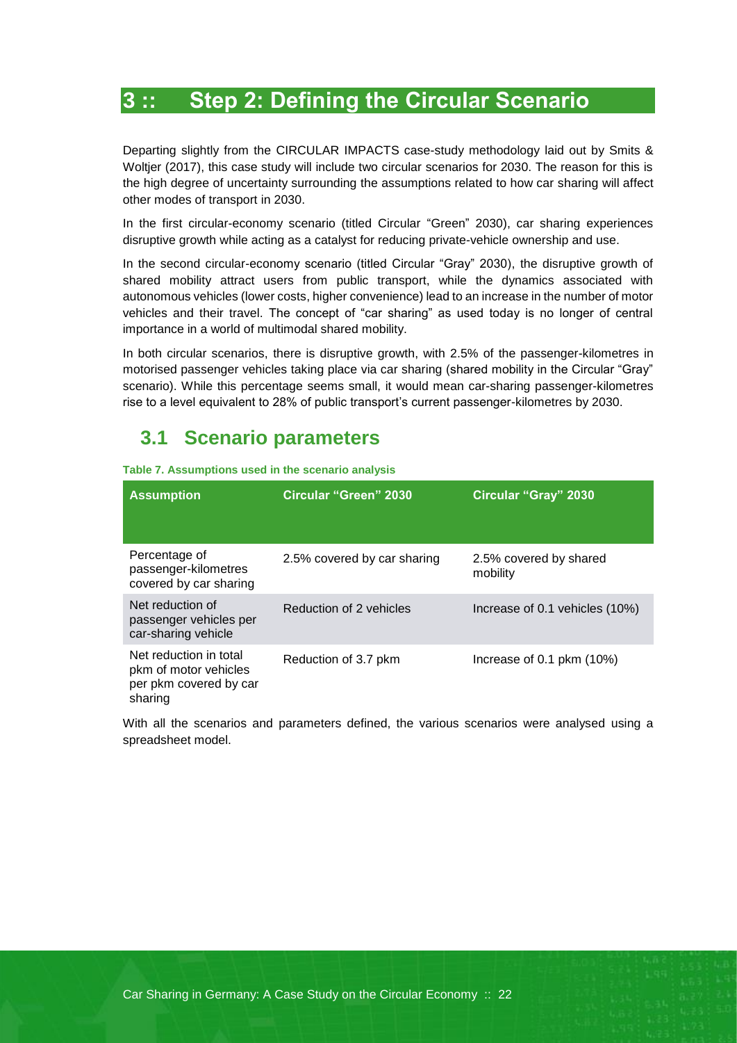# 3 :: Step 2: Defining the Circular Scenario

Departing slightly from the CIRCULAR IMPACTS case-study methodology laid out by Smits & Woltjer (2017), this case study will include two circular scenarios for 2030. The reason for this is the high degree of uncertainty surrounding the assumptions related to how car sharing will affect other modes of transport in 2030.

In the first circular-economy scenario (titled Circular “Green” 2030), car sharing experiences disruptive growth while acting as a catalyst for reducing private-vehicle ownership and use.

In the second circular-economy scenario (titled Circular “Gray” 2030), the disruptive growth of shared mobility attract users from public transport, while the dynamics associated with autonomous vehicles (lower costs, higher convenience) lead to an increase in the number of motor vehicles and their travel. The concept of “car sharing” as used today is no longer of central importance in a world of multimodal shared mobility.

In both circular scenarios, there is disruptive growth, with 2.5% of the passenger-kilometres in motorised passenger vehicles taking place via car sharing (shared mobility in the Circular “Gray” scenario). While this percentage seems small, it would mean car-sharing passenger-kilometres rise to a level equivalent to 28% of public transport’s current passenger-kilometres by 2030.

## 3.1 Scenario parameters

**Table 7. Assumptions used in the scenario analysis**

| Assumption | Circular “Green” 2030 | Circular “Gray” 2030 |
|---|---|---|
| Percentage of passenger-kilometres covered by car sharing | 2.5% covered by car sharing | 2.5% covered by shared mobility |
| Net reduction of passenger vehicles per car-sharing vehicle | Reduction of 2 vehicles | Increase of 0.1 vehicles (10%) |
| Net reduction in total pkm of motor vehicles per pkm covered by car sharing | Reduction of 3.7 pkm | Increase of 0.1 pkm (10%) |

With all the scenarios and parameters defined, the various scenarios were analysed using a spreadsheet model.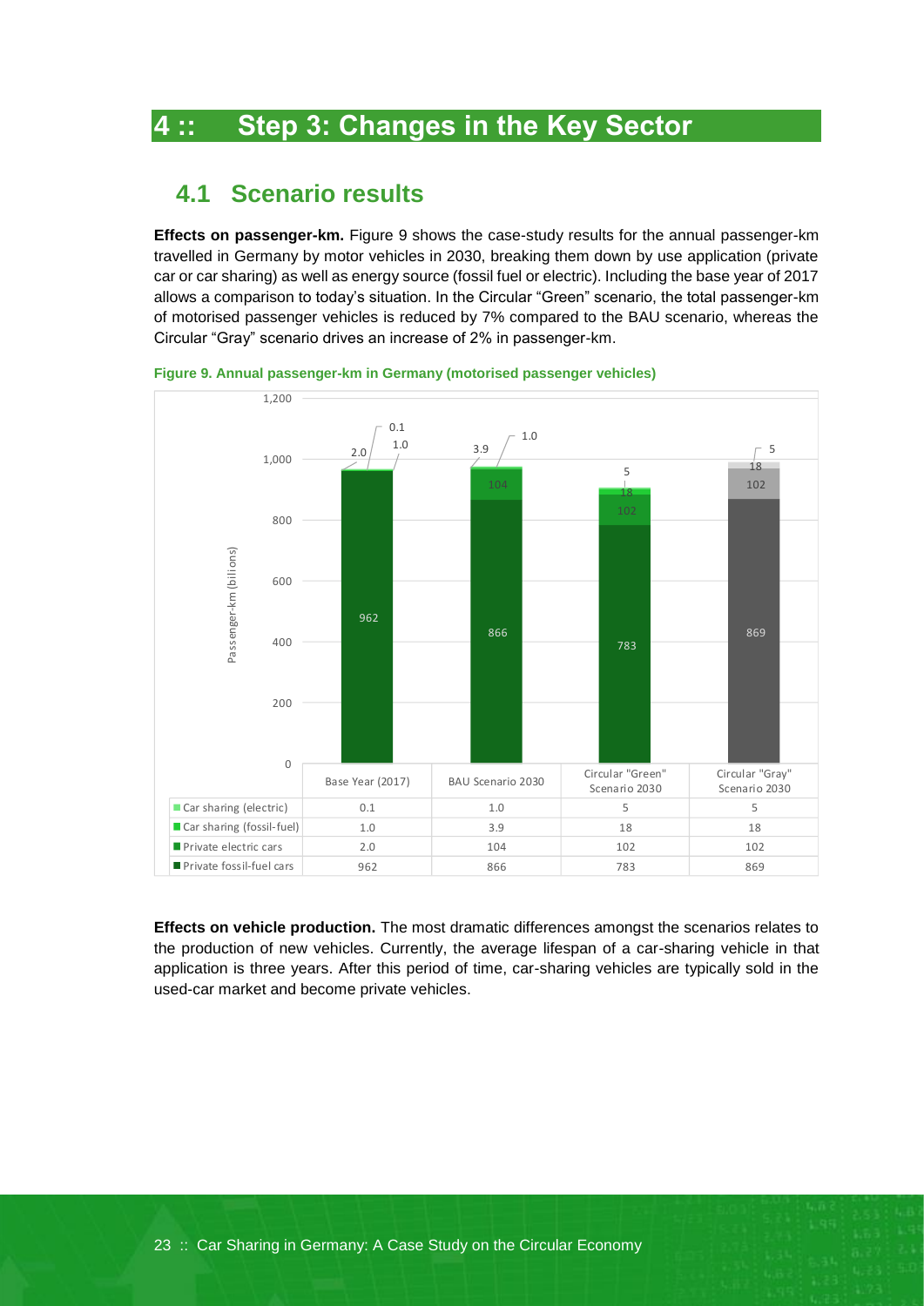# 4 :: Step 3: Changes in the Key Sector

## 4.1 Scenario results

**Effects on passenger-km.** Figure 9 shows the case-study results for the annual passenger-km travelled in Germany by motor vehicles in 2030, breaking them down by use application (private car or car sharing) as well as energy source (fossil fuel or electric). Including the base year of 2017 allows a comparison to today's situation. In the Circular "Green" scenario, the total passenger-km of motorised passenger vehicles is reduced by 7% compared to the BAU scenario, whereas the Circular "Gray" scenario drives an increase of 2% in passenger-km.

**Figure 9. Annual passenger-km in Germany (motorised passenger vehicles)**

Passenger-km (billions)

0, 200, 400, 600, 800, 1,000, 1,200

| | Base Year (2017) | BAU Scenario 2030 | Circular "Green" Scenario 2030 | Circular "Gray" Scenario 2030 |
|---|---|---|---|---|
| Car sharing (electric) | 0.1 | 1.0 | 5 | 5 |
| Car sharing (fossil-fuel) | 1.0 | 3.9 | 18 | 18 |
| Private electric cars | 2.0 | 104 | 102 | 102 |
| Private fossil-fuel cars | 962 | 866 | 783 | 869 |

**Effects on vehicle production.** The most dramatic differences amongst the scenarios relates to the production of new vehicles. Currently, the average lifespan of a car-sharing vehicle in that application is three years. After this period of time, car-sharing vehicles are typically sold in the used-car market and become private vehicles.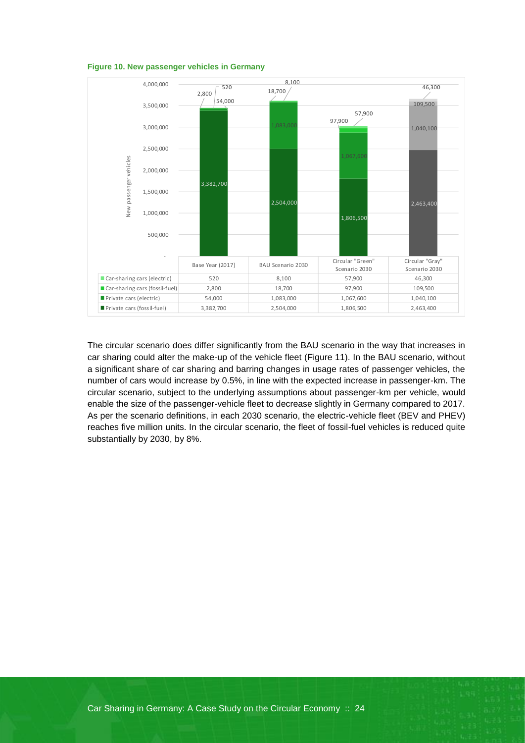**Figure 10. New passenger vehicles in Germany**

New passenger vehicles

4,000,000
3,500,000
3,000,000
2,500,000
2,000,000
1,500,000
1,000,000
500,000
-

| | Base Year (2017) | BAU Scenario 2030 | Circular "Green" Scenario 2030 | Circular "Gray" Scenario 2030 |
|---|---|---|---|---|
| Car-sharing cars (electric) | 520 | 8,100 | 57,900 | 46,300 |
| Car-sharing cars (fossil-fuel) | 2,800 | 18,700 | 97,900 | 109,500 |
| Private cars (electric) | 54,000 | 1,083,000 | 1,067,600 | 1,040,100 |
| Private cars (fossil-fuel) | 3,382,700 | 2,504,000 | 1,806,500 | 2,463,400 |

The circular scenario does differ significantly from the BAU scenario in the way that increases in car sharing could alter the make-up of the vehicle fleet (Figure 11). In the BAU scenario, without a significant share of car sharing and barring changes in usage rates of passenger vehicles, the number of cars would increase by 0.5%, in line with the expected increase in passenger-km. The circular scenario, subject to the underlying assumptions about passenger-km per vehicle, would enable the size of the passenger-vehicle fleet to decrease slightly in Germany compared to 2017. As per the scenario definitions, in each 2030 scenario, the electric-vehicle fleet (BEV and PHEV) reaches five million units. In the circular scenario, the fleet of fossil-fuel vehicles is reduced quite substantially by 2030, by 8%.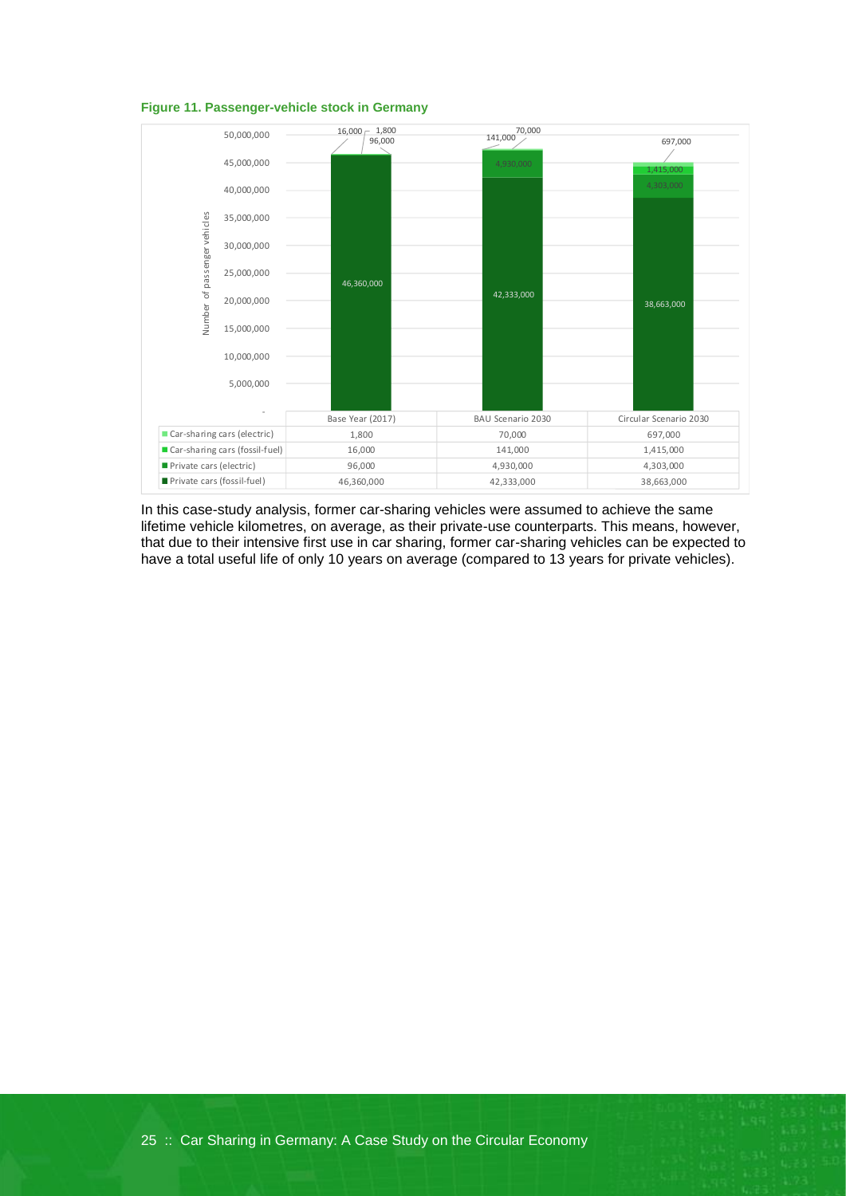**Figure 11. Passenger-vehicle stock in Germany**

50,000,000
45,000,000
40,000,000
35,000,000
30,000,000
25,000,000
20,000,000
15,000,000
10,000,000
5,000,000
-

Number of passenger vehicles

16,000
1,800
96,000
46,360,000

141,000
70,000
4,930,000
42,333,000

697,000
1,415,000
4,303,000
38,663,000

| | Base Year (2017) | BAU Scenario 2030 | Circular Scenario 2030 |
|---|---|---|---|
| Car-sharing cars (electric) | 1,800 | 70,000 | 697,000 |
| Car-sharing cars (fossil-fuel) | 16,000 | 141,000 | 1,415,000 |
| Private cars (electric) | 96,000 | 4,930,000 | 4,303,000 |
| Private cars (fossil-fuel) | 46,360,000 | 42,333,000 | 38,663,000 |

In this case-study analysis, former car-sharing vehicles were assumed to achieve the same lifetime vehicle kilometres, on average, as their private-use counterparts. This means, however, that due to their intensive first use in car sharing, former car-sharing vehicles can be expected to have a total useful life of only 10 years on average (compared to 13 years for private vehicles).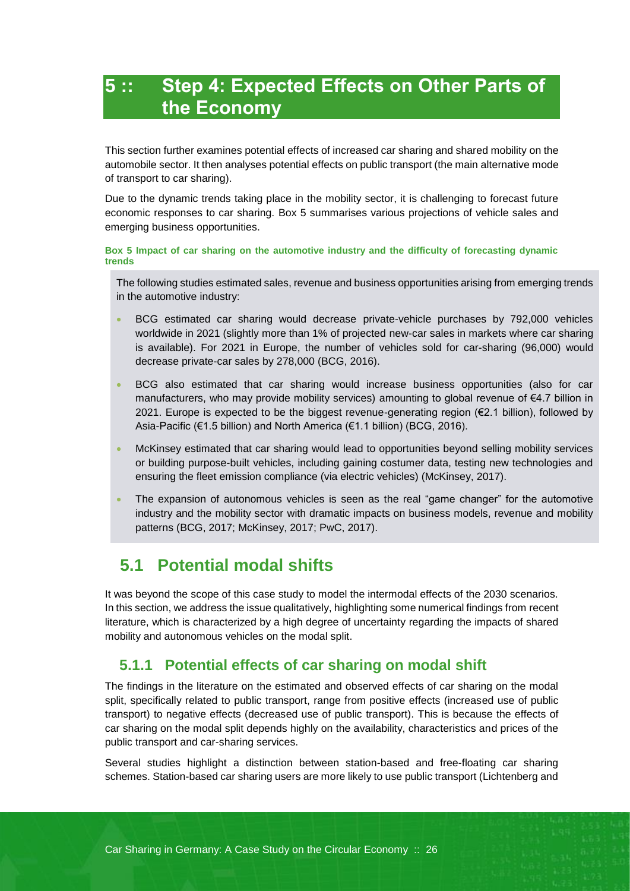# 5 :: Step 4: Expected Effects on Other Parts of the Economy

This section further examines potential effects of increased car sharing and shared mobility on the automobile sector. It then analyses potential effects on public transport (the main alternative mode of transport to car sharing).

Due to the dynamic trends taking place in the mobility sector, it is challenging to forecast future economic responses to car sharing. Box 5 summarises various projections of vehicle sales and emerging business opportunities.

**Box 5 Impact of car sharing on the automotive industry and the difficulty of forecasting dynamic trends**

The following studies estimated sales, revenue and business opportunities arising from emerging trends in the automotive industry:

- BCG estimated car sharing would decrease private-vehicle purchases by 792,000 vehicles worldwide in 2021 (slightly more than 1% of projected new-car sales in markets where car sharing is available). For 2021 in Europe, the number of vehicles sold for car-sharing (96,000) would decrease private-car sales by 278,000 (BCG, 2016).
- BCG also estimated that car sharing would increase business opportunities (also for car manufacturers, who may provide mobility services) amounting to global revenue of €4.7 billion in 2021. Europe is expected to be the biggest revenue-generating region (€2.1 billion), followed by Asia-Pacific (€1.5 billion) and North America (€1.1 billion) (BCG, 2016).
- McKinsey estimated that car sharing would lead to opportunities beyond selling mobility services or building purpose-built vehicles, including gaining costumer data, testing new technologies and ensuring the fleet emission compliance (via electric vehicles) (McKinsey, 2017).
- The expansion of autonomous vehicles is seen as the real "game changer" for the automotive industry and the mobility sector with dramatic impacts on business models, revenue and mobility patterns (BCG, 2017; McKinsey, 2017; PwC, 2017).

## 5.1 Potential modal shifts

It was beyond the scope of this case study to model the intermodal effects of the 2030 scenarios. In this section, we address the issue qualitatively, highlighting some numerical findings from recent literature, which is characterized by a high degree of uncertainty regarding the impacts of shared mobility and autonomous vehicles on the modal split.

### 5.1.1 Potential effects of car sharing on modal shift

The findings in the literature on the estimated and observed effects of car sharing on the modal split, specifically related to public transport, range from positive effects (increased use of public transport) to negative effects (decreased use of public transport). This is because the effects of car sharing on the modal split depends highly on the availability, characteristics and prices of the public transport and car-sharing services.

Several studies highlight a distinction between station-based and free-floating car sharing schemes. Station-based car sharing users are more likely to use public transport (Lichtenberg and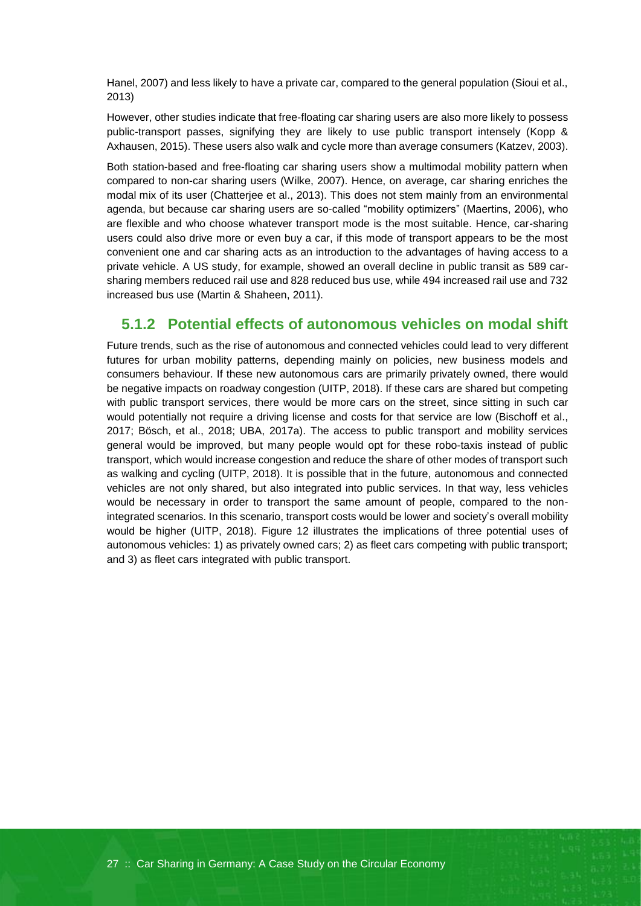Hanel, 2007) and less likely to have a private car, compared to the general population (Sioui et al., 2013)

However, other studies indicate that free-floating car sharing users are also more likely to possess public-transport passes, signifying they are likely to use public transport intensely (Kopp & Axhausen, 2015). These users also walk and cycle more than average consumers (Katzev, 2003).

Both station-based and free-floating car sharing users show a multimodal mobility pattern when compared to non-car sharing users (Wilke, 2007). Hence, on average, car sharing enriches the modal mix of its user (Chatterjee et al., 2013). This does not stem mainly from an environmental agenda, but because car sharing users are so-called "mobility optimizers" (Maertins, 2006), who are flexible and who choose whatever transport mode is the most suitable. Hence, car-sharing users could also drive more or even buy a car, if this mode of transport appears to be the most convenient one and car sharing acts as an introduction to the advantages of having access to a private vehicle. A US study, for example, showed an overall decline in public transit as 589 car-sharing members reduced rail use and 828 reduced bus use, while 494 increased rail use and 732 increased bus use (Martin & Shaheen, 2011).

### 5.1.2 Potential effects of autonomous vehicles on modal shift

Future trends, such as the rise of autonomous and connected vehicles could lead to very different futures for urban mobility patterns, depending mainly on policies, new business models and consumers behaviour. If these new autonomous cars are primarily privately owned, there would be negative impacts on roadway congestion (UITP, 2018). If these cars are shared but competing with public transport services, there would be more cars on the street, since sitting in such car would potentially not require a driving license and costs for that service are low (Bischoff et al., 2017; Bösch, et al., 2018; UBA, 2017a). The access to public transport and mobility services general would be improved, but many people would opt for these robo-taxis instead of public transport, which would increase congestion and reduce the share of other modes of transport such as walking and cycling (UITP, 2018). It is possible that in the future, autonomous and connected vehicles are not only shared, but also integrated into public services. In that way, less vehicles would be necessary in order to transport the same amount of people, compared to the non-integrated scenarios. In this scenario, transport costs would be lower and society's overall mobility would be higher (UITP, 2018). Figure 12 illustrates the implications of three potential uses of autonomous vehicles: 1) as privately owned cars; 2) as fleet cars competing with public transport; and 3) as fleet cars integrated with public transport.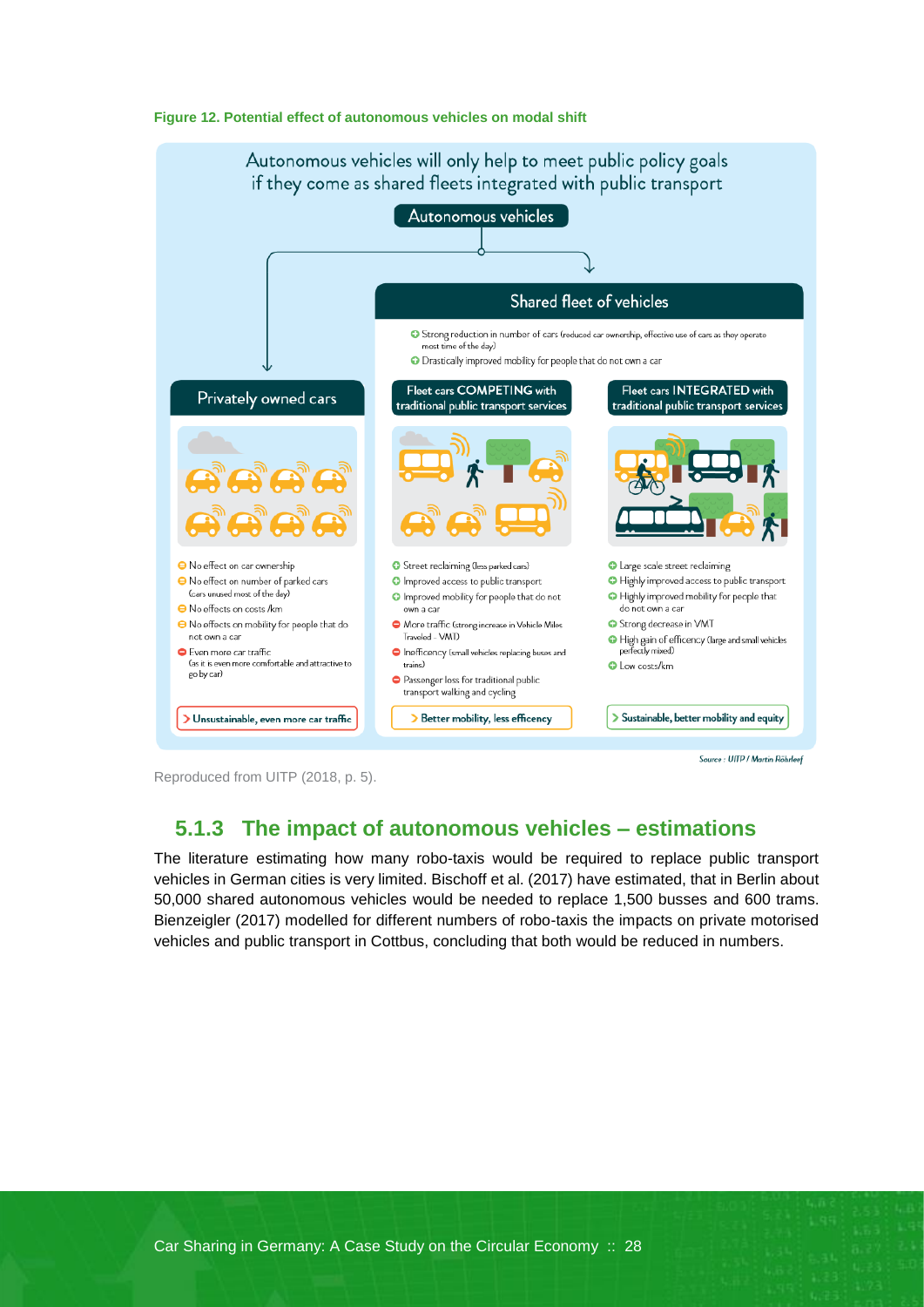**Figure 12. Potential effect of autonomous vehicles on modal shift**

Autonomous vehicles will only help to meet public policy goals if they come as shared fleets integrated with public transport

Autonomous vehicles

Shared fleet of vehicles

- Strong reduction in number of cars (reduced car ownership, effective use of cars as they operate most time of the day)
- Drastically improved mobility for people that do not own a car

Privately owned cars

- No effect on car ownership
- No effect on number of parked cars (cars unused most of the day)
- No effects on costs /km
- No effects on mobility for people that do not own a car
- Even more car traffic (as it is even more comfortable and attractive to go by car)

> Unsustainable, even more car traffic

Fleet cars COMPETING with traditional public transport services

- Street reclaiming (less parked cars)
- Improved access to public transport
- Improved mobility for people that do not own a car
- More traffic (strong increase in Vehicle Miles Traveled - VMT)
- Inefficency (small vehicles replacing buses and trains)
- Passenger loss for traditional public transport walking and cycling

> Better mobility, less efficency

Fleet cars INTEGRATED with traditional public transport services

- Large scale street reclaiming
- Highly improved access to public transport
- Highly improved mobility for people that do not own a car
- Strong decrease in VMT
- High gain of efficency (large and small vehicles perfectly mixed)
- Low costs/km

> Sustainable, better mobility and equity

Source : UITP / Martin Röhrleef

Reproduced from UITP (2018, p. 5).

### 5.1.3 The impact of autonomous vehicles – estimations

The literature estimating how many robo-taxis would be required to replace public transport vehicles in German cities is very limited. Bischoff et al. (2017) have estimated, that in Berlin about 50,000 shared autonomous vehicles would be needed to replace 1,500 busses and 600 trams. Bienzeigler (2017) modelled for different numbers of robo-taxis the impacts on private motorised vehicles and public transport in Cottbus, concluding that both would be reduced in numbers.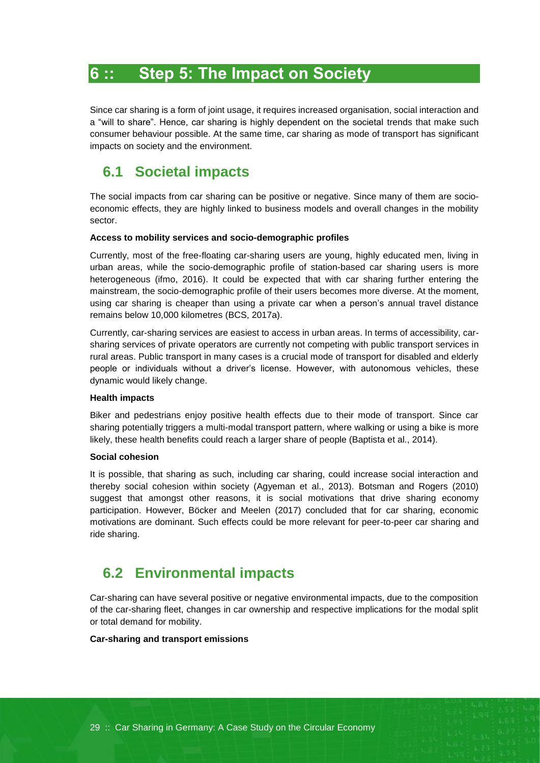# 6 :: Step 5: The Impact on Society

Since car sharing is a form of joint usage, it requires increased organisation, social interaction and a "will to share". Hence, car sharing is highly dependent on the societal trends that make such consumer behaviour possible. At the same time, car sharing as mode of transport has significant impacts on society and the environment.

## 6.1 Societal impacts

The social impacts from car sharing can be positive or negative. Since many of them are socio-economic effects, they are highly linked to business models and overall changes in the mobility sector.

**Access to mobility services and socio-demographic profiles**

Currently, most of the free-floating car-sharing users are young, highly educated men, living in urban areas, while the socio-demographic profile of station-based car sharing users is more heterogeneous (ifmo, 2016). It could be expected that with car sharing further entering the mainstream, the socio-demographic profile of their users becomes more diverse. At the moment, using car sharing is cheaper than using a private car when a person's annual travel distance remains below 10,000 kilometres (BCS, 2017a).

Currently, car-sharing services are easiest to access in urban areas. In terms of accessibility, car-sharing services of private operators are currently not competing with public transport services in rural areas. Public transport in many cases is a crucial mode of transport for disabled and elderly people or individuals without a driver's license. However, with autonomous vehicles, these dynamic would likely change.

**Health impacts**

Biker and pedestrians enjoy positive health effects due to their mode of transport. Since car sharing potentially triggers a multi-modal transport pattern, where walking or using a bike is more likely, these health benefits could reach a larger share of people (Baptista et al., 2014).

**Social cohesion**

It is possible, that sharing as such, including car sharing, could increase social interaction and thereby social cohesion within society (Agyeman et al., 2013). Botsman and Rogers (2010) suggest that amongst other reasons, it is social motivations that drive sharing economy participation. However, Böcker and Meelen (2017) concluded that for car sharing, economic motivations are dominant. Such effects could be more relevant for peer-to-peer car sharing and ride sharing.

## 6.2 Environmental impacts

Car-sharing can have several positive or negative environmental impacts, due to the composition of the car-sharing fleet, changes in car ownership and respective implications for the modal split or total demand for mobility.

**Car-sharing and transport emissions**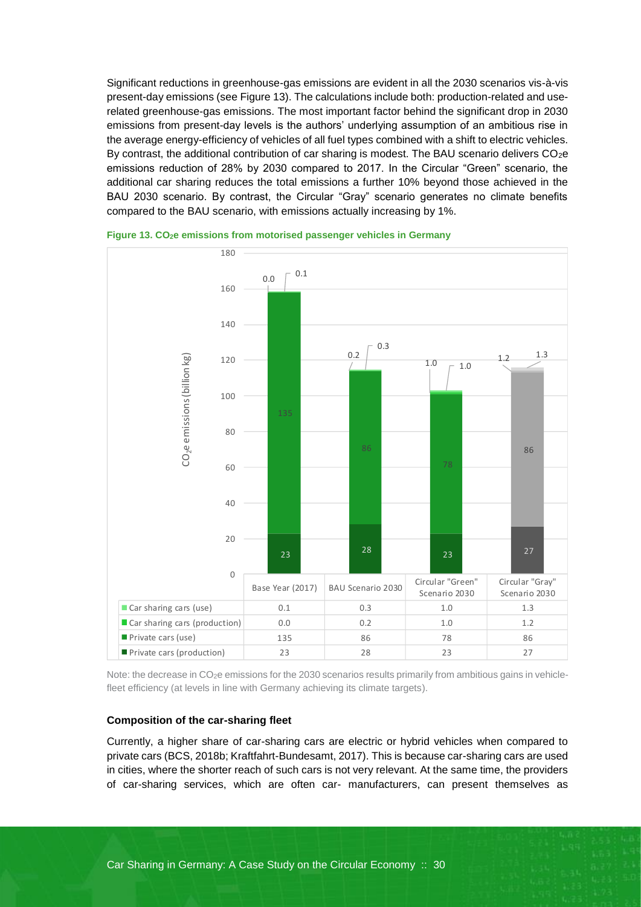Significant reductions in greenhouse-gas emissions are evident in all the 2030 scenarios vis-à-vis present-day emissions (see Figure 13). The calculations include both: production-related and use-related greenhouse-gas emissions. The most important factor behind the significant drop in 2030 emissions from present-day levels is the authors' underlying assumption of an ambitious rise in the average energy-efficiency of vehicles of all fuel types combined with a shift to electric vehicles. By contrast, the additional contribution of car sharing is modest. The BAU scenario delivers $CO_2e$ emissions reduction of 28% by 2030 compared to 2017. In the Circular "Green" scenario, the additional car sharing reduces the total emissions a further 10% beyond those achieved in the BAU 2030 scenario. By contrast, the Circular "Gray" scenario generates no climate benefits compared to the BAU scenario, with emissions actually increasing by 1%.

**Figure 13. $CO_2e$ emissions from motorised passenger vehicles in Germany**

$CO_2e$ emissions (billion kg)

180
160
140
120
100
80
60
40
20
0

0.0 0.1 135 23
0.2 0.3 86 28
1.0 1.0 78 23
1.2 1.3 86 27

| | Base Year (2017) | BAU Scenario 2030 | Circular "Green" Scenario 2030 | Circular "Gray" Scenario 2030 |
|---|---|---|---|---|
| Car sharing cars (use) | 0.1 | 0.3 | 1.0 | 1.3 |
| Car sharing cars (production) | 0.0 | 0.2 | 1.0 | 1.2 |
| Private cars (use) | 135 | 86 | 78 | 86 |
| Private cars (production) | 23 | 28 | 23 | 27 |

Note: the decrease in $CO_2e$ emissions for the 2030 scenarios results primarily from ambitious gains in vehicle-fleet efficiency (at levels in line with Germany achieving its climate targets).

#### Composition of the car-sharing fleet

Currently, a higher share of car-sharing cars are electric or hybrid vehicles when compared to private cars (BCS, 2018b; Kraftfahrt-Bundesamt, 2017). This is because car-sharing cars are used in cities, where the shorter reach of such cars is not very relevant. At the same time, the providers of car-sharing services, which are often car- manufacturers, can present themselves as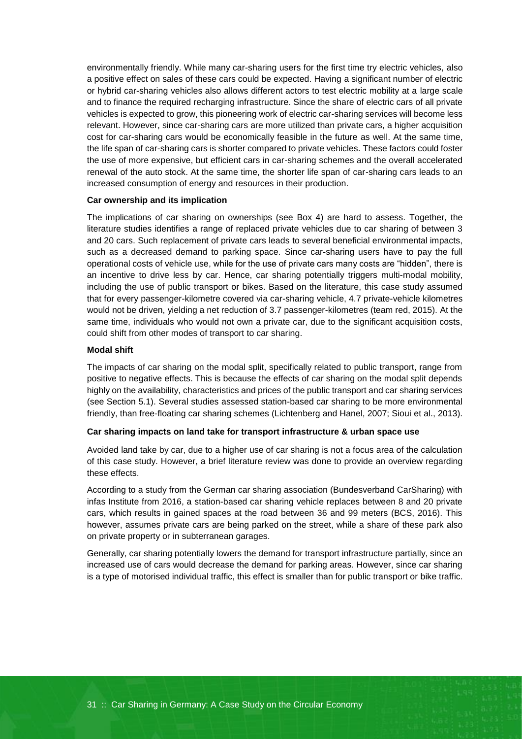environmentally friendly. While many car-sharing users for the first time try electric vehicles, also a positive effect on sales of these cars could be expected. Having a significant number of electric or hybrid car-sharing vehicles also allows different actors to test electric mobility at a large scale and to finance the required recharging infrastructure. Since the share of electric cars of all private vehicles is expected to grow, this pioneering work of electric car-sharing services will become less relevant. However, since car-sharing cars are more utilized than private cars, a higher acquisition cost for car-sharing cars would be economically feasible in the future as well. At the same time, the life span of car-sharing cars is shorter compared to private vehicles. These factors could foster the use of more expensive, but efficient cars in car-sharing schemes and the overall accelerated renewal of the auto stock. At the same time, the shorter life span of car-sharing cars leads to an increased consumption of energy and resources in their production.

**Car ownership and its implication**

The implications of car sharing on ownerships (see Box 4) are hard to assess. Together, the literature studies identifies a range of replaced private vehicles due to car sharing of between 3 and 20 cars. Such replacement of private cars leads to several beneficial environmental impacts, such as a decreased demand to parking space. Since car-sharing users have to pay the full operational costs of vehicle use, while for the use of private cars many costs are "hidden", there is an incentive to drive less by car. Hence, car sharing potentially triggers multi-modal mobility, including the use of public transport or bikes. Based on the literature, this case study assumed that for every passenger-kilometre covered via car-sharing vehicle, 4.7 private-vehicle kilometres would not be driven, yielding a net reduction of 3.7 passenger-kilometres (team red, 2015). At the same time, individuals who would not own a private car, due to the significant acquisition costs, could shift from other modes of transport to car sharing.

**Modal shift**

The impacts of car sharing on the modal split, specifically related to public transport, range from positive to negative effects. This is because the effects of car sharing on the modal split depends highly on the availability, characteristics and prices of the public transport and car sharing services (see Section 5.1). Several studies assessed station-based car sharing to be more environmental friendly, than free-floating car sharing schemes (Lichtenberg and Hanel, 2007; Sioui et al., 2013).

**Car sharing impacts on land take for transport infrastructure & urban space use**

Avoided land take by car, due to a higher use of car sharing is not a focus area of the calculation of this case study. However, a brief literature review was done to provide an overview regarding these effects.

According to a study from the German car sharing association (Bundesverband CarSharing) with infas Institute from 2016, a station-based car sharing vehicle replaces between 8 and 20 private cars, which results in gained spaces at the road between 36 and 99 meters (BCS, 2016). This however, assumes private cars are being parked on the street, while a share of these park also on private property or in subterranean garages.

Generally, car sharing potentially lowers the demand for transport infrastructure partially, since an increased use of cars would decrease the demand for parking areas. However, since car sharing is a type of motorised individual traffic, this effect is smaller than for public transport or bike traffic.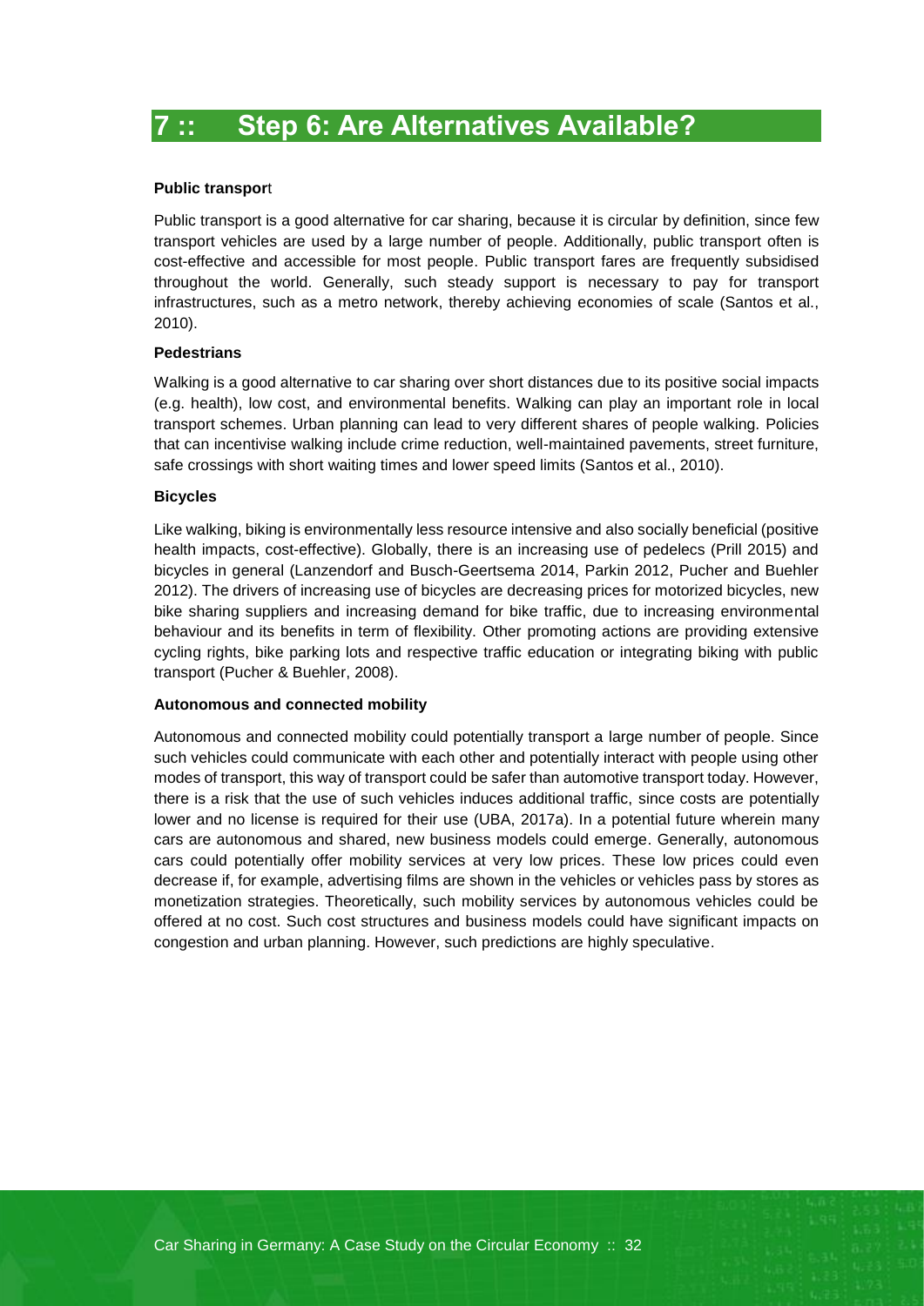# 7 :: Step 6: Are Alternatives Available?

**Public transport**

Public transport is a good alternative for car sharing, because it is circular by definition, since few transport vehicles are used by a large number of people. Additionally, public transport often is cost-effective and accessible for most people. Public transport fares are frequently subsidised throughout the world. Generally, such steady support is necessary to pay for transport infrastructures, such as a metro network, thereby achieving economies of scale (Santos et al., 2010).

**Pedestrians**

Walking is a good alternative to car sharing over short distances due to its positive social impacts (e.g. health), low cost, and environmental benefits. Walking can play an important role in local transport schemes. Urban planning can lead to very different shares of people walking. Policies that can incentivise walking include crime reduction, well-maintained pavements, street furniture, safe crossings with short waiting times and lower speed limits (Santos et al., 2010).

**Bicycles**

Like walking, biking is environmentally less resource intensive and also socially beneficial (positive health impacts, cost-effective). Globally, there is an increasing use of pedelecs (Prill 2015) and bicycles in general (Lanzendorf and Busch-Geertsema 2014, Parkin 2012, Pucher and Buehler 2012). The drivers of increasing use of bicycles are decreasing prices for motorized bicycles, new bike sharing suppliers and increasing demand for bike traffic, due to increasing environmental behaviour and its benefits in term of flexibility. Other promoting actions are providing extensive cycling rights, bike parking lots and respective traffic education or integrating biking with public transport (Pucher & Buehler, 2008).

**Autonomous and connected mobility**

Autonomous and connected mobility could potentially transport a large number of people. Since such vehicles could communicate with each other and potentially interact with people using other modes of transport, this way of transport could be safer than automotive transport today. However, there is a risk that the use of such vehicles induces additional traffic, since costs are potentially lower and no license is required for their use (UBA, 2017a). In a potential future wherein many cars are autonomous and shared, new business models could emerge. Generally, autonomous cars could potentially offer mobility services at very low prices. These low prices could even decrease if, for example, advertising films are shown in the vehicles or vehicles pass by stores as monetization strategies. Theoretically, such mobility services by autonomous vehicles could be offered at no cost. Such cost structures and business models could have significant impacts on congestion and urban planning. However, such predictions are highly speculative.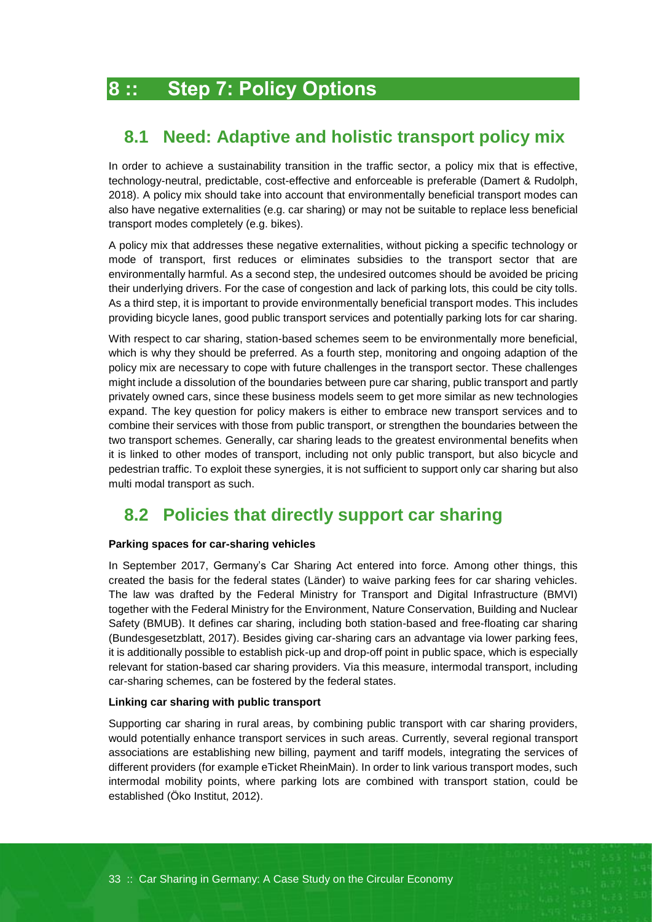# 8 :: Step 7: Policy Options

## 8.1 Need: Adaptive and holistic transport policy mix

In order to achieve a sustainability transition in the traffic sector, a policy mix that is effective, technology-neutral, predictable, cost-effective and enforceable is preferable (Damert & Rudolph, 2018). A policy mix should take into account that environmentally beneficial transport modes can also have negative externalities (e.g. car sharing) or may not be suitable to replace less beneficial transport modes completely (e.g. bikes).

A policy mix that addresses these negative externalities, without picking a specific technology or mode of transport, first reduces or eliminates subsidies to the transport sector that are environmentally harmful. As a second step, the undesired outcomes should be avoided be pricing their underlying drivers. For the case of congestion and lack of parking lots, this could be city tolls. As a third step, it is important to provide environmentally beneficial transport modes. This includes providing bicycle lanes, good public transport services and potentially parking lots for car sharing.

With respect to car sharing, station-based schemes seem to be environmentally more beneficial, which is why they should be preferred. As a fourth step, monitoring and ongoing adaption of the policy mix are necessary to cope with future challenges in the transport sector. These challenges might include a dissolution of the boundaries between pure car sharing, public transport and partly privately owned cars, since these business models seem to get more similar as new technologies expand. The key question for policy makers is either to embrace new transport services and to combine their services with those from public transport, or strengthen the boundaries between the two transport schemes. Generally, car sharing leads to the greatest environmental benefits when it is linked to other modes of transport, including not only public transport, but also bicycle and pedestrian traffic. To exploit these synergies, it is not sufficient to support only car sharing but also multi modal transport as such.

## 8.2 Policies that directly support car sharing

**Parking spaces for car-sharing vehicles**

In September 2017, Germany's Car Sharing Act entered into force. Among other things, this created the basis for the federal states (Länder) to waive parking fees for car sharing vehicles. The law was drafted by the Federal Ministry for Transport and Digital Infrastructure (BMVI) together with the Federal Ministry for the Environment, Nature Conservation, Building and Nuclear Safety (BMUB). It defines car sharing, including both station-based and free-floating car sharing (Bundesgesetzblatt, 2017). Besides giving car-sharing cars an advantage via lower parking fees, it is additionally possible to establish pick-up and drop-off point in public space, which is especially relevant for station-based car sharing providers. Via this measure, intermodal transport, including car-sharing schemes, can be fostered by the federal states.

**Linking car sharing with public transport**

Supporting car sharing in rural areas, by combining public transport with car sharing providers, would potentially enhance transport services in such areas. Currently, several regional transport associations are establishing new billing, payment and tariff models, integrating the services of different providers (for example eTicket RheinMain). In order to link various transport modes, such intermodal mobility points, where parking lots are combined with transport station, could be established (Öko Institut, 2012).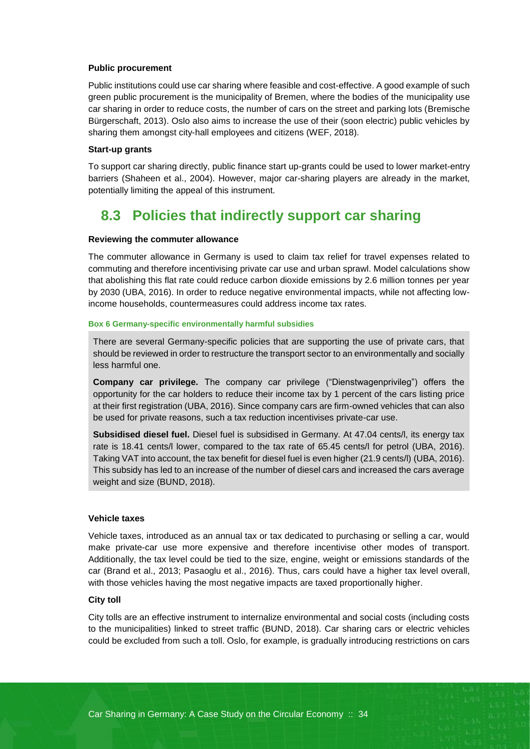**Public procurement**

Public institutions could use car sharing where feasible and cost-effective. A good example of such green public procurement is the municipality of Bremen, where the bodies of the municipality use car sharing in order to reduce costs, the number of cars on the street and parking lots (Bremische Bürgerschaft, 2013). Oslo also aims to increase the use of their (soon electric) public vehicles by sharing them amongst city-hall employees and citizens (WEF, 2018).

**Start-up grants**

To support car sharing directly, public finance start up-grants could be used to lower market-entry barriers (Shaheen et al., 2004). However, major car-sharing players are already in the market, potentially limiting the appeal of this instrument.

## 8.3 Policies that indirectly support car sharing

**Reviewing the commuter allowance**

The commuter allowance in Germany is used to claim tax relief for travel expenses related to commuting and therefore incentivising private car use and urban sprawl. Model calculations show that abolishing this flat rate could reduce carbon dioxide emissions by 2.6 million tonnes per year by 2030 (UBA, 2016). In order to reduce negative environmental impacts, while not affecting low-income households, countermeasures could address income tax rates.

**Box 6 Germany-specific environmentally harmful subsidies**

There are several Germany-specific policies that are supporting the use of private cars, that should be reviewed in order to restructure the transport sector to an environmentally and socially less harmful one.

**Company car privilege.** The company car privilege ("Dienstwagenprivileg") offers the opportunity for the car holders to reduce their income tax by 1 percent of the cars listing price at their first registration (UBA, 2016). Since company cars are firm-owned vehicles that can also be used for private reasons, such a tax reduction incentivises private-car use.

**Subsidised diesel fuel.** Diesel fuel is subsidised in Germany. At 47.04 cents/l, its energy tax rate is 18.41 cents/l lower, compared to the tax rate of 65.45 cents/l for petrol (UBA, 2016). Taking VAT into account, the tax benefit for diesel fuel is even higher (21.9 cents/l) (UBA, 2016). This subsidy has led to an increase of the number of diesel cars and increased the cars average weight and size (BUND, 2018).

**Vehicle taxes**

Vehicle taxes, introduced as an annual tax or tax dedicated to purchasing or selling a car, would make private-car use more expensive and therefore incentivise other modes of transport. Additionally, the tax level could be tied to the size, engine, weight or emissions standards of the car (Brand et al., 2013; Pasaoglu et al., 2016). Thus, cars could have a higher tax level overall, with those vehicles having the most negative impacts are taxed proportionally higher.

**City toll**

City tolls are an effective instrument to internalize environmental and social costs (including costs to the municipalities) linked to street traffic (BUND, 2018). Car sharing cars or electric vehicles could be excluded from such a toll. Oslo, for example, is gradually introducing restrictions on cars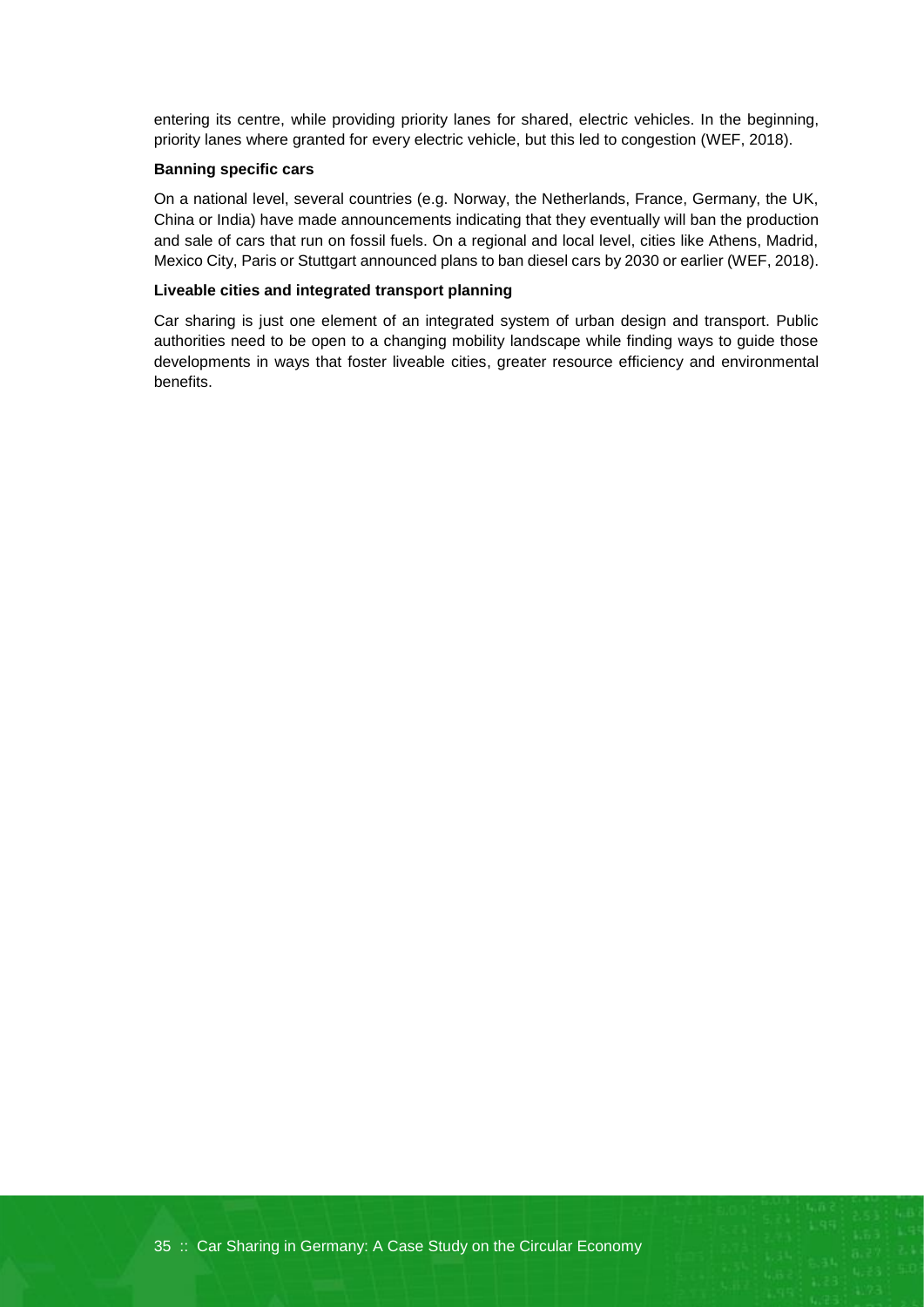entering its centre, while providing priority lanes for shared, electric vehicles. In the beginning, priority lanes where granted for every electric vehicle, but this led to congestion (WEF, 2018).

**Banning specific cars**

On a national level, several countries (e.g. Norway, the Netherlands, France, Germany, the UK, China or India) have made announcements indicating that they eventually will ban the production and sale of cars that run on fossil fuels. On a regional and local level, cities like Athens, Madrid, Mexico City, Paris or Stuttgart announced plans to ban diesel cars by 2030 or earlier (WEF, 2018).

**Liveable cities and integrated transport planning**

Car sharing is just one element of an integrated system of urban design and transport. Public authorities need to be open to a changing mobility landscape while finding ways to guide those developments in ways that foster liveable cities, greater resource efficiency and environmental benefits.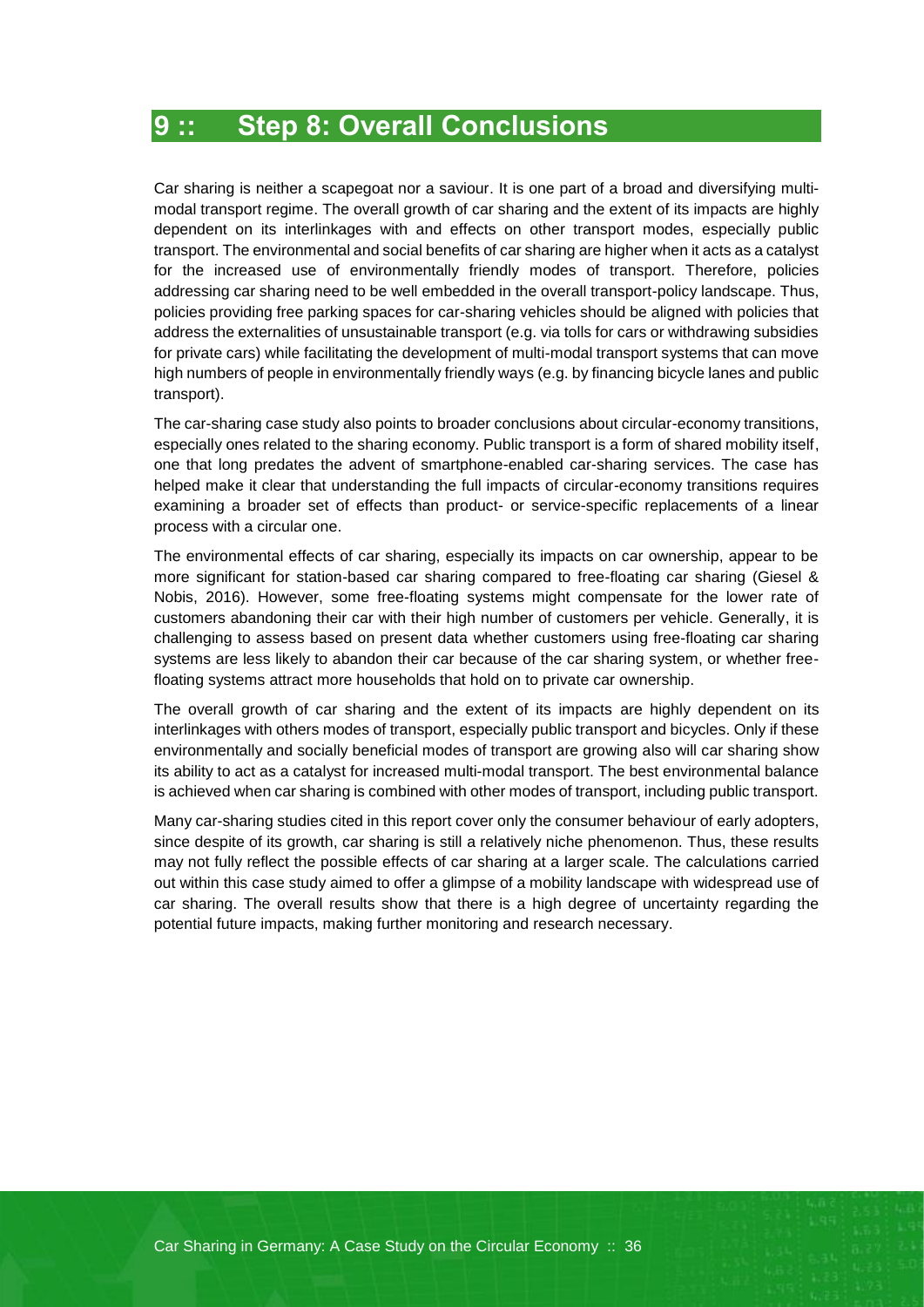# 9 :: Step 8: Overall Conclusions

Car sharing is neither a scapegoat nor a saviour. It is one part of a broad and diversifying multi-modal transport regime. The overall growth of car sharing and the extent of its impacts are highly dependent on its interlinkages with and effects on other transport modes, especially public transport. The environmental and social benefits of car sharing are higher when it acts as a catalyst for the increased use of environmentally friendly modes of transport. Therefore, policies addressing car sharing need to be well embedded in the overall transport-policy landscape. Thus, policies providing free parking spaces for car-sharing vehicles should be aligned with policies that address the externalities of unsustainable transport (e.g. via tolls for cars or withdrawing subsidies for private cars) while facilitating the development of multi-modal transport systems that can move high numbers of people in environmentally friendly ways (e.g. by financing bicycle lanes and public transport).

The car-sharing case study also points to broader conclusions about circular-economy transitions, especially ones related to the sharing economy. Public transport is a form of shared mobility itself, one that long predates the advent of smartphone-enabled car-sharing services. The case has helped make it clear that understanding the full impacts of circular-economy transitions requires examining a broader set of effects than product- or service-specific replacements of a linear process with a circular one.

The environmental effects of car sharing, especially its impacts on car ownership, appear to be more significant for station-based car sharing compared to free-floating car sharing (Giesel & Nobis, 2016). However, some free-floating systems might compensate for the lower rate of customers abandoning their car with their high number of customers per vehicle. Generally, it is challenging to assess based on present data whether customers using free-floating car sharing systems are less likely to abandon their car because of the car sharing system, or whether free-floating systems attract more households that hold on to private car ownership.

The overall growth of car sharing and the extent of its impacts are highly dependent on its interlinkages with others modes of transport, especially public transport and bicycles. Only if these environmentally and socially beneficial modes of transport are growing also will car sharing show its ability to act as a catalyst for increased multi-modal transport. The best environmental balance is achieved when car sharing is combined with other modes of transport, including public transport.

Many car-sharing studies cited in this report cover only the consumer behaviour of early adopters, since despite of its growth, car sharing is still a relatively niche phenomenon. Thus, these results may not fully reflect the possible effects of car sharing at a larger scale. The calculations carried out within this case study aimed to offer a glimpse of a mobility landscape with widespread use of car sharing. The overall results show that there is a high degree of uncertainty regarding the potential future impacts, making further monitoring and research necessary.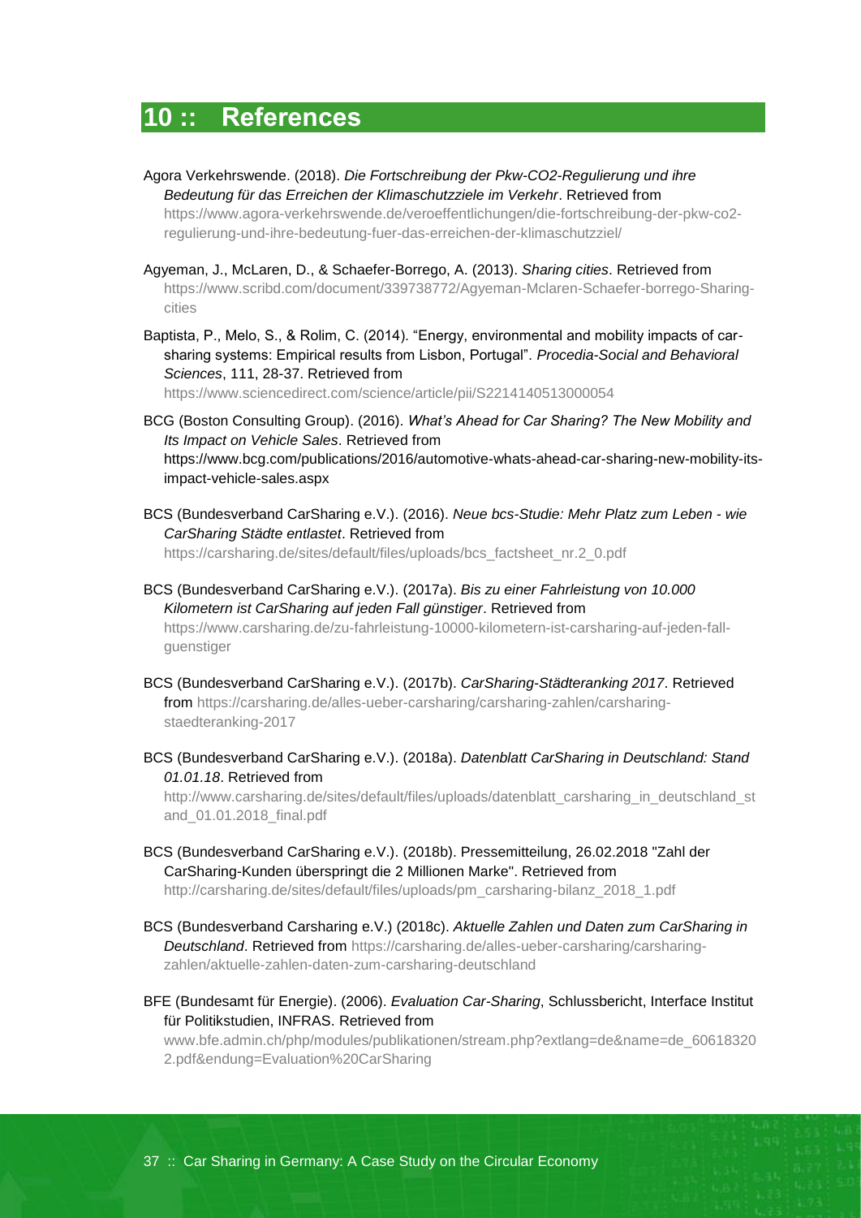# 10 :: References

Agora Verkehrswende. (2018). *Die Fortschreibung der Pkw-CO2-Regulierung und ihre Bedeutung für das Erreichen der Klimaschutzziele im Verkehr*. Retrieved from https://www.agora-verkehrswende.de/veroeffentlichungen/die-fortschreibung-der-pkw-co2-regulierung-und-ihre-bedeutung-fuer-das-erreichen-der-klimaschutzziel/

Agyeman, J., McLaren, D., & Schaefer-Borrego, A. (2013). *Sharing cities*. Retrieved from https://www.scribd.com/document/339738772/Agyeman-Mclaren-Schaefer-borrego-Sharing-cities

Baptista, P., Melo, S., & Rolim, C. (2014). "Energy, environmental and mobility impacts of car-sharing systems: Empirical results from Lisbon, Portugal". *Procedia-Social and Behavioral Sciences*, 111, 28-37. Retrieved from https://www.sciencedirect.com/science/article/pii/S2214140513000054

BCG (Boston Consulting Group). (2016). *What's Ahead for Car Sharing? The New Mobility and Its Impact on Vehicle Sales*. Retrieved from https://www.bcg.com/publications/2016/automotive-whats-ahead-car-sharing-new-mobility-its-impact-vehicle-sales.aspx

BCS (Bundesverband CarSharing e.V.). (2016). *Neue bcs-Studie: Mehr Platz zum Leben - wie CarSharing Städte entlastet*. Retrieved from https://carsharing.de/sites/default/files/uploads/bcs_factsheet_nr.2_0.pdf

BCS (Bundesverband CarSharing e.V.). (2017a). *Bis zu einer Fahrleistung von 10.000 Kilometern ist CarSharing auf jeden Fall günstiger*. Retrieved from https://www.carsharing.de/zu-fahrleistung-10000-kilometern-ist-carsharing-auf-jeden-fall-guenstiger

BCS (Bundesverband CarSharing e.V.). (2017b). *CarSharing-Städteranking 2017*. Retrieved from https://carsharing.de/alles-ueber-carsharing/carsharing-zahlen/carsharing-staedteranking-2017

BCS (Bundesverband CarSharing e.V.). (2018a). *Datenblatt CarSharing in Deutschland: Stand 01.01.18*. Retrieved from http://www.carsharing.de/sites/default/files/uploads/datenblatt_carsharing_in_deutschland_stand_01.01.2018_final.pdf

BCS (Bundesverband CarSharing e.V.). (2018b). Pressemitteilung, 26.02.2018 "Zahl der CarSharing-Kunden überspringt die 2 Millionen Marke". Retrieved from http://carsharing.de/sites/default/files/uploads/pm_carsharing-bilanz_2018_1.pdf

BCS (Bundesverband Carsharing e.V.) (2018c). *Aktuelle Zahlen und Daten zum CarSharing in Deutschland*. Retrieved from https://carsharing.de/alles-ueber-carsharing/carsharing-zahlen/aktuelle-zahlen-daten-zum-carsharing-deutschland

BFE (Bundesamt für Energie). (2006). *Evaluation Car-Sharing*, Schlussbericht, Interface Institut für Politikstudien, INFRAS. Retrieved from www.bfe.admin.ch/php/modules/publikationen/stream.php?extlang=de&name=de_606183202.pdf&endung=Evaluation%20CarSharing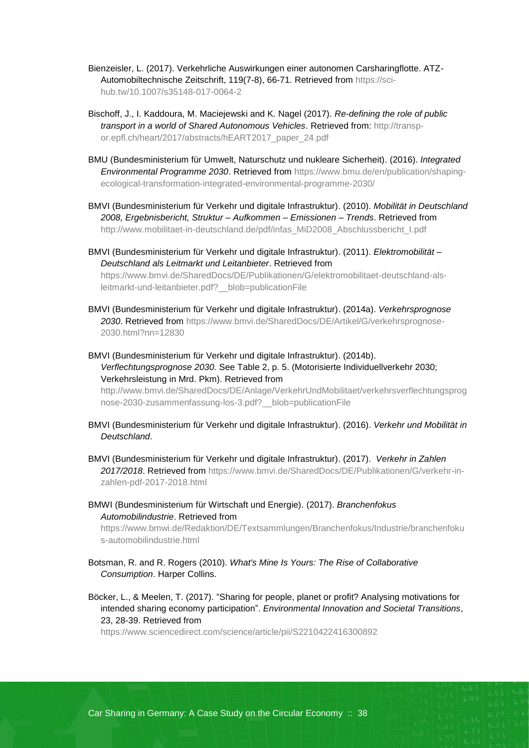Bienzeisler, L. (2017). Verkehrliche Auswirkungen einer autonomen Carsharingflotte. ATZ-Automobiltechnische Zeitschrift, 119(7-8), 66-71. Retrieved from https://sci-hub.tw/10.1007/s35148-017-0064-2

Bischoff, J., I. Kaddoura, M. Maciejewski and K. Nagel (2017). *Re-defining the role of public transport in a world of Shared Autonomous Vehicles*. Retrieved from: http://transp-or.epfl.ch/heart/2017/abstracts/hEART2017_paper_24.pdf

BMU (Bundesministerium für Umwelt, Naturschutz und nukleare Sicherheit). (2016). *Integrated Environmental Programme 2030*. Retrieved from https://www.bmu.de/en/publication/shaping-ecological-transformation-integrated-environmental-programme-2030/

BMVI (Bundesministerium für Verkehr und digitale Infrastruktur). (2010). *Mobilität in Deutschland 2008, Ergebnisbericht, Struktur – Aufkommen – Emissionen – Trends*. Retrieved from http://www.mobilitaet-in-deutschland.de/pdf/infas_MiD2008_Abschlussbericht_I.pdf

BMVI (Bundesministerium für Verkehr und digitale Infrastruktur). (2011). *Elektromobilität – Deutschland als Leitmarkt und Leitanbieter*. Retrieved from https://www.bmvi.de/SharedDocs/DE/Publikationen/G/elektromobilitaet-deutschland-als-leitmarkt-und-leitanbieter.pdf?__blob=publicationFile

BMVI (Bundesministerium für Verkehr und digitale Infrastruktur). (2014a). *Verkehrsprognose 2030*. Retrieved from https://www.bmvi.de/SharedDocs/DE/Artikel/G/verkehrsprognose-2030.html?nn=12830

BMVI (Bundesministerium für Verkehr und digitale Infrastruktur). (2014b). *Verflechtungsprognose 2030.* See Table 2, p. 5. (Motorisierte Individuellverkehr 2030; Verkehrsleistung in Mrd. Pkm). Retrieved from http://www.bmvi.de/SharedDocs/DE/Anlage/VerkehrUndMobilitaet/verkehrsverflechtungsprognose-2030-zusammenfassung-los-3.pdf?__blob=publicationFile

BMVI (Bundesministerium für Verkehr und digitale Infrastruktur). (2016). *Verkehr und Mobilität in Deutschland*.

BMVI (Bundesministerium für Verkehr und digitale Infrastruktur). (2017). *Verkehr in Zahlen 2017/2018*. Retrieved from https://www.bmvi.de/SharedDocs/DE/Publikationen/G/verkehr-in-zahlen-pdf-2017-2018.html

BMWI (Bundesministerium für Wirtschaft und Energie). (2017). *Branchenfokus Automobilindustrie*. Retrieved from https://www.bmwi.de/Redaktion/DE/Textsammlungen/Branchenfokus/Industrie/branchenfokus-automobilindustrie.html

Botsman, R. and R. Rogers (2010). *What's Mine Is Yours: The Rise of Collaborative Consumption*. Harper Collins.

Böcker, L., & Meelen, T. (2017). "Sharing for people, planet or profit? Analysing motivations for intended sharing economy participation". *Environmental Innovation and Societal Transitions*, 23, 28-39. Retrieved from https://www.sciencedirect.com/science/article/pii/S2210422416300892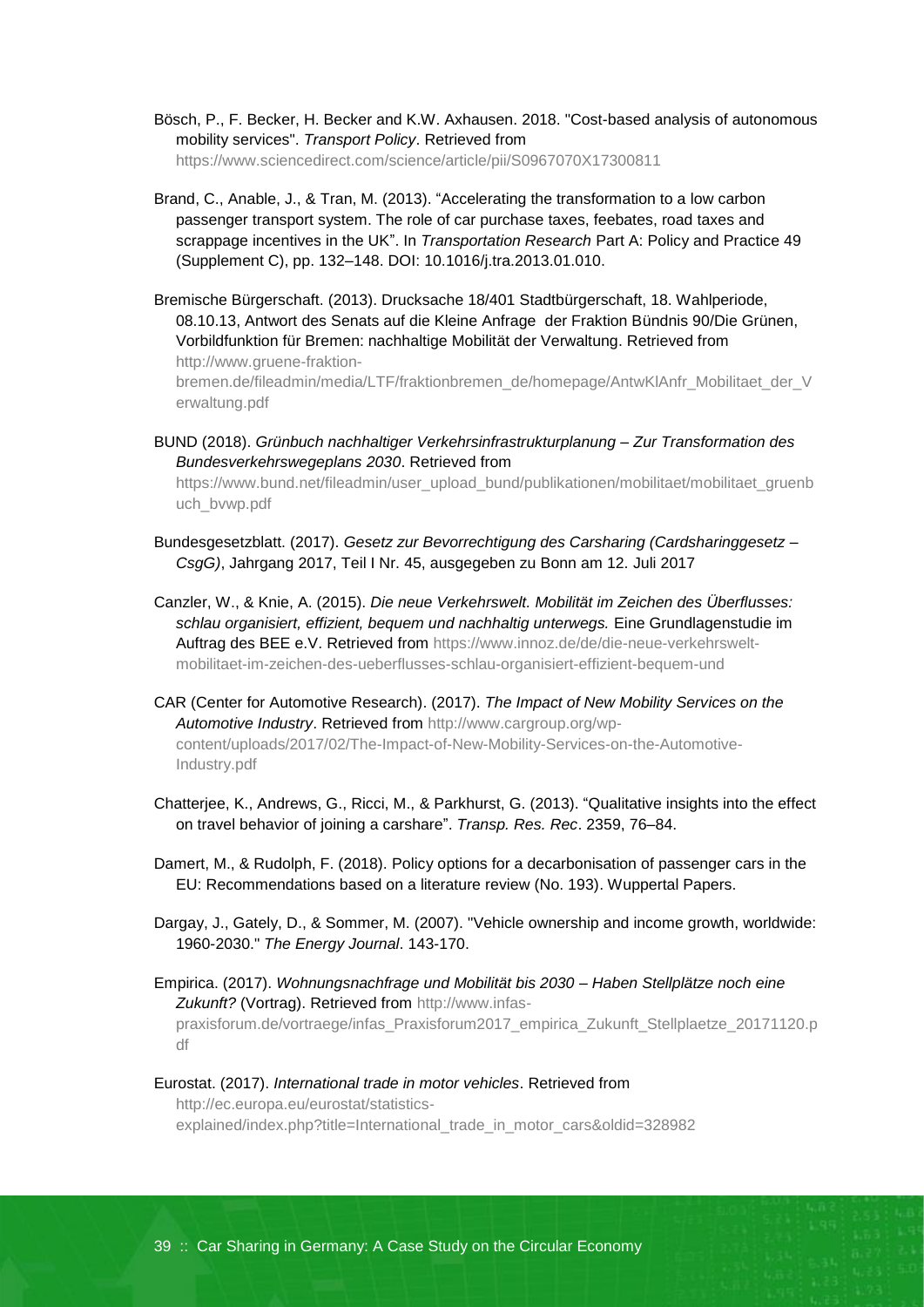Bösch, P., F. Becker, H. Becker and K.W. Axhausen. 2018. "Cost-based analysis of autonomous mobility services". *Transport Policy*. Retrieved from https://www.sciencedirect.com/science/article/pii/S0967070X17300811

Brand, C., Anable, J., & Tran, M. (2013). "Accelerating the transformation to a low carbon passenger transport system. The role of car purchase taxes, feebates, road taxes and scrappage incentives in the UK". In *Transportation Research* Part A: Policy and Practice 49 (Supplement C), pp. 132–148. DOI: 10.1016/j.tra.2013.01.010.

Bremische Bürgerschaft. (2013). Drucksache 18/401 Stadtbürgerschaft, 18. Wahlperiode, 08.10.13, Antwort des Senats auf die Kleine Anfrage der Fraktion Bündnis 90/Die Grünen, Vorbildfunktion für Bremen: nachhaltige Mobilität der Verwaltung. Retrieved from http://www.gruene-fraktion-bremen.de/fileadmin/media/LTF/fraktionbremen_de/homepage/AntwKlAnfr_Mobilitaet_der_Verwaltung.pdf

BUND (2018). *Grünbuch nachhaltiger Verkehrsinfrastrukturplanung – Zur Transformation des Bundesverkehrswegeplans 2030*. Retrieved from https://www.bund.net/fileadmin/user_upload_bund/publikationen/mobilitaet/mobilitaet_gruenbuch_bvwp.pdf

Bundesgesetzblatt. (2017). *Gesetz zur Bevorrechtigung des Carsharing (Cardsharinggesetz – CsgG)*, Jahrgang 2017, Teil I Nr. 45, ausgegeben zu Bonn am 12. Juli 2017

Canzler, W., & Knie, A. (2015). *Die neue Verkehrswelt. Mobilität im Zeichen des Überflusses: schlau organisiert, effizient, bequem und nachhaltig unterwegs.* Eine Grundlagenstudie im Auftrag des BEE e.V. Retrieved from https://www.innoz.de/de/die-neue-verkehrswelt-mobilitaet-im-zeichen-des-ueberflusses-schlau-organisiert-effizient-bequem-und

CAR (Center for Automotive Research). (2017). *The Impact of New Mobility Services on the Automotive Industry*. Retrieved from http://www.cargroup.org/wp-content/uploads/2017/02/The-Impact-of-New-Mobility-Services-on-the-Automotive-Industry.pdf

Chatterjee, K., Andrews, G., Ricci, M., & Parkhurst, G. (2013). "Qualitative insights into the effect on travel behavior of joining a carshare". *Transp. Res. Rec*. 2359, 76–84.

Damert, M., & Rudolph, F. (2018). Policy options for a decarbonisation of passenger cars in the EU: Recommendations based on a literature review (No. 193). Wuppertal Papers.

Dargay, J., Gately, D., & Sommer, M. (2007). "Vehicle ownership and income growth, worldwide: 1960-2030." *The Energy Journal*. 143-170.

Empirica. (2017). *Wohnungsnachfrage und Mobilität bis 2030 – Haben Stellplätze noch eine Zukunft?* (Vortrag). Retrieved from http://www.infas-praxisforum.de/vortraege/infas_Praxisforum2017_empirica_Zukunft_Stellplaetze_20171120.pdf

Eurostat. (2017). *International trade in motor vehicles*. Retrieved from http://ec.europa.eu/eurostat/statistics-explained/index.php?title=International_trade_in_motor_cars&oldid=328982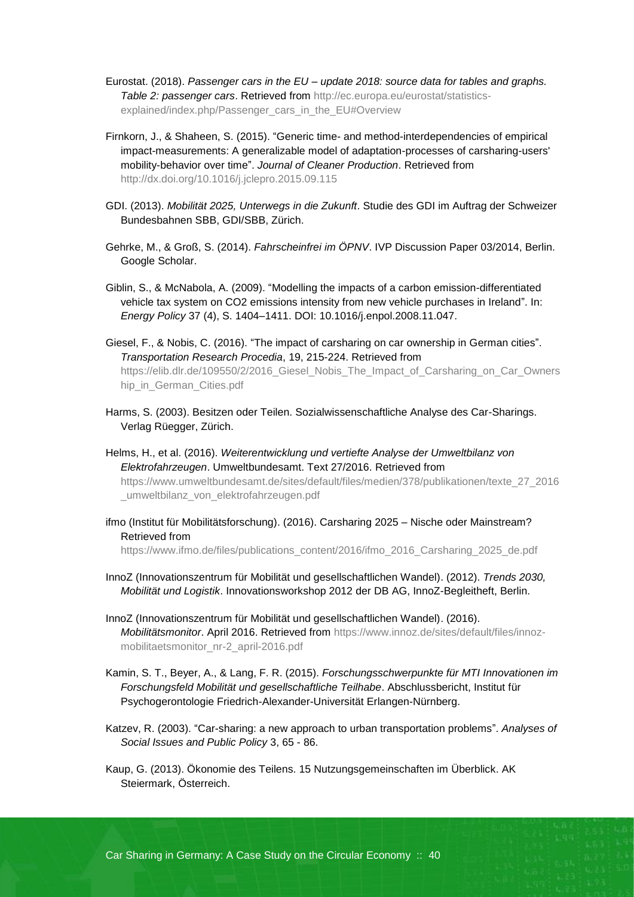Eurostat. (2018). *Passenger cars in the EU – update 2018: source data for tables and graphs. Table 2: passenger cars*. Retrieved from http://ec.europa.eu/eurostat/statistics-explained/index.php/Passenger_cars_in_the_EU#Overview

Firnkorn, J., & Shaheen, S. (2015). “Generic time- and method-interdependencies of empirical impact-measurements: A generalizable model of adaptation-processes of carsharing-users' mobility-behavior over time”. *Journal of Cleaner Production*. Retrieved from http://dx.doi.org/10.1016/j.jclepro.2015.09.115

GDI. (2013). *Mobilität 2025, Unterwegs in die Zukunft*. Studie des GDI im Auftrag der Schweizer Bundesbahnen SBB, GDI/SBB, Zürich.

Gehrke, M., & Groß, S. (2014). *Fahrscheinfrei im ÖPNV*. IVP Discussion Paper 03/2014, Berlin. Google Scholar.

Giblin, S., & McNabola, A. (2009). “Modelling the impacts of a carbon emission-differentiated vehicle tax system on CO2 emissions intensity from new vehicle purchases in Ireland”. In: *Energy Policy* 37 (4), S. 1404–1411. DOI: 10.1016/j.enpol.2008.11.047.

Giesel, F., & Nobis, C. (2016). “The impact of carsharing on car ownership in German cities”. *Transportation Research Procedia*, 19, 215-224. Retrieved from https://elib.dlr.de/109550/2/2016_Giesel_Nobis_The_Impact_of_Carsharing_on_Car_Ownership_in_German_Cities.pdf

Harms, S. (2003). Besitzen oder Teilen. Sozialwissenschaftliche Analyse des Car-Sharings. Verlag Rüegger, Zürich.

Helms, H., et al. (2016). *Weiterentwicklung und vertiefte Analyse der Umweltbilanz von Elektrofahrzeugen*. Umweltbundesamt. Text 27/2016. Retrieved from https://www.umweltbundesamt.de/sites/default/files/medien/378/publikationen/texte_27_2016_umweltbilanz_von_elektrofahrzeugen.pdf

ifmo (Institut für Mobilitätsforschung). (2016). Carsharing 2025 – Nische oder Mainstream? Retrieved from https://www.ifmo.de/files/publications_content/2016/ifmo_2016_Carsharing_2025_de.pdf

InnoZ (Innovationszentrum für Mobilität und gesellschaftlichen Wandel). (2012). *Trends 2030, Mobilität und Logistik*. Innovationsworkshop 2012 der DB AG, InnoZ-Begleitheft, Berlin.

InnoZ (Innovationszentrum für Mobilität und gesellschaftlichen Wandel). (2016). *Mobilitätsmonitor*. April 2016. Retrieved from https://www.innoz.de/sites/default/files/innoz-mobilitaetsmonitor_nr-2_april-2016.pdf

Kamin, S. T., Beyer, A., & Lang, F. R. (2015). *Forschungsschwerpunkte für MTI Innovationen im Forschungsfeld Mobilität und gesellschaftliche Teilhabe*. Abschlussbericht, Institut für Psychogerontologie Friedrich-Alexander-Universität Erlangen-Nürnberg.

Katzev, R. (2003). “Car-sharing: a new approach to urban transportation problems”. *Analyses of Social Issues and Public Policy* 3, 65 - 86.

Kaup, G. (2013). Ökonomie des Teilens. 15 Nutzungsgemeinschaften im Überblick. AK Steiermark, Österreich.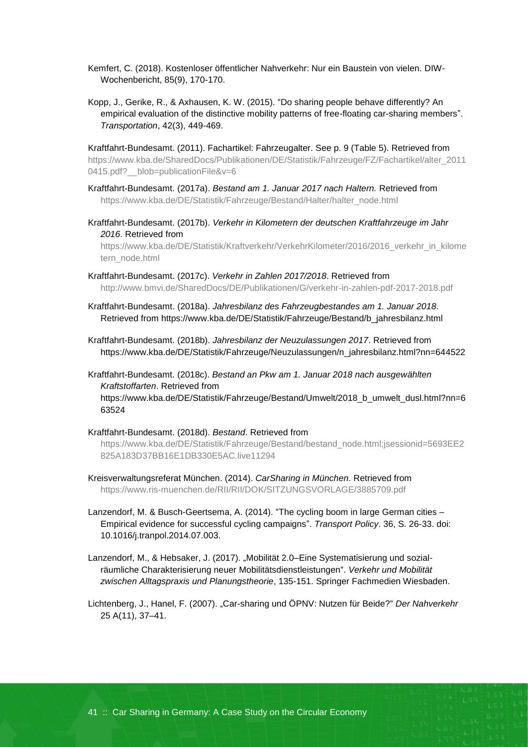Kemfert, C. (2018). Kostenloser öffentlicher Nahverkehr: Nur ein Baustein von vielen. DIW-Wochenbericht, 85(9), 170-170.

Kopp, J., Gerike, R., & Axhausen, K. W. (2015). "Do sharing people behave differently? An empirical evaluation of the distinctive mobility patterns of free-floating car-sharing members". *Transportation*, 42(3), 449-469.

Kraftfahrt-Bundesamt. (2011). Fachartikel: Fahrzeugalter. See p. 9 (Table 5). Retrieved from https://www.kba.de/SharedDocs/Publikationen/DE/Statistik/Fahrzeuge/FZ/Fachartikel/alter_20110415.pdf?__blob=publicationFile&v=6

Kraftfahrt-Bundesamt. (2017a). *Bestand am 1. Januar 2017 nach Haltern.* Retrieved from https://www.kba.de/DE/Statistik/Fahrzeuge/Bestand/Halter/halter_node.html

Kraftfahrt-Bundesamt. (2017b). *Verkehr in Kilometern der deutschen Kraftfahrzeuge im Jahr 2016*. Retrieved from https://www.kba.de/DE/Statistik/Kraftverkehr/VerkehrKilometer/2016/2016_verkehr_in_kilometern_node.html

Kraftfahrt-Bundesamt. (2017c). *Verkehr in Zahlen 2017/2018*. Retrieved from http://www.bmvi.de/SharedDocs/DE/Publikationen/G/verkehr-in-zahlen-pdf-2017-2018.pdf

Kraftfahrt-Bundesamt. (2018a). *Jahresbilanz des Fahrzeugbestandes am 1. Januar 2018*. Retrieved from https://www.kba.de/DE/Statistik/Fahrzeuge/Bestand/b_jahresbilanz.html

Kraftfahrt-Bundesamt. (2018b). *Jahresbilanz der Neuzulassungen 2017*. Retrieved from https://www.kba.de/DE/Statistik/Fahrzeuge/Neuzulassungen/n_jahresbilanz.html?nn=644522

Kraftfahrt-Bundesamt. (2018c). *Bestand an Pkw am 1. Januar 2018 nach ausgewählten Kraftstoffarten*. Retrieved from https://www.kba.de/DE/Statistik/Fahrzeuge/Bestand/Umwelt/2018_b_umwelt_dusl.html?nn=663524

Kraftfahrt-Bundesamt. (2018d). *Bestand*. Retrieved from https://www.kba.de/DE/Statistik/Fahrzeuge/Bestand/bestand_node.html;jsessionid=5693EE2825A183D37BB16E1DB330E5AC.live11294

Kreisverwaltungsreferat München. (2014). *CarSharing in München*. Retrieved from https://www.ris-muenchen.de/RII/RII/DOK/SITZUNGSVORLAGE/3885709.pdf

Lanzendorf, M. & Busch-Geertsema, A. (2014). "The cycling boom in large German cities – Empirical evidence for successful cycling campaigns". *Transport Policy*. 36, S. 26-33. doi: 10.1016/j.tranpol.2014.07.003.

Lanzendorf, M., & Hebsaker, J. (2017). „Mobilität 2.0–Eine Systematisierung und sozial-räumliche Charakterisierung neuer Mobilitätsdienstleistungen". *Verkehr und Mobilität zwischen Alltagspraxis und Planungstheorie*, 135-151. Springer Fachmedien Wiesbaden.

Lichtenberg, J., Hanel, F. (2007). „Car-sharing und ÖPNV: Nutzen für Beide?" *Der Nahverkehr* 25 A(11), 37–41.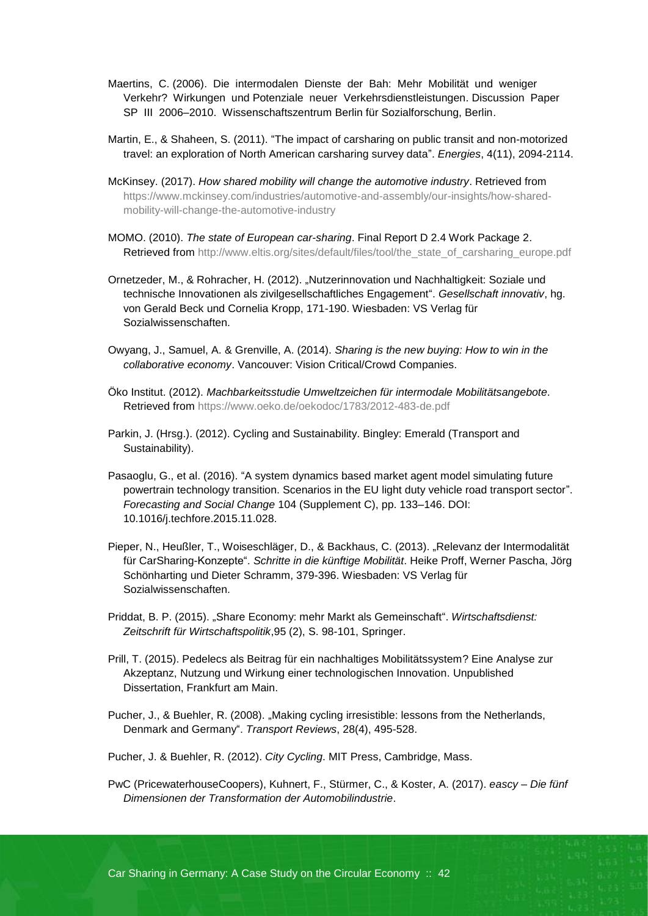Maertins, C. (2006). Die intermodalen Dienste der Bah: Mehr Mobilität und weniger Verkehr? Wirkungen und Potenziale neuer Verkehrsdienstleistungen. Discussion Paper SP III 2006–2010. Wissenschaftszentrum Berlin für Sozialforschung, Berlin.

Martin, E., & Shaheen, S. (2011). "The impact of carsharing on public transit and non-motorized travel: an exploration of North American carsharing survey data". *Energies*, 4(11), 2094-2114.

McKinsey. (2017). *How shared mobility will change the automotive industry*. Retrieved from https://www.mckinsey.com/industries/automotive-and-assembly/our-insights/how-shared-mobility-will-change-the-automotive-industry

MOMO. (2010). *The state of European car-sharing*. Final Report D 2.4 Work Package 2. Retrieved from http://www.eltis.org/sites/default/files/tool/the_state_of_carsharing_europe.pdf

Ornetzeder, M., & Rohracher, H. (2012). „Nutzerinnovation und Nachhaltigkeit: Soziale und technische Innovationen als zivilgesellschaftliches Engagement". *Gesellschaft innovativ*, hg. von Gerald Beck und Cornelia Kropp, 171-190. Wiesbaden: VS Verlag für Sozialwissenschaften.

Owyang, J., Samuel, A. & Grenville, A. (2014). *Sharing is the new buying: How to win in the collaborative economy*. Vancouver: Vision Critical/Crowd Companies.

Öko Institut. (2012). *Machbarkeitsstudie Umweltzeichen für intermodale Mobilitätsangebote*. Retrieved from https://www.oeko.de/oekodoc/1783/2012-483-de.pdf

Parkin, J. (Hrsg.). (2012). Cycling and Sustainability. Bingley: Emerald (Transport and Sustainability).

Pasaoglu, G., et al. (2016). "A system dynamics based market agent model simulating future powertrain technology transition. Scenarios in the EU light duty vehicle road transport sector". *Forecasting and Social Change* 104 (Supplement C), pp. 133–146. DOI: 10.1016/j.techfore.2015.11.028.

Pieper, N., Heußler, T., Woiseschläger, D., & Backhaus, C. (2013). „Relevanz der Intermodalität für CarSharing-Konzepte". *Schritte in die künftige Mobilität*. Heike Proff, Werner Pascha, Jörg Schönharting und Dieter Schramm, 379-396. Wiesbaden: VS Verlag für Sozialwissenschaften.

Priddat, B. P. (2015). „Share Economy: mehr Markt als Gemeinschaft". *Wirtschaftsdienst: Zeitschrift für Wirtschaftspolitik*,95 (2), S. 98-101, Springer.

Prill, T. (2015). Pedelecs als Beitrag für ein nachhaltiges Mobilitätssystem? Eine Analyse zur Akzeptanz, Nutzung und Wirkung einer technologischen Innovation. Unpublished Dissertation, Frankfurt am Main.

Pucher, J., & Buehler, R. (2008). „Making cycling irresistible: lessons from the Netherlands, Denmark and Germany". *Transport Reviews*, 28(4), 495-528.

Pucher, J. & Buehler, R. (2012). *City Cycling*. MIT Press, Cambridge, Mass.

PwC (PricewaterhouseCoopers), Kuhnert, F., Stürmer, C., & Koster, A. (2017). *eascy – Die fünf Dimensionen der Transformation der Automobilindustrie*.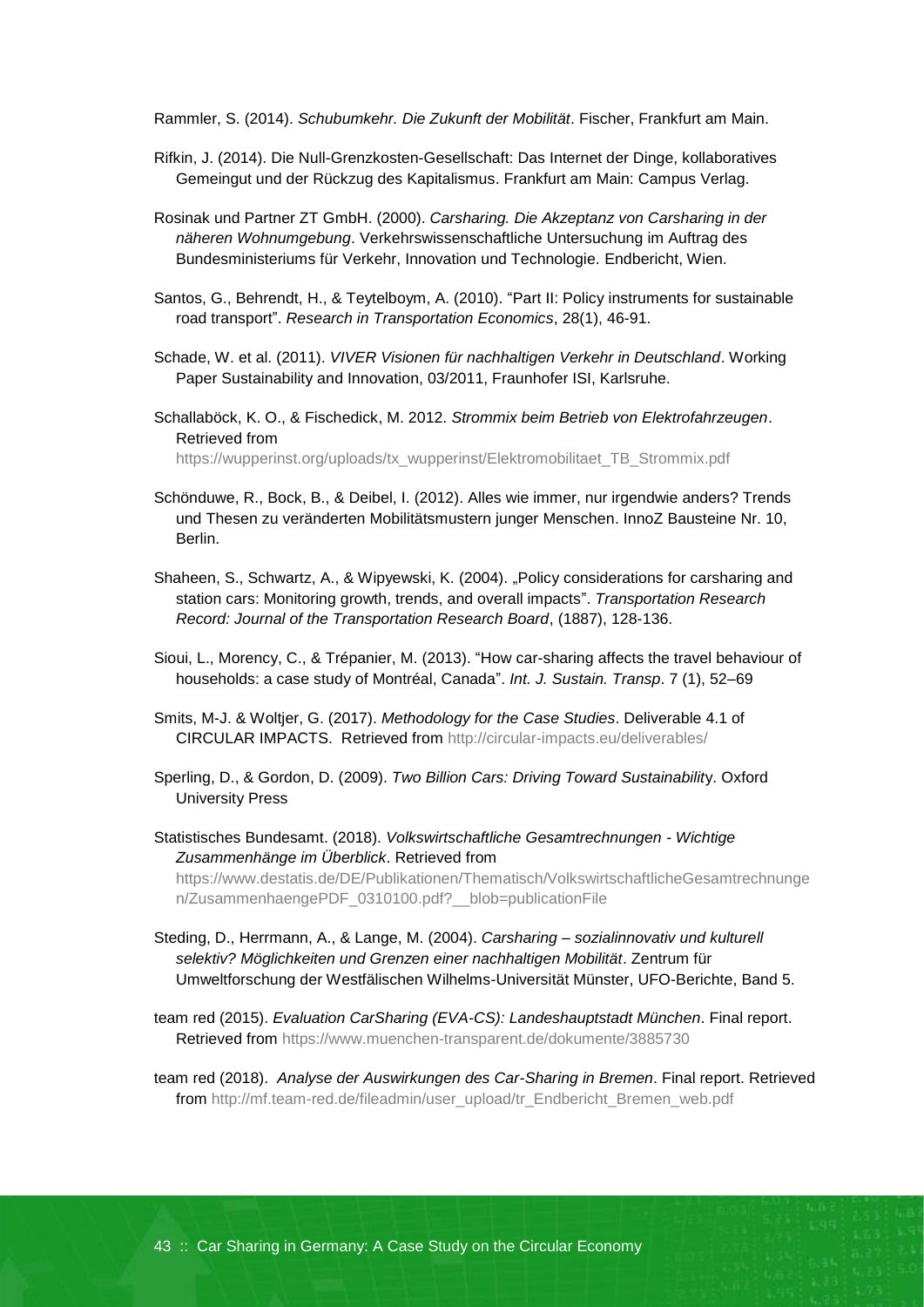Rammler, S. (2014). *Schubumkehr. Die Zukunft der Mobilität*. Fischer, Frankfurt am Main.

Rifkin, J. (2014). Die Null-Grenzkosten-Gesellschaft: Das Internet der Dinge, kollaboratives Gemeingut und der Rückzug des Kapitalismus. Frankfurt am Main: Campus Verlag.

Rosinak und Partner ZT GmbH. (2000). *Carsharing. Die Akzeptanz von Carsharing in der näheren Wohnumgebung*. Verkehrswissenschaftliche Untersuchung im Auftrag des Bundesministeriums für Verkehr, Innovation und Technologie. Endbericht, Wien.

Santos, G., Behrendt, H., & Teytelboym, A. (2010). "Part II: Policy instruments for sustainable road transport". *Research in Transportation Economics*, 28(1), 46-91.

Schade, W. et al. (2011). *VIVER Visionen für nachhaltigen Verkehr in Deutschland*. Working Paper Sustainability and Innovation, 03/2011, Fraunhofer ISI, Karlsruhe.

Schallaböck, K. O., & Fischedick, M. 2012. *Strommix beim Betrieb von Elektrofahrzeugen*. Retrieved from https://wupperinst.org/uploads/tx_wupperinst/Elektromobilitaet_TB_Strommix.pdf

Schönduwe, R., Bock, B., & Deibel, I. (2012). Alles wie immer, nur irgendwie anders? Trends und Thesen zu veränderten Mobilitätsmustern junger Menschen. InnoZ Bausteine Nr. 10, Berlin.

Shaheen, S., Schwartz, A., & Wipyewski, K. (2004). „Policy considerations for carsharing and station cars: Monitoring growth, trends, and overall impacts". *Transportation Research Record: Journal of the Transportation Research Board*, (1887), 128-136.

Sioui, L., Morency, C., & Trépanier, M. (2013). "How car-sharing affects the travel behaviour of households: a case study of Montréal, Canada". *Int. J. Sustain. Transp*. 7 (1), 52–69

Smits, M-J. & Woltjer, G. (2017). *Methodology for the Case Studies*. Deliverable 4.1 of CIRCULAR IMPACTS. Retrieved from http://circular-impacts.eu/deliverables/

Sperling, D., & Gordon, D. (2009). *Two Billion Cars: Driving Toward Sustainability*. Oxford University Press

Statistisches Bundesamt. (2018). *Volkswirtschaftliche Gesamtrechnungen - Wichtige Zusammenhänge im Überblick*. Retrieved from https://www.destatis.de/DE/Publikationen/Thematisch/VolkswirtschaftlicheGesamtrechnungen/ZusammenhaengePDF_0310100.pdf?__blob=publicationFile

Steding, D., Herrmann, A., & Lange, M. (2004). *Carsharing – sozialinnovativ und kulturell selektiv? Möglichkeiten und Grenzen einer nachhaltigen Mobilität*. Zentrum für Umweltforschung der Westfälischen Wilhelms-Universität Münster, UFO-Berichte, Band 5.

team red (2015). *Evaluation CarSharing (EVA-CS): Landeshauptstadt München*. Final report. Retrieved from https://www.muenchen-transparent.de/dokumente/3885730

team red (2018). *Analyse der Auswirkungen des Car-Sharing in Bremen*. Final report. Retrieved from http://mf.team-red.de/fileadmin/user_upload/tr_Endbericht_Bremen_web.pdf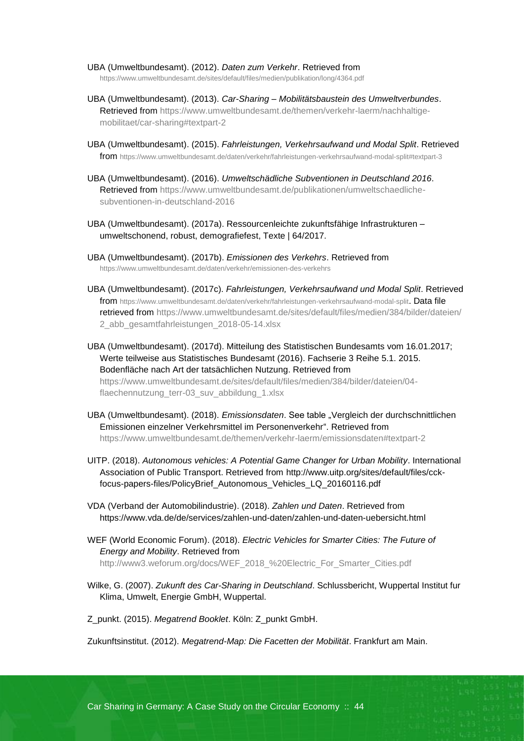UBA (Umweltbundesamt). (2012). *Daten zum Verkehr*. Retrieved from https://www.umweltbundesamt.de/sites/default/files/medien/publikation/long/4364.pdf

UBA (Umweltbundesamt). (2013). *Car-Sharing – Mobilitätsbaustein des Umweltverbundes*. Retrieved from https://www.umweltbundesamt.de/themen/verkehr-laerm/nachhaltige-mobilitaet/car-sharing#textpart-2

UBA (Umweltbundesamt). (2015). *Fahrleistungen, Verkehrsaufwand und Modal Split*. Retrieved from https://www.umweltbundesamt.de/daten/verkehr/fahrleistungen-verkehrsaufwand-modal-split#textpart-3

UBA (Umweltbundesamt). (2016). *Umweltschädliche Subventionen in Deutschland 2016*. Retrieved from https://www.umweltbundesamt.de/publikationen/umweltschaedliche-subventionen-in-deutschland-2016

UBA (Umweltbundesamt). (2017a). Ressourcenleichte zukunftsfähige Infrastrukturen – umweltschonend, robust, demografiefest, Texte | 64/2017.

UBA (Umweltbundesamt). (2017b). *Emissionen des Verkehrs*. Retrieved from https://www.umweltbundesamt.de/daten/verkehr/emissionen-des-verkehrs

UBA (Umweltbundesamt). (2017c). *Fahrleistungen, Verkehrsaufwand und Modal Split*. Retrieved from https://www.umweltbundesamt.de/daten/verkehr/fahrleistungen-verkehrsaufwand-modal-split. Data file retrieved from https://www.umweltbundesamt.de/sites/default/files/medien/384/bilder/dateien/2_abb_gesamtfahrleistungen_2018-05-14.xlsx

UBA (Umweltbundesamt). (2017d). Mitteilung des Statistischen Bundesamts vom 16.01.2017; Werte teilweise aus Statistisches Bundesamt (2016). Fachserie 3 Reihe 5.1. 2015. Bodenfläche nach Art der tatsächlichen Nutzung. Retrieved from https://www.umweltbundesamt.de/sites/default/files/medien/384/bilder/dateien/04-flaechennutzung_terr-03_suv_abbildung_1.xlsx

UBA (Umweltbundesamt). (2018). *Emissionsdaten*. See table „Vergleich der durchschnittlichen Emissionen einzelner Verkehrsmittel im Personenverkehr". Retrieved from https://www.umweltbundesamt.de/themen/verkehr-laerm/emissionsdaten#textpart-2

UITP. (2018). *Autonomous vehicles: A Potential Game Changer for Urban Mobility*. International Association of Public Transport. Retrieved from http://www.uitp.org/sites/default/files/cck-focus-papers-files/PolicyBrief_Autonomous_Vehicles_LQ_20160116.pdf

VDA (Verband der Automobilindustrie). (2018). *Zahlen und Daten*. Retrieved from https://www.vda.de/de/services/zahlen-und-daten/zahlen-und-daten-uebersicht.html

WEF (World Economic Forum). (2018). *Electric Vehicles for Smarter Cities: The Future of Energy and Mobility*. Retrieved from http://www3.weforum.org/docs/WEF_2018_%20Electric_For_Smarter_Cities.pdf

Wilke, G. (2007). *Zukunft des Car-Sharing in Deutschland*. Schlussbericht, Wuppertal Institut fur Klima, Umwelt, Energie GmbH, Wuppertal.

Z_punkt. (2015). *Megatrend Booklet*. Köln: Z_punkt GmbH.

Zukunftsinstitut. (2012). *Megatrend-Map: Die Facetten der Mobilität*. Frankfurt am Main.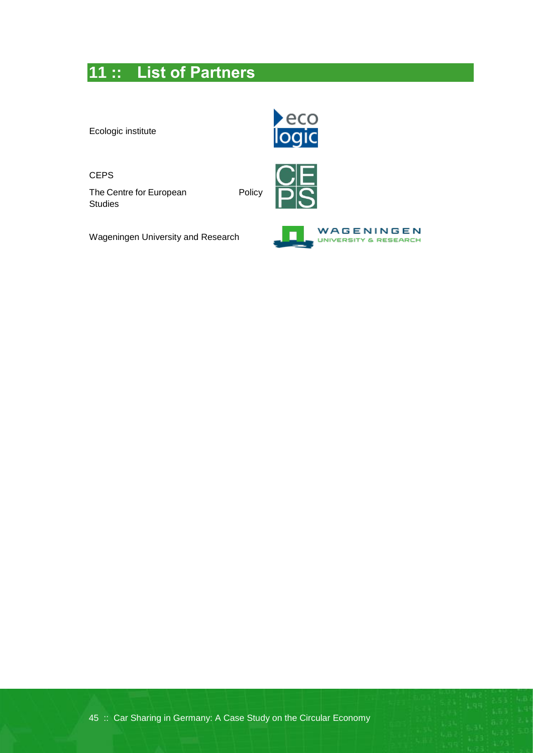# 11 :: List of Partners

Ecologic institute

CEPS

The Centre for European Policy Studies

Wageningen University and Research